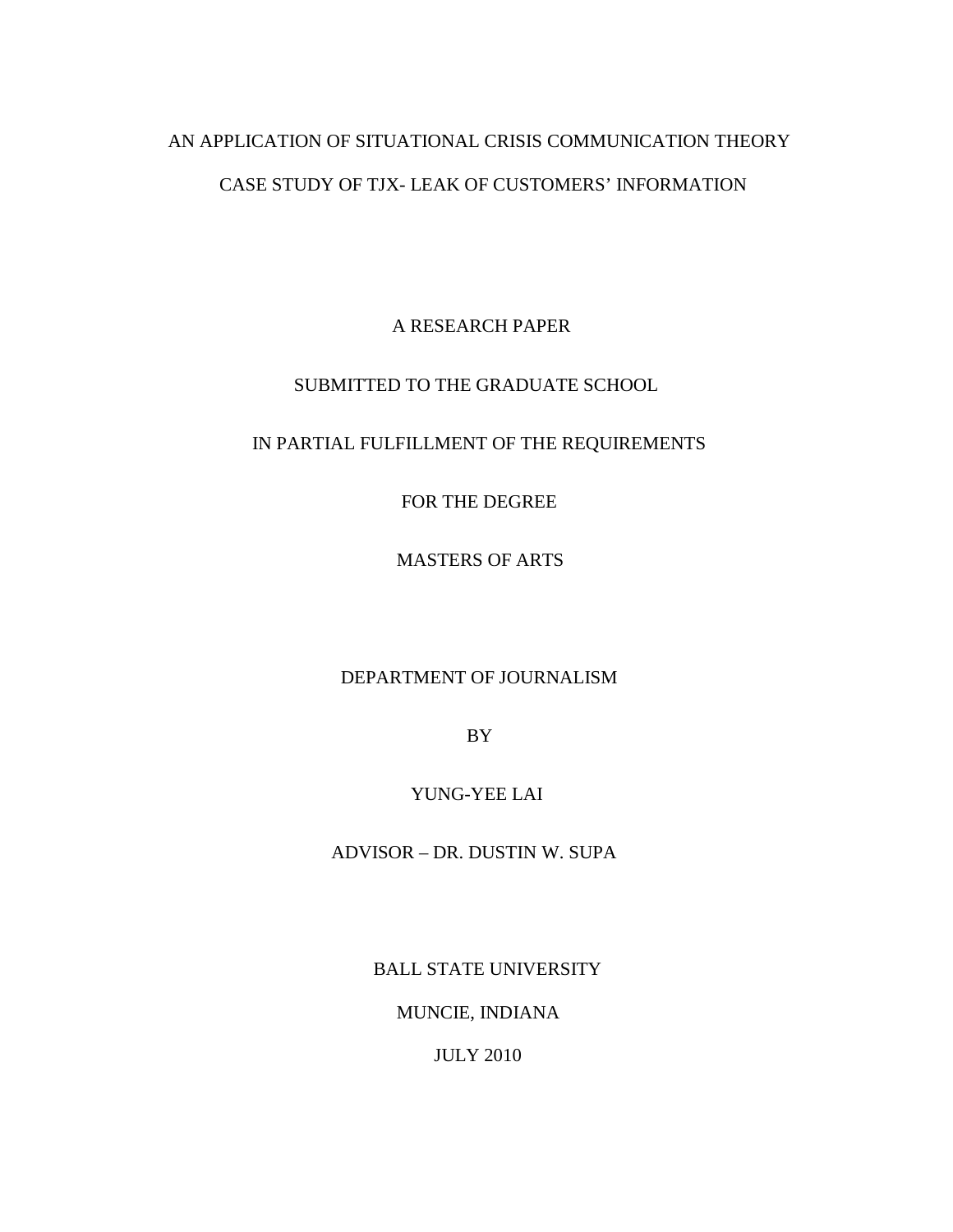# AN APPLICATION OF SITUATIONAL CRISIS COMMUNICATION THEORY

# CASE STUDY OF TJX- LEAK OF CUSTOMERS' INFORMATION

A RESEARCH PAPER

SUBMITTED TO THE GRADUATE SCHOOL

IN PARTIAL FULFILLMENT OF THE REQUIREMENTS

FOR THE DEGREE

MASTERS OF ARTS

DEPARTMENT OF JOURNALISM

BY

YUNG-YEE LAI

ADVISOR – DR. DUSTIN W. SUPA

BALL STATE UNIVERSITY

MUNCIE, INDIANA

JULY 2010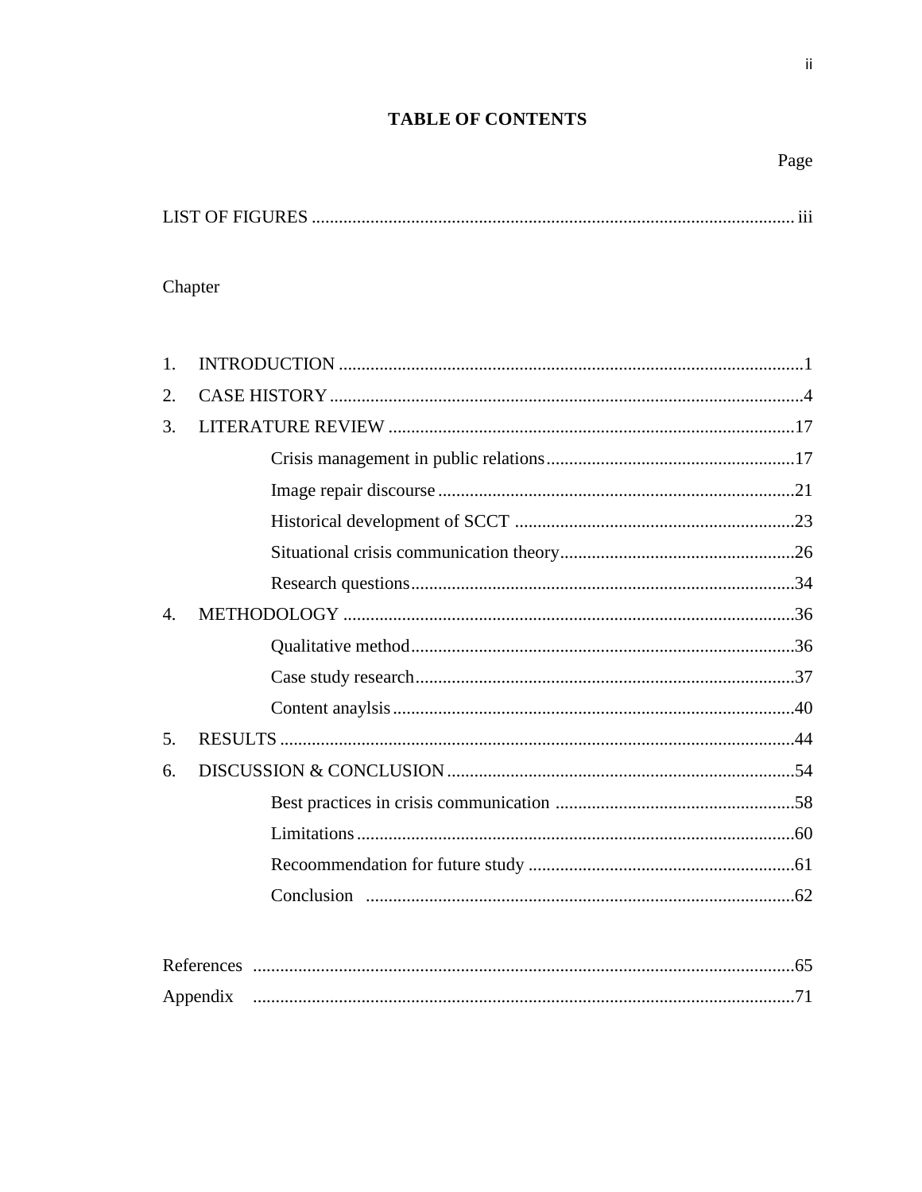# TABLE OF CONTENTS

Page

LIST OF FIGURES .......................................................................................................... iii

Chapter

1. INTRODUCTION ......................................................................................................1
2. CASE HISTORY ........................................................................................................4
3. LITERATURE REVIEW ..........................................................................................17
   - Crisis management in public relations.......................................................17
   - Image repair discourse ..............................................................................21
   - Historical development of SCCT ..............................................................23
   - Situational crisis communication theory....................................................26
   - Research questions.....................................................................................34
4. METHODOLOGY ...................................................................................................36
   - Qualitative method....................................................................................36
   - Case study research...................................................................................37
   - Content anaylsis........................................................................................40
5. RESULTS .................................................................................................................44
6. DISCUSSION & CONCLUSION ............................................................................54
   - Best practices in crisis communication .....................................................58
   - Limitations................................................................................................60
   - Recoommendation for future study ...........................................................61
   - Conclusion ...............................................................................................62

References .......................................................................................................................65

Appendix .......................................................................................................................71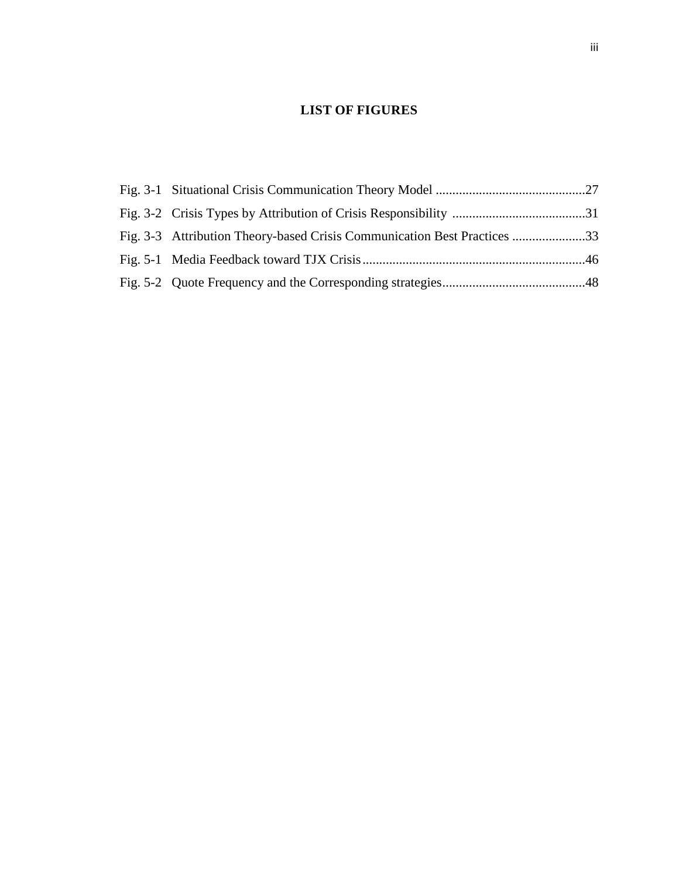# LIST OF FIGURES

Fig. 3-1 Situational Crisis Communication Theory Model ............................................27

Fig. 3-2 Crisis Types by Attribution of Crisis Responsibility ........................................31

Fig. 3-3 Attribution Theory-based Crisis Communication Best Practices ......................33

Fig. 5-1 Media Feedback toward TJX Crisis..................................................................46

Fig. 5-2 Quote Frequency and the Corresponding strategies..........................................48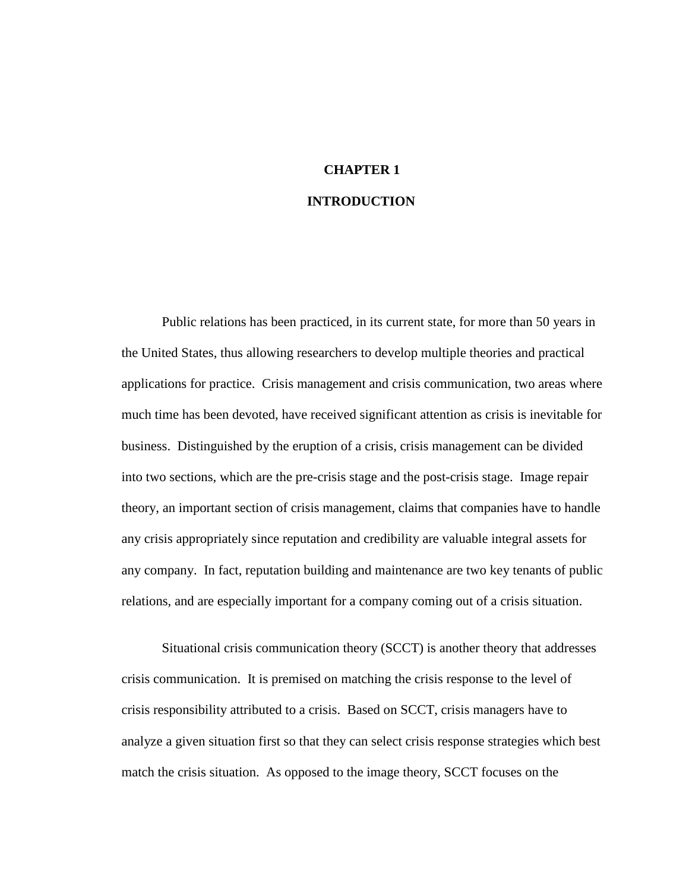# CHAPTER 1

# INTRODUCTION

Public relations has been practiced, in its current state, for more than 50 years in the United States, thus allowing researchers to develop multiple theories and practical applications for practice. Crisis management and crisis communication, two areas where much time has been devoted, have received significant attention as crisis is inevitable for business. Distinguished by the eruption of a crisis, crisis management can be divided into two sections, which are the pre-crisis stage and the post-crisis stage. Image repair theory, an important section of crisis management, claims that companies have to handle any crisis appropriately since reputation and credibility are valuable integral assets for any company. In fact, reputation building and maintenance are two key tenants of public relations, and are especially important for a company coming out of a crisis situation.

Situational crisis communication theory (SCCT) is another theory that addresses crisis communication. It is premised on matching the crisis response to the level of crisis responsibility attributed to a crisis. Based on SCCT, crisis managers have to analyze a given situation first so that they can select crisis response strategies which best match the crisis situation. As opposed to the image theory, SCCT focuses on the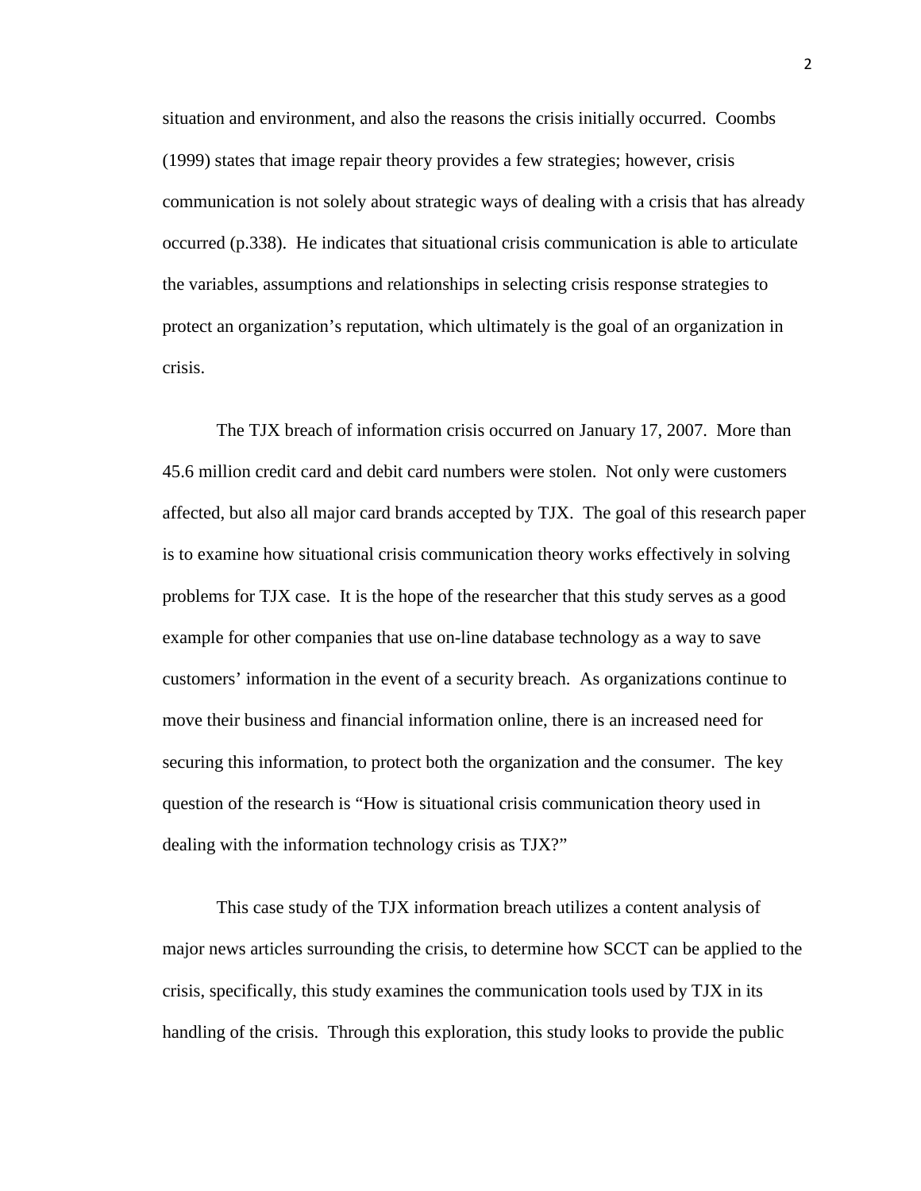situation and environment, and also the reasons the crisis initially occurred. Coombs (1999) states that image repair theory provides a few strategies; however, crisis communication is not solely about strategic ways of dealing with a crisis that has already occurred (p.338). He indicates that situational crisis communication is able to articulate the variables, assumptions and relationships in selecting crisis response strategies to protect an organization's reputation, which ultimately is the goal of an organization in crisis.

The TJX breach of information crisis occurred on January 17, 2007. More than 45.6 million credit card and debit card numbers were stolen. Not only were customers affected, but also all major card brands accepted by TJX. The goal of this research paper is to examine how situational crisis communication theory works effectively in solving problems for TJX case. It is the hope of the researcher that this study serves as a good example for other companies that use on-line database technology as a way to save customers' information in the event of a security breach. As organizations continue to move their business and financial information online, there is an increased need for securing this information, to protect both the organization and the consumer. The key question of the research is "How is situational crisis communication theory used in dealing with the information technology crisis as TJX?"

This case study of the TJX information breach utilizes a content analysis of major news articles surrounding the crisis, to determine how SCCT can be applied to the crisis, specifically, this study examines the communication tools used by TJX in its handling of the crisis. Through this exploration, this study looks to provide the public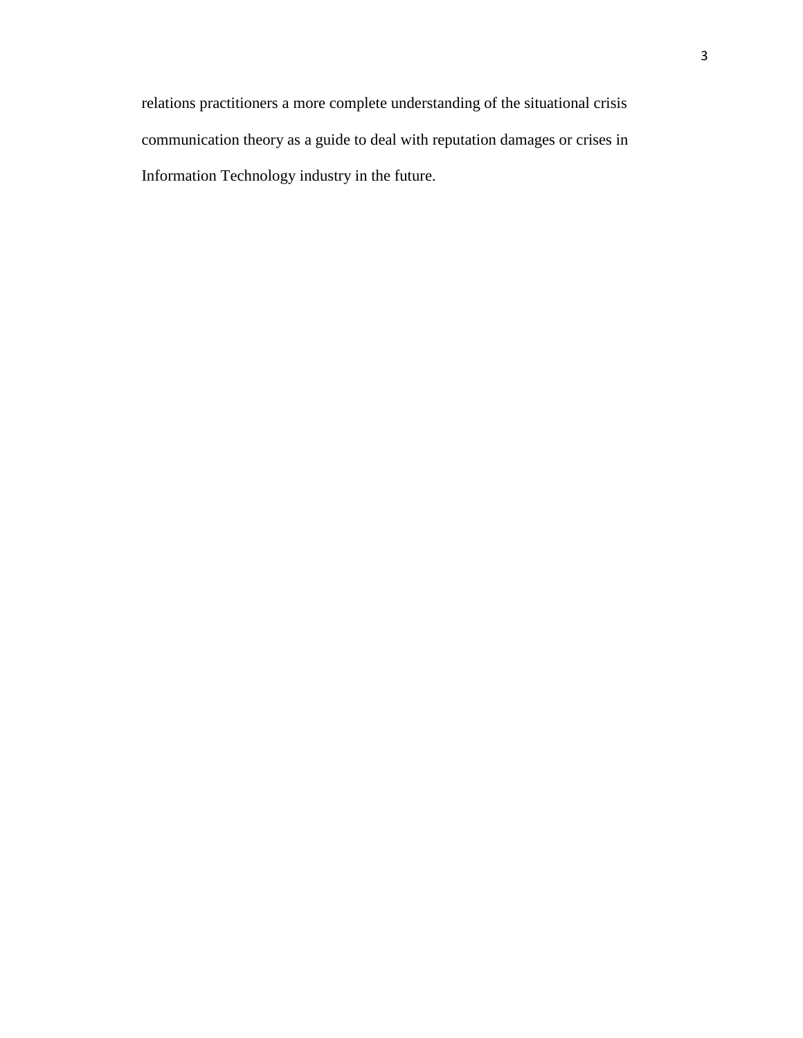relations practitioners a more complete understanding of the situational crisis communication theory as a guide to deal with reputation damages or crises in Information Technology industry in the future.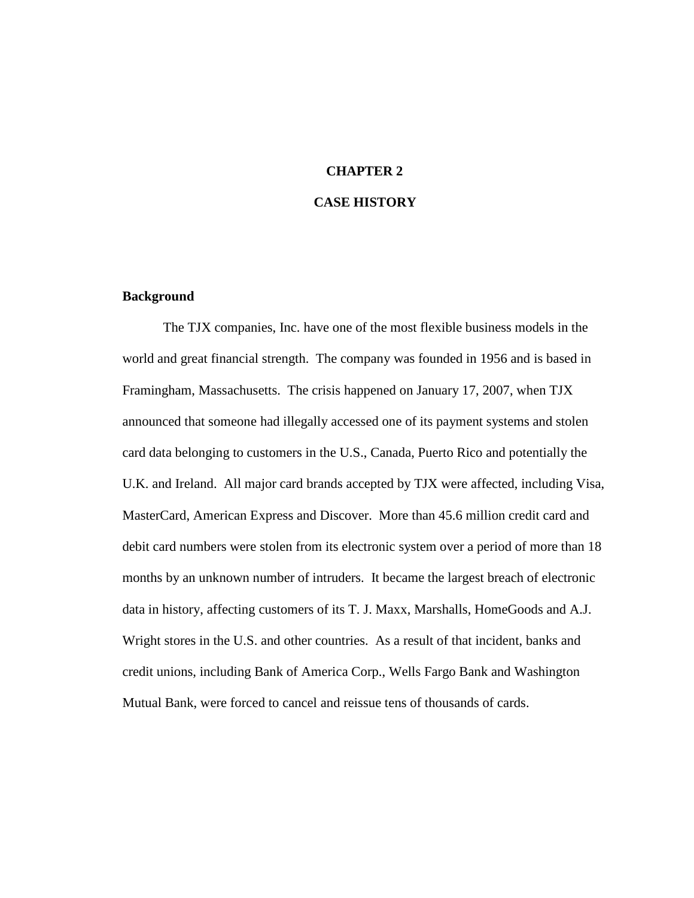# CHAPTER 2

# CASE HISTORY

## Background

The TJX companies, Inc. have one of the most flexible business models in the world and great financial strength. The company was founded in 1956 and is based in Framingham, Massachusetts. The crisis happened on January 17, 2007, when TJX announced that someone had illegally accessed one of its payment systems and stolen card data belonging to customers in the U.S., Canada, Puerto Rico and potentially the U.K. and Ireland. All major card brands accepted by TJX were affected, including Visa, MasterCard, American Express and Discover. More than 45.6 million credit card and debit card numbers were stolen from its electronic system over a period of more than 18 months by an unknown number of intruders. It became the largest breach of electronic data in history, affecting customers of its T. J. Maxx, Marshalls, HomeGoods and A.J. Wright stores in the U.S. and other countries. As a result of that incident, banks and credit unions, including Bank of America Corp., Wells Fargo Bank and Washington Mutual Bank, were forced to cancel and reissue tens of thousands of cards.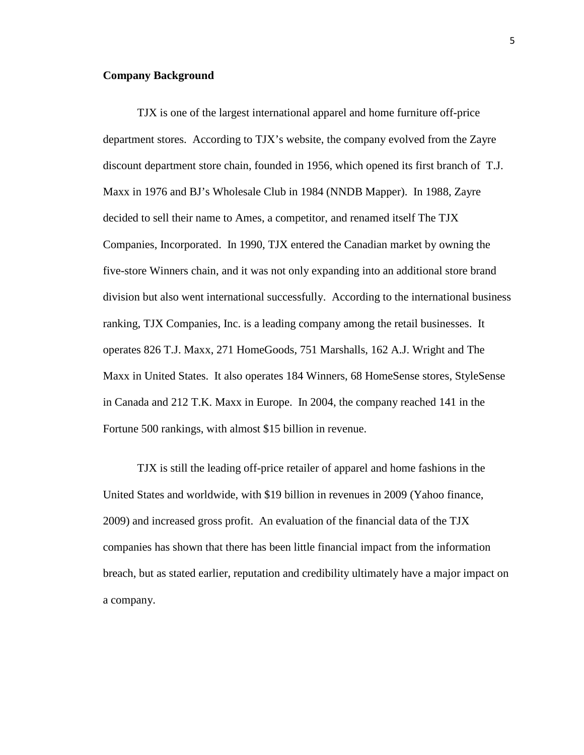**Company Background**

TJX is one of the largest international apparel and home furniture off-price department stores. According to TJX's website, the company evolved from the Zayre discount department store chain, founded in 1956, which opened its first branch of T.J. Maxx in 1976 and BJ's Wholesale Club in 1984 (NNDB Mapper). In 1988, Zayre decided to sell their name to Ames, a competitor, and renamed itself The TJX Companies, Incorporated. In 1990, TJX entered the Canadian market by owning the five-store Winners chain, and it was not only expanding into an additional store brand division but also went international successfully. According to the international business ranking, TJX Companies, Inc. is a leading company among the retail businesses. It operates 826 T.J. Maxx, 271 HomeGoods, 751 Marshalls, 162 A.J. Wright and The Maxx in United States. It also operates 184 Winners, 68 HomeSense stores, StyleSense in Canada and 212 T.K. Maxx in Europe. In 2004, the company reached 141 in the Fortune 500 rankings, with almost $15 billion in revenue.

TJX is still the leading off-price retailer of apparel and home fashions in the United States and worldwide, with $19 billion in revenues in 2009 (Yahoo finance, 2009) and increased gross profit. An evaluation of the financial data of the TJX companies has shown that there has been little financial impact from the information breach, but as stated earlier, reputation and credibility ultimately have a major impact on a company.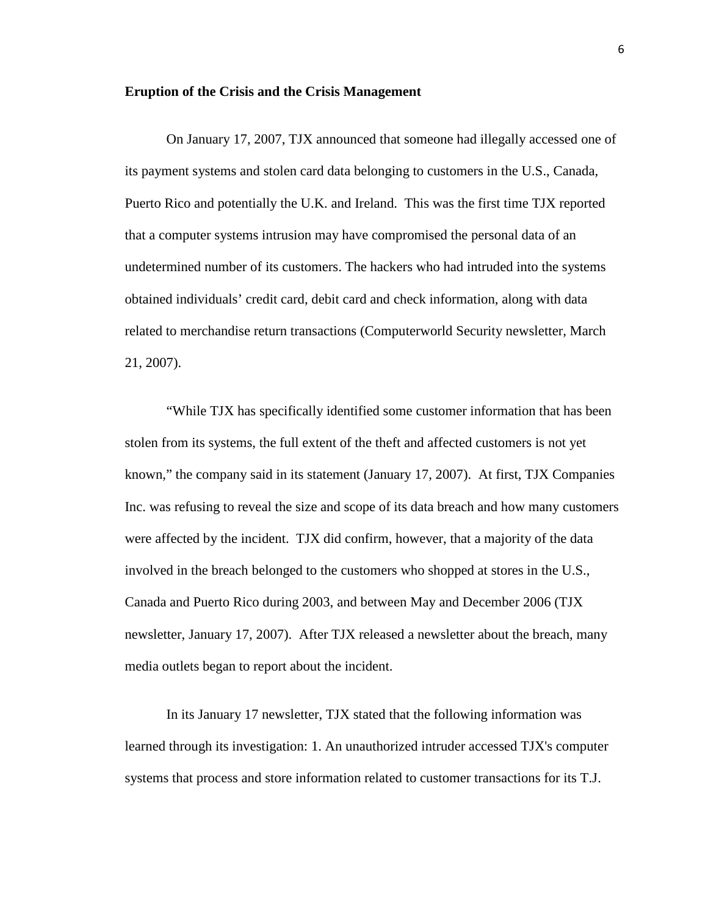**Eruption of the Crisis and the Crisis Management**

On January 17, 2007, TJX announced that someone had illegally accessed one of its payment systems and stolen card data belonging to customers in the U.S., Canada, Puerto Rico and potentially the U.K. and Ireland. This was the first time TJX reported that a computer systems intrusion may have compromised the personal data of an undetermined number of its customers. The hackers who had intruded into the systems obtained individuals' credit card, debit card and check information, along with data related to merchandise return transactions (Computerworld Security newsletter, March 21, 2007).

"While TJX has specifically identified some customer information that has been stolen from its systems, the full extent of the theft and affected customers is not yet known," the company said in its statement (January 17, 2007). At first, TJX Companies Inc. was refusing to reveal the size and scope of its data breach and how many customers were affected by the incident. TJX did confirm, however, that a majority of the data involved in the breach belonged to the customers who shopped at stores in the U.S., Canada and Puerto Rico during 2003, and between May and December 2006 (TJX newsletter, January 17, 2007). After TJX released a newsletter about the breach, many media outlets began to report about the incident.

In its January 17 newsletter, TJX stated that the following information was learned through its investigation: 1. An unauthorized intruder accessed TJX's computer systems that process and store information related to customer transactions for its T.J.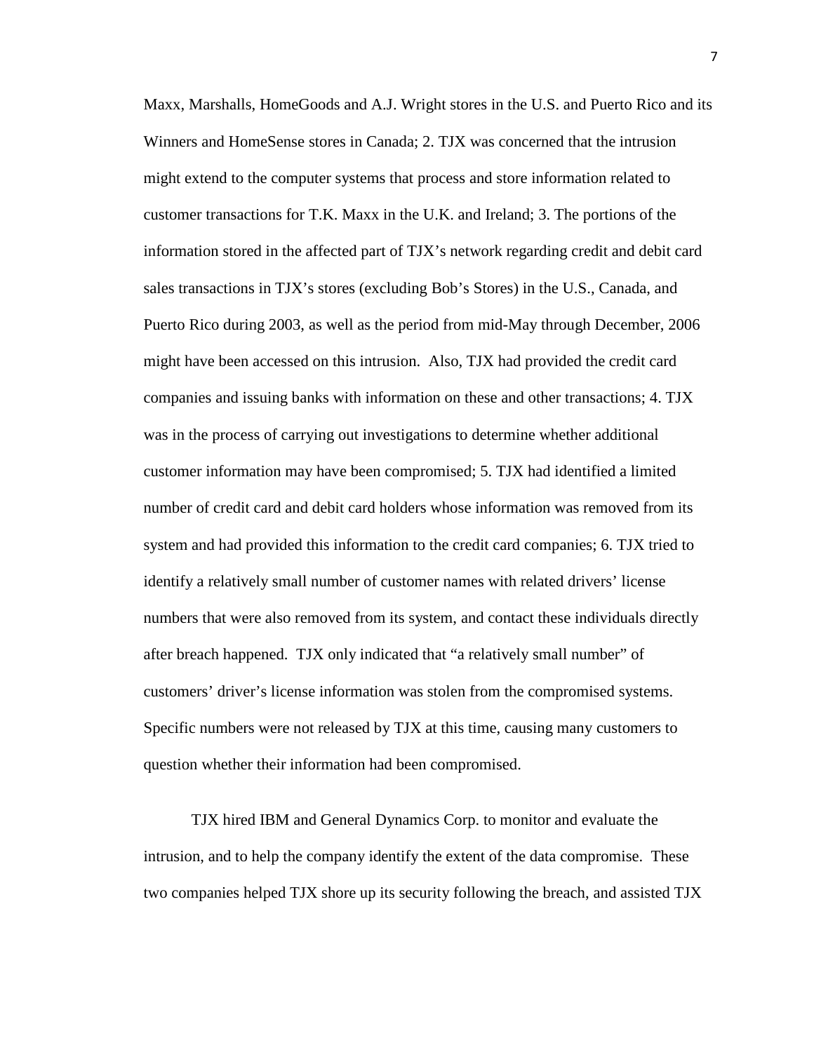Maxx, Marshalls, HomeGoods and A.J. Wright stores in the U.S. and Puerto Rico and its Winners and HomeSense stores in Canada; 2. TJX was concerned that the intrusion might extend to the computer systems that process and store information related to customer transactions for T.K. Maxx in the U.K. and Ireland; 3. The portions of the information stored in the affected part of TJX's network regarding credit and debit card sales transactions in TJX's stores (excluding Bob's Stores) in the U.S., Canada, and Puerto Rico during 2003, as well as the period from mid-May through December, 2006 might have been accessed on this intrusion. Also, TJX had provided the credit card companies and issuing banks with information on these and other transactions; 4. TJX was in the process of carrying out investigations to determine whether additional customer information may have been compromised; 5. TJX had identified a limited number of credit card and debit card holders whose information was removed from its system and had provided this information to the credit card companies; 6. TJX tried to identify a relatively small number of customer names with related drivers' license numbers that were also removed from its system, and contact these individuals directly after breach happened. TJX only indicated that "a relatively small number" of customers' driver's license information was stolen from the compromised systems. Specific numbers were not released by TJX at this time, causing many customers to question whether their information had been compromised.

TJX hired IBM and General Dynamics Corp. to monitor and evaluate the intrusion, and to help the company identify the extent of the data compromise. These two companies helped TJX shore up its security following the breach, and assisted TJX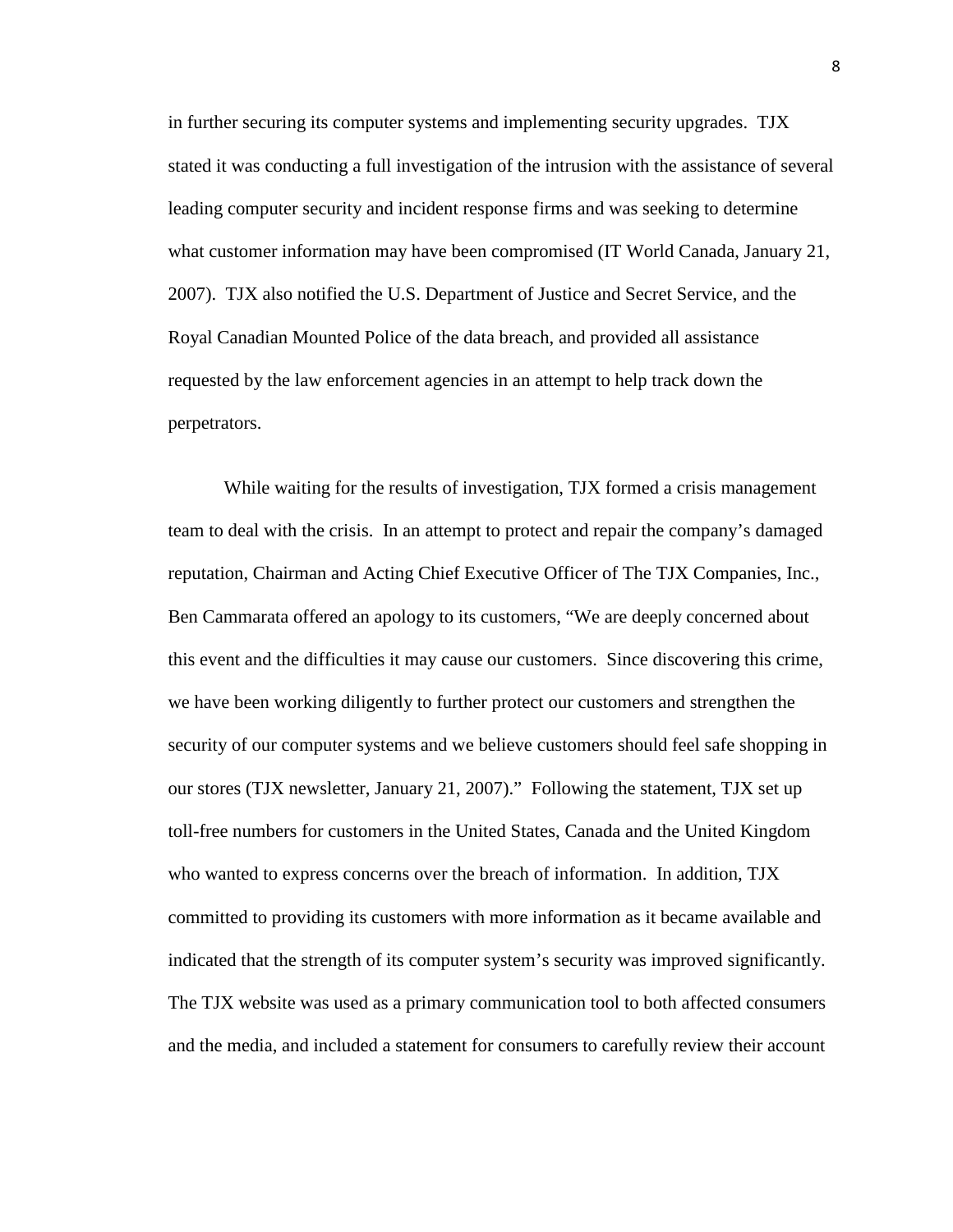in further securing its computer systems and implementing security upgrades. TJX stated it was conducting a full investigation of the intrusion with the assistance of several leading computer security and incident response firms and was seeking to determine what customer information may have been compromised (IT World Canada, January 21, 2007). TJX also notified the U.S. Department of Justice and Secret Service, and the Royal Canadian Mounted Police of the data breach, and provided all assistance requested by the law enforcement agencies in an attempt to help track down the perpetrators.

While waiting for the results of investigation, TJX formed a crisis management team to deal with the crisis. In an attempt to protect and repair the company's damaged reputation, Chairman and Acting Chief Executive Officer of The TJX Companies, Inc., Ben Cammarata offered an apology to its customers, "We are deeply concerned about this event and the difficulties it may cause our customers. Since discovering this crime, we have been working diligently to further protect our customers and strengthen the security of our computer systems and we believe customers should feel safe shopping in our stores (TJX newsletter, January 21, 2007)." Following the statement, TJX set up toll-free numbers for customers in the United States, Canada and the United Kingdom who wanted to express concerns over the breach of information. In addition, TJX committed to providing its customers with more information as it became available and indicated that the strength of its computer system's security was improved significantly. The TJX website was used as a primary communication tool to both affected consumers and the media, and included a statement for consumers to carefully review their account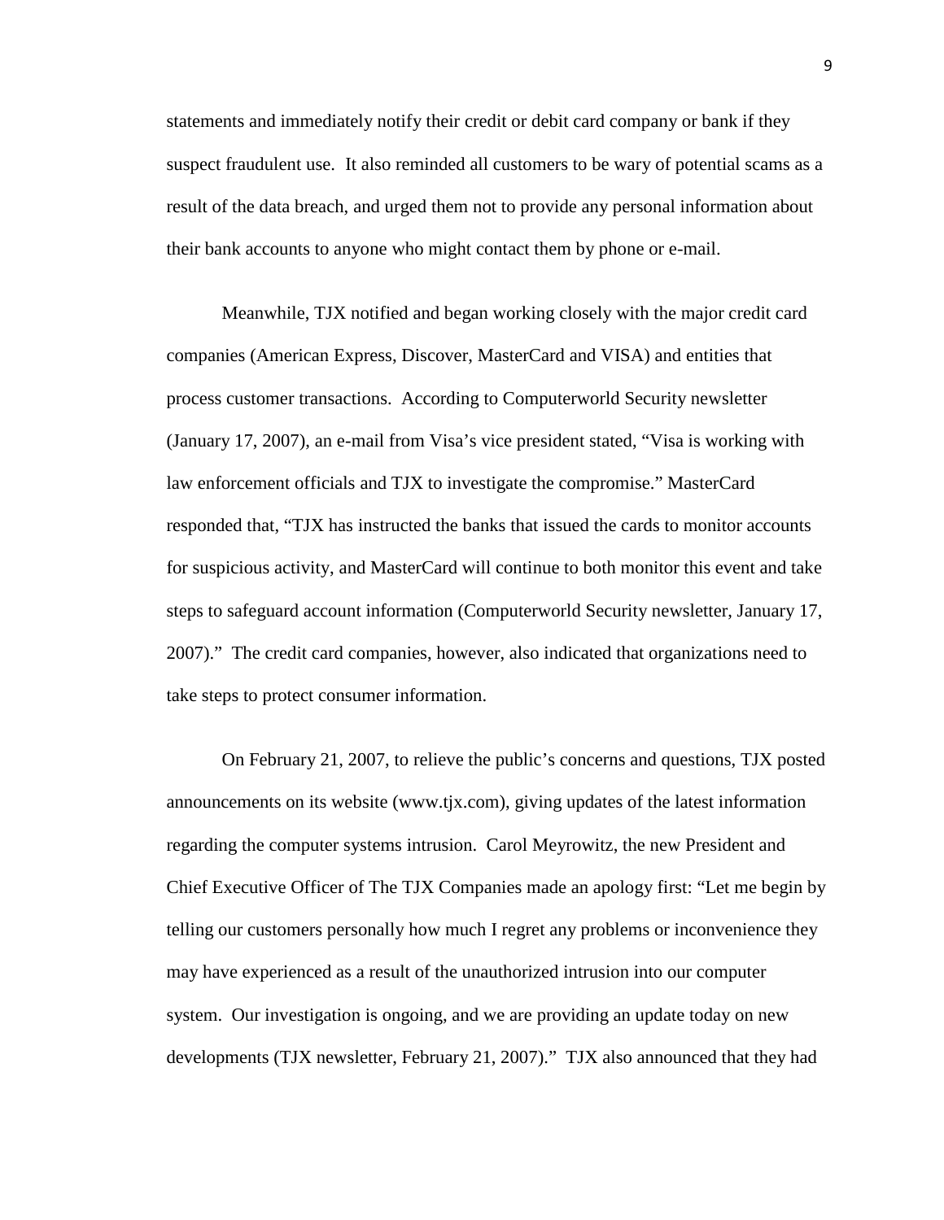statements and immediately notify their credit or debit card company or bank if they suspect fraudulent use. It also reminded all customers to be wary of potential scams as a result of the data breach, and urged them not to provide any personal information about their bank accounts to anyone who might contact them by phone or e-mail.

Meanwhile, TJX notified and began working closely with the major credit card companies (American Express, Discover, MasterCard and VISA) and entities that process customer transactions. According to Computerworld Security newsletter (January 17, 2007), an e-mail from Visa's vice president stated, "Visa is working with law enforcement officials and TJX to investigate the compromise." MasterCard responded that, "TJX has instructed the banks that issued the cards to monitor accounts for suspicious activity, and MasterCard will continue to both monitor this event and take steps to safeguard account information (Computerworld Security newsletter, January 17, 2007)." The credit card companies, however, also indicated that organizations need to take steps to protect consumer information.

On February 21, 2007, to relieve the public's concerns and questions, TJX posted announcements on its website (www.tjx.com), giving updates of the latest information regarding the computer systems intrusion. Carol Meyrowitz, the new President and Chief Executive Officer of The TJX Companies made an apology first: "Let me begin by telling our customers personally how much I regret any problems or inconvenience they may have experienced as a result of the unauthorized intrusion into our computer system. Our investigation is ongoing, and we are providing an update today on new developments (TJX newsletter, February 21, 2007)." TJX also announced that they had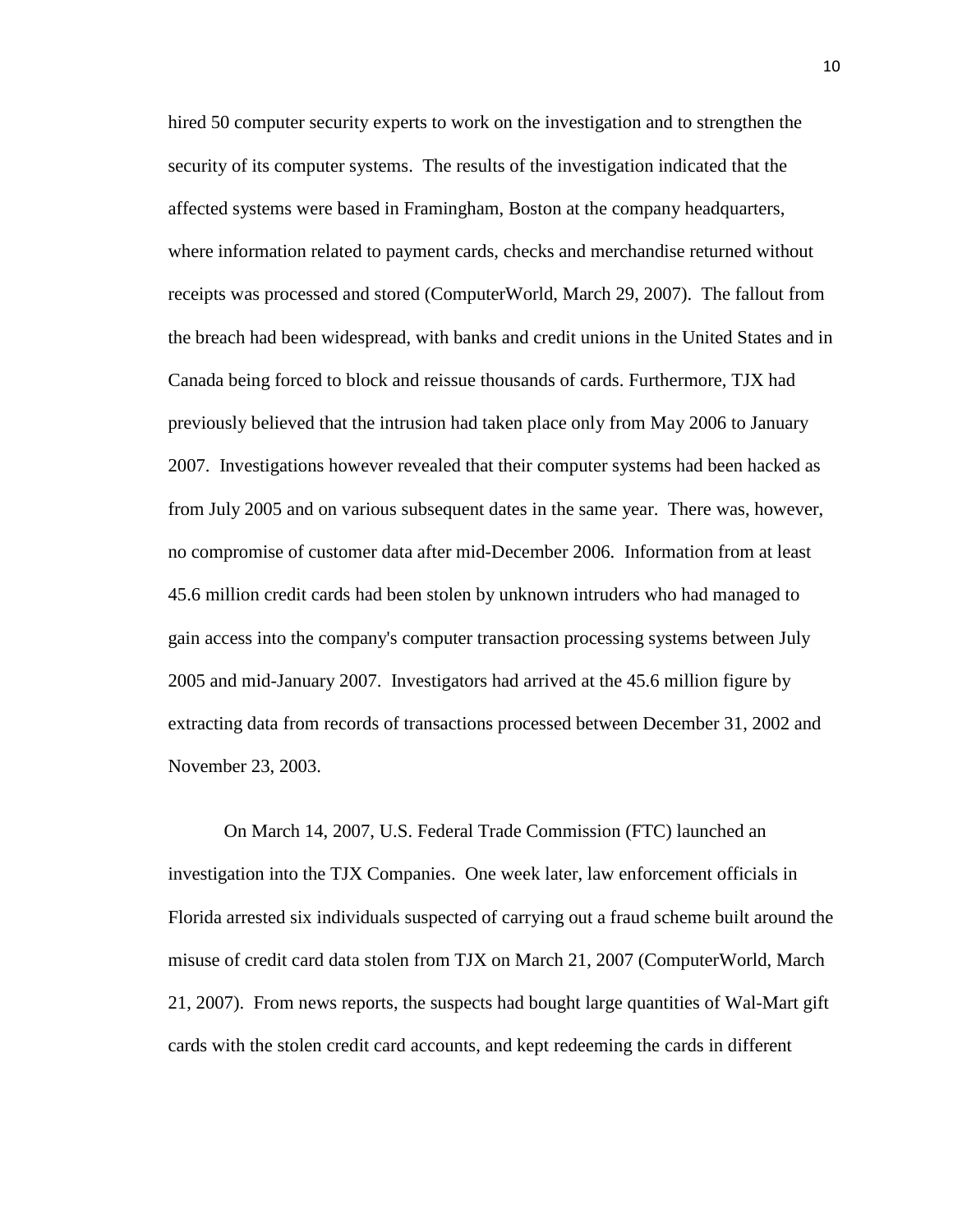hired 50 computer security experts to work on the investigation and to strengthen the security of its computer systems. The results of the investigation indicated that the affected systems were based in Framingham, Boston at the company headquarters, where information related to payment cards, checks and merchandise returned without receipts was processed and stored (ComputerWorld, March 29, 2007). The fallout from the breach had been widespread, with banks and credit unions in the United States and in Canada being forced to block and reissue thousands of cards. Furthermore, TJX had previously believed that the intrusion had taken place only from May 2006 to January 2007. Investigations however revealed that their computer systems had been hacked as from July 2005 and on various subsequent dates in the same year. There was, however, no compromise of customer data after mid-December 2006. Information from at least 45.6 million credit cards had been stolen by unknown intruders who had managed to gain access into the company's computer transaction processing systems between July 2005 and mid-January 2007. Investigators had arrived at the 45.6 million figure by extracting data from records of transactions processed between December 31, 2002 and November 23, 2003.

On March 14, 2007, U.S. Federal Trade Commission (FTC) launched an investigation into the TJX Companies. One week later, law enforcement officials in Florida arrested six individuals suspected of carrying out a fraud scheme built around the misuse of credit card data stolen from TJX on March 21, 2007 (ComputerWorld, March 21, 2007). From news reports, the suspects had bought large quantities of Wal-Mart gift cards with the stolen credit card accounts, and kept redeeming the cards in different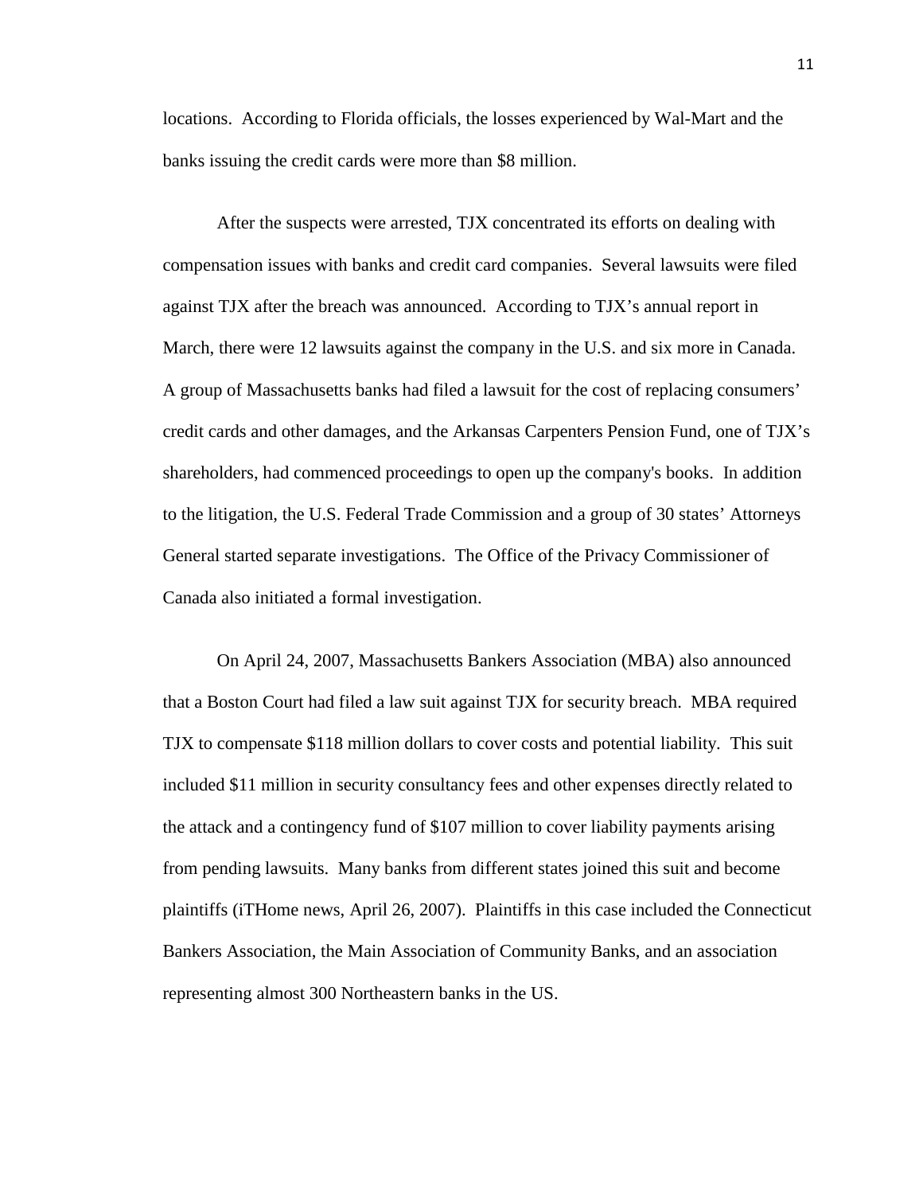locations. According to Florida officials, the losses experienced by Wal-Mart and the banks issuing the credit cards were more than $8 million.

After the suspects were arrested, TJX concentrated its efforts on dealing with compensation issues with banks and credit card companies. Several lawsuits were filed against TJX after the breach was announced. According to TJX's annual report in March, there were 12 lawsuits against the company in the U.S. and six more in Canada. A group of Massachusetts banks had filed a lawsuit for the cost of replacing consumers' credit cards and other damages, and the Arkansas Carpenters Pension Fund, one of TJX's shareholders, had commenced proceedings to open up the company's books. In addition to the litigation, the U.S. Federal Trade Commission and a group of 30 states' Attorneys General started separate investigations. The Office of the Privacy Commissioner of Canada also initiated a formal investigation.

On April 24, 2007, Massachusetts Bankers Association (MBA) also announced that a Boston Court had filed a law suit against TJX for security breach. MBA required TJX to compensate $118 million dollars to cover costs and potential liability. This suit included $11 million in security consultancy fees and other expenses directly related to the attack and a contingency fund of $107 million to cover liability payments arising from pending lawsuits. Many banks from different states joined this suit and become plaintiffs (iTHome news, April 26, 2007). Plaintiffs in this case included the Connecticut Bankers Association, the Main Association of Community Banks, and an association representing almost 300 Northeastern banks in the US.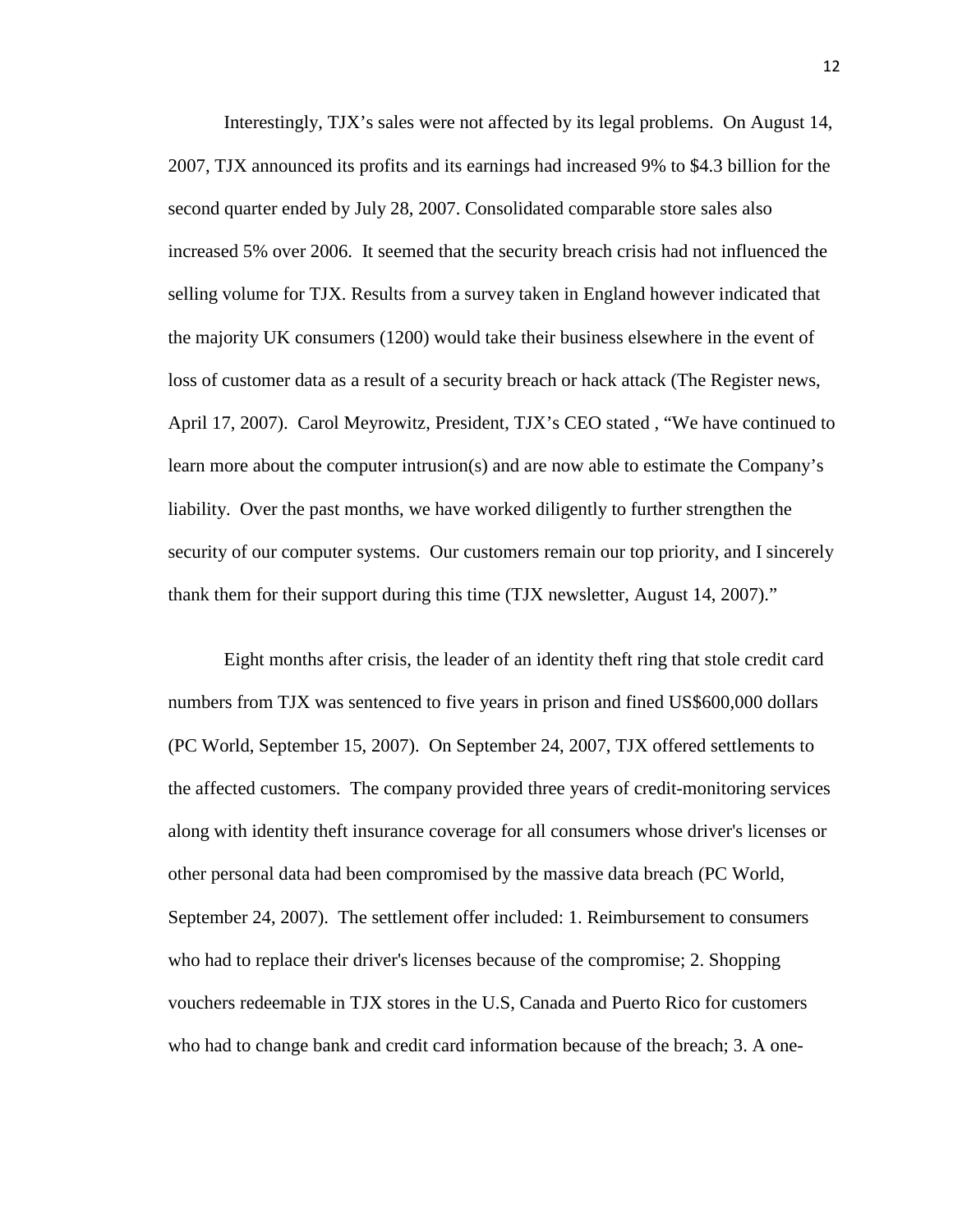Interestingly, TJX's sales were not affected by its legal problems. On August 14, 2007, TJX announced its profits and its earnings had increased 9% to $4.3 billion for the second quarter ended by July 28, 2007. Consolidated comparable store sales also increased 5% over 2006. It seemed that the security breach crisis had not influenced the selling volume for TJX. Results from a survey taken in England however indicated that the majority UK consumers (1200) would take their business elsewhere in the event of loss of customer data as a result of a security breach or hack attack (The Register news, April 17, 2007). Carol Meyrowitz, President, TJX's CEO stated , "We have continued to learn more about the computer intrusion(s) and are now able to estimate the Company's liability. Over the past months, we have worked diligently to further strengthen the security of our computer systems. Our customers remain our top priority, and I sincerely thank them for their support during this time (TJX newsletter, August 14, 2007)."

Eight months after crisis, the leader of an identity theft ring that stole credit card numbers from TJX was sentenced to five years in prison and fined US$600,000 dollars (PC World, September 15, 2007). On September 24, 2007, TJX offered settlements to the affected customers. The company provided three years of credit-monitoring services along with identity theft insurance coverage for all consumers whose driver's licenses or other personal data had been compromised by the massive data breach (PC World, September 24, 2007). The settlement offer included: 1. Reimbursement to consumers who had to replace their driver's licenses because of the compromise; 2. Shopping vouchers redeemable in TJX stores in the U.S, Canada and Puerto Rico for customers who had to change bank and credit card information because of the breach; 3. A one-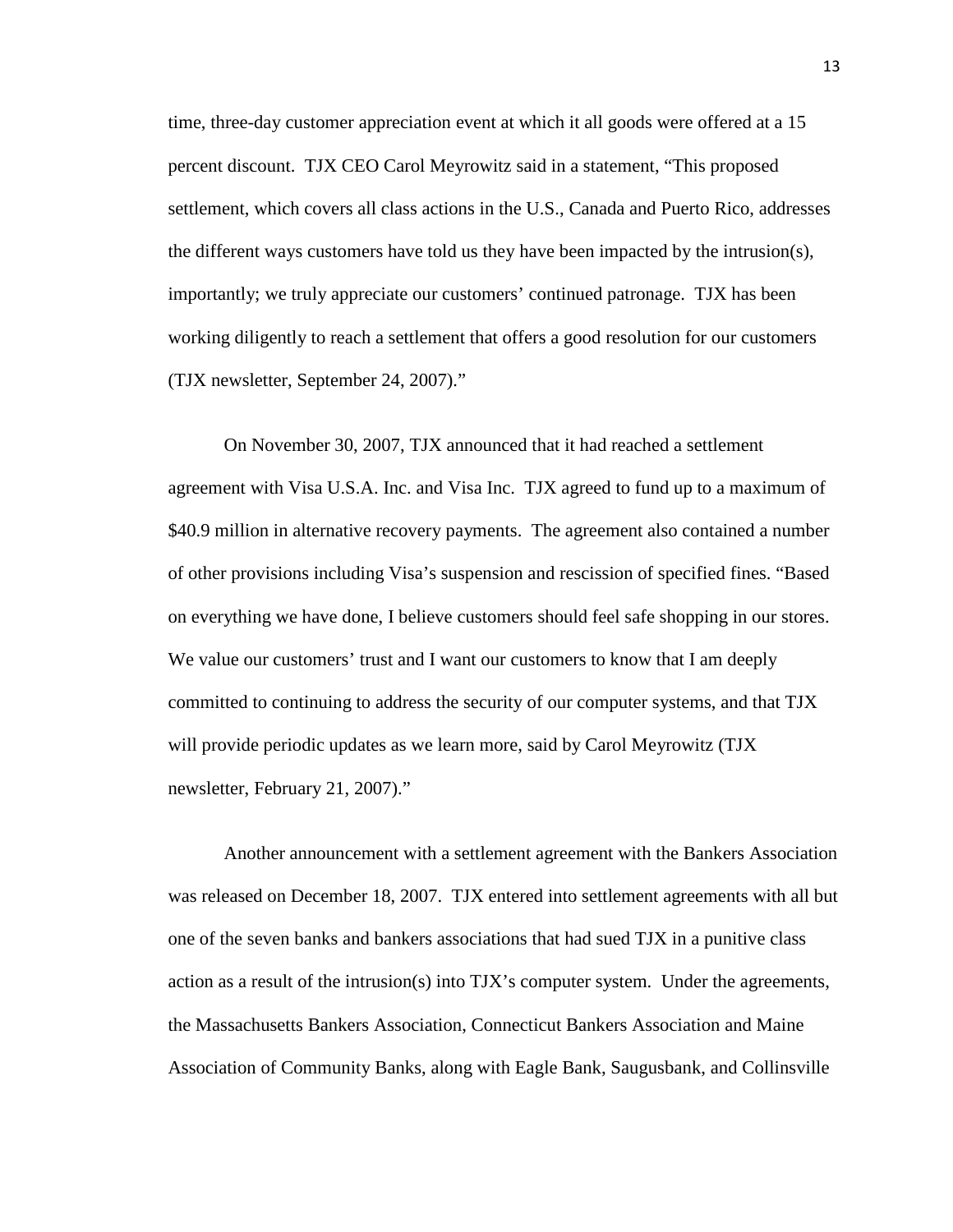time, three-day customer appreciation event at which it all goods were offered at a 15 percent discount. TJX CEO Carol Meyrowitz said in a statement, "This proposed settlement, which covers all class actions in the U.S., Canada and Puerto Rico, addresses the different ways customers have told us they have been impacted by the intrusion(s), importantly; we truly appreciate our customers' continued patronage. TJX has been working diligently to reach a settlement that offers a good resolution for our customers (TJX newsletter, September 24, 2007)."

On November 30, 2007, TJX announced that it had reached a settlement agreement with Visa U.S.A. Inc. and Visa Inc. TJX agreed to fund up to a maximum of $40.9 million in alternative recovery payments. The agreement also contained a number of other provisions including Visa's suspension and rescission of specified fines. "Based on everything we have done, I believe customers should feel safe shopping in our stores. We value our customers' trust and I want our customers to know that I am deeply committed to continuing to address the security of our computer systems, and that TJX will provide periodic updates as we learn more, said by Carol Meyrowitz (TJX newsletter, February 21, 2007)."

Another announcement with a settlement agreement with the Bankers Association was released on December 18, 2007. TJX entered into settlement agreements with all but one of the seven banks and bankers associations that had sued TJX in a punitive class action as a result of the intrusion(s) into TJX's computer system. Under the agreements, the Massachusetts Bankers Association, Connecticut Bankers Association and Maine Association of Community Banks, along with Eagle Bank, Saugusbank, and Collinsville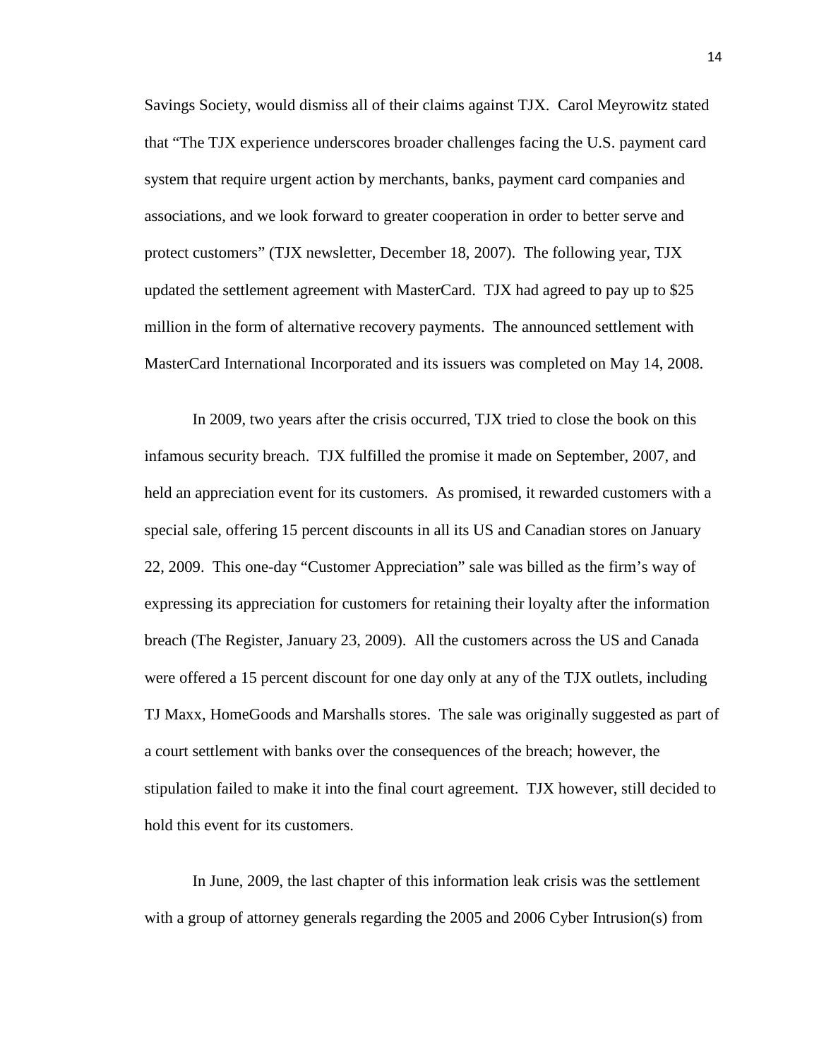Savings Society, would dismiss all of their claims against TJX. Carol Meyrowitz stated that "The TJX experience underscores broader challenges facing the U.S. payment card system that require urgent action by merchants, banks, payment card companies and associations, and we look forward to greater cooperation in order to better serve and protect customers" (TJX newsletter, December 18, 2007). The following year, TJX updated the settlement agreement with MasterCard. TJX had agreed to pay up to $25 million in the form of alternative recovery payments. The announced settlement with MasterCard International Incorporated and its issuers was completed on May 14, 2008.

In 2009, two years after the crisis occurred, TJX tried to close the book on this infamous security breach. TJX fulfilled the promise it made on September, 2007, and held an appreciation event for its customers. As promised, it rewarded customers with a special sale, offering 15 percent discounts in all its US and Canadian stores on January 22, 2009. This one-day "Customer Appreciation" sale was billed as the firm's way of expressing its appreciation for customers for retaining their loyalty after the information breach (The Register, January 23, 2009). All the customers across the US and Canada were offered a 15 percent discount for one day only at any of the TJX outlets, including TJ Maxx, HomeGoods and Marshalls stores. The sale was originally suggested as part of a court settlement with banks over the consequences of the breach; however, the stipulation failed to make it into the final court agreement. TJX however, still decided to hold this event for its customers.

In June, 2009, the last chapter of this information leak crisis was the settlement with a group of attorney generals regarding the 2005 and 2006 Cyber Intrusion(s) from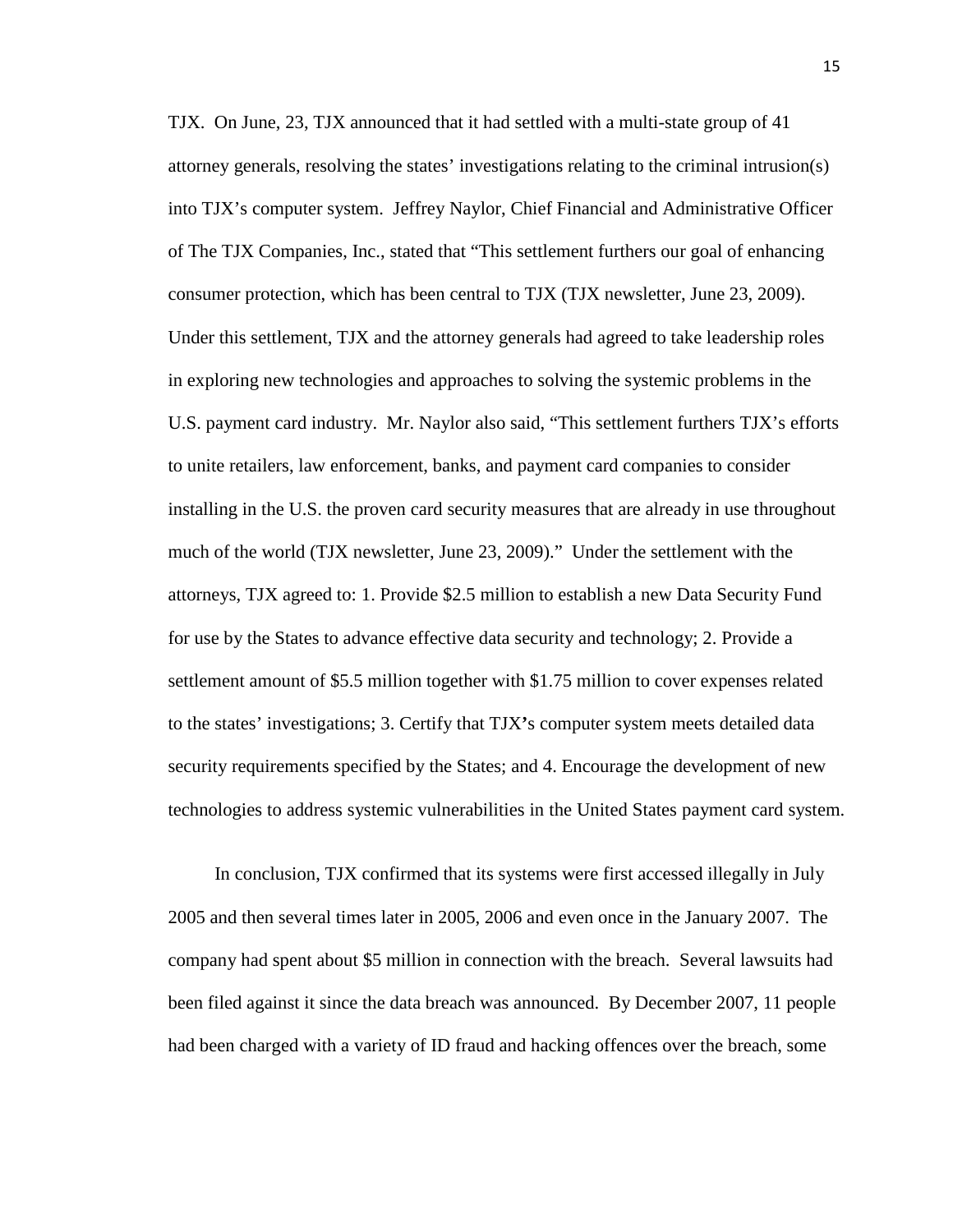TJX. On June, 23, TJX announced that it had settled with a multi-state group of 41 attorney generals, resolving the states' investigations relating to the criminal intrusion(s) into TJX's computer system. Jeffrey Naylor, Chief Financial and Administrative Officer of The TJX Companies, Inc., stated that "This settlement furthers our goal of enhancing consumer protection, which has been central to TJX (TJX newsletter, June 23, 2009). Under this settlement, TJX and the attorney generals had agreed to take leadership roles in exploring new technologies and approaches to solving the systemic problems in the U.S. payment card industry. Mr. Naylor also said, "This settlement furthers TJX's efforts to unite retailers, law enforcement, banks, and payment card companies to consider installing in the U.S. the proven card security measures that are already in use throughout much of the world (TJX newsletter, June 23, 2009)." Under the settlement with the attorneys, TJX agreed to: 1. Provide $2.5 million to establish a new Data Security Fund for use by the States to advance effective data security and technology; 2. Provide a settlement amount of $5.5 million together with $1.75 million to cover expenses related to the states' investigations; 3. Certify that TJX's computer system meets detailed data security requirements specified by the States; and 4. Encourage the development of new technologies to address systemic vulnerabilities in the United States payment card system.

In conclusion, TJX confirmed that its systems were first accessed illegally in July 2005 and then several times later in 2005, 2006 and even once in the January 2007. The company had spent about $5 million in connection with the breach. Several lawsuits had been filed against it since the data breach was announced. By December 2007, 11 people had been charged with a variety of ID fraud and hacking offences over the breach, some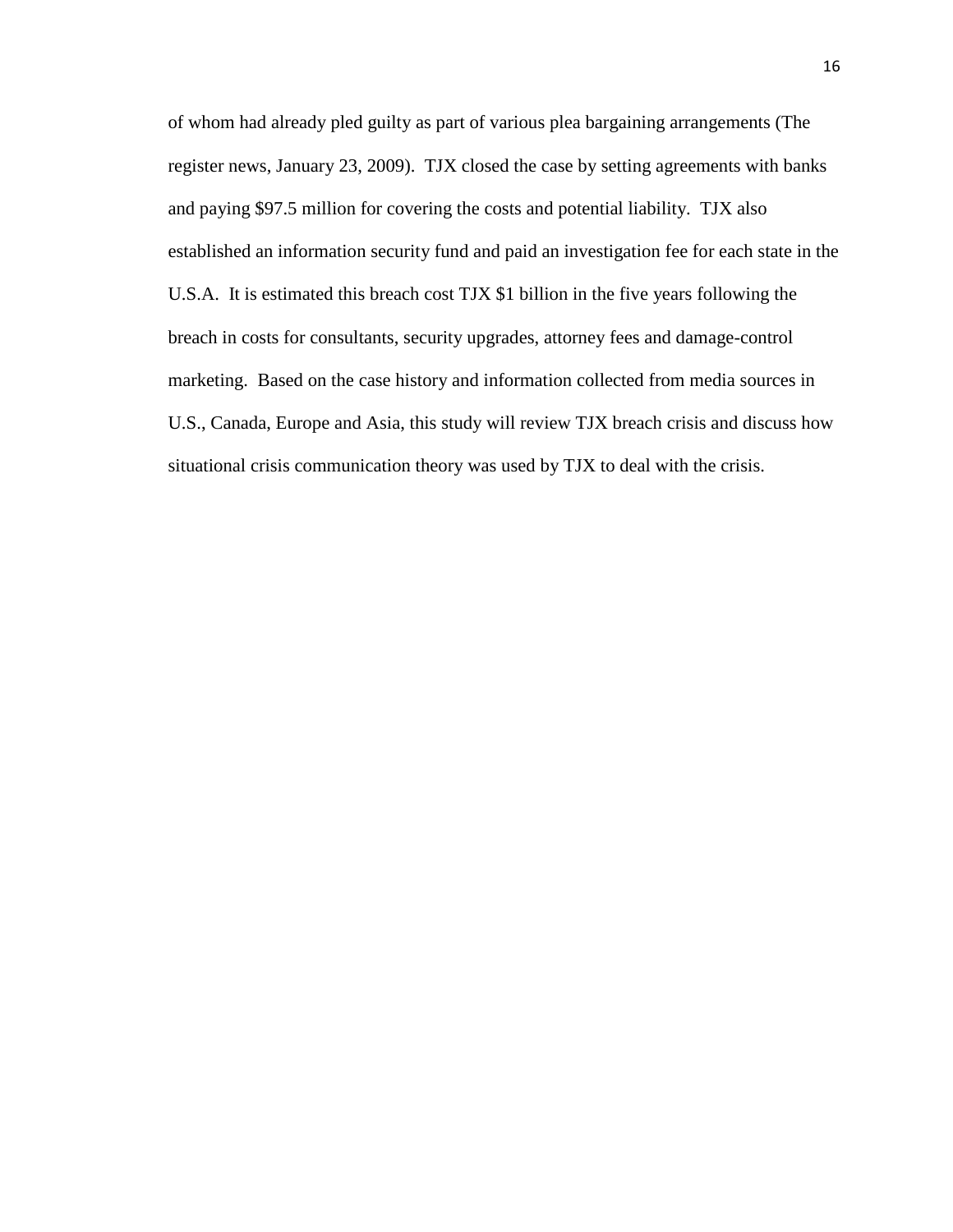of whom had already pled guilty as part of various plea bargaining arrangements (The register news, January 23, 2009). TJX closed the case by setting agreements with banks and paying $97.5 million for covering the costs and potential liability. TJX also established an information security fund and paid an investigation fee for each state in the U.S.A. It is estimated this breach cost TJX $1 billion in the five years following the breach in costs for consultants, security upgrades, attorney fees and damage-control marketing. Based on the case history and information collected from media sources in U.S., Canada, Europe and Asia, this study will review TJX breach crisis and discuss how situational crisis communication theory was used by TJX to deal with the crisis.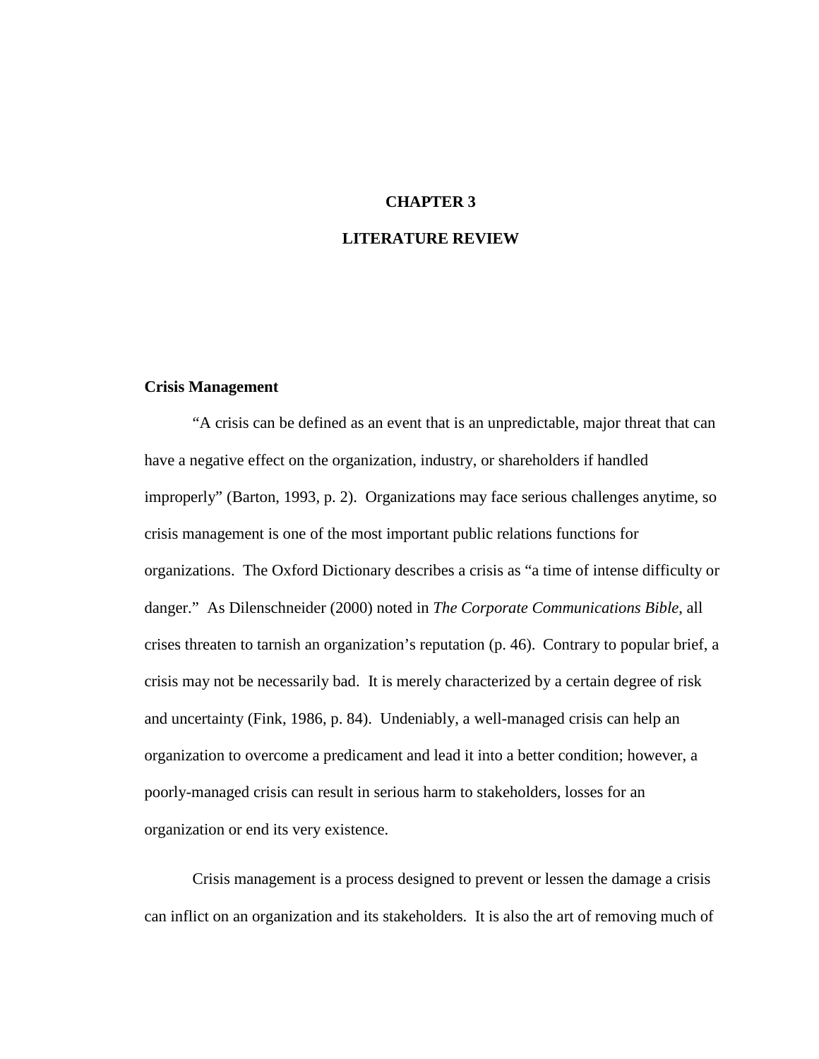# CHAPTER 3

# LITERATURE REVIEW

### Crisis Management

"A crisis can be defined as an event that is an unpredictable, major threat that can have a negative effect on the organization, industry, or shareholders if handled improperly" (Barton, 1993, p. 2). Organizations may face serious challenges anytime, so crisis management is one of the most important public relations functions for organizations. The Oxford Dictionary describes a crisis as "a time of intense difficulty or danger." As Dilenschneider (2000) noted in *The Corporate Communications Bible*, all crises threaten to tarnish an organization's reputation (p. 46). Contrary to popular brief, a crisis may not be necessarily bad. It is merely characterized by a certain degree of risk and uncertainty (Fink, 1986, p. 84). Undeniably, a well-managed crisis can help an organization to overcome a predicament and lead it into a better condition; however, a poorly-managed crisis can result in serious harm to stakeholders, losses for an organization or end its very existence.

Crisis management is a process designed to prevent or lessen the damage a crisis can inflict on an organization and its stakeholders. It is also the art of removing much of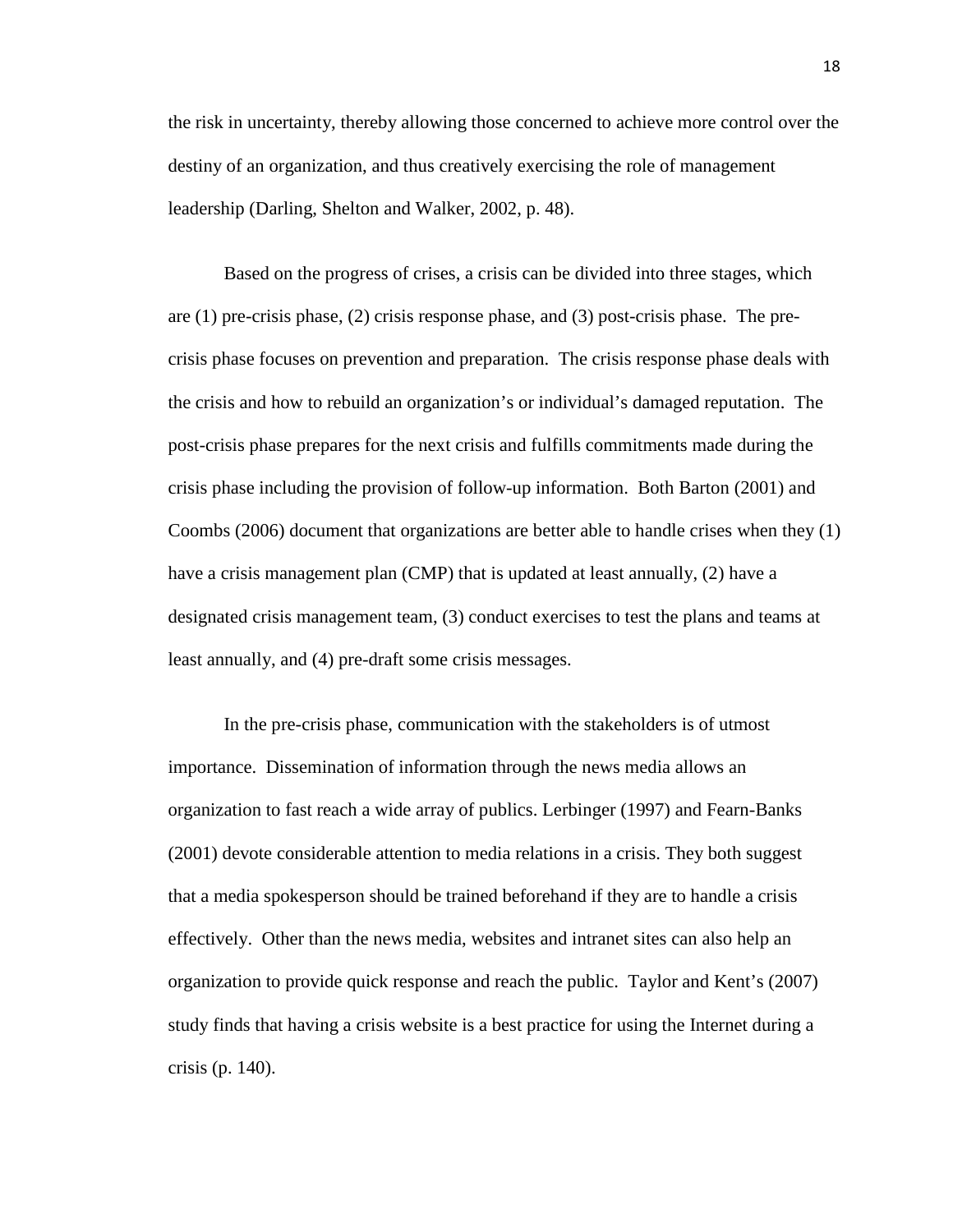the risk in uncertainty, thereby allowing those concerned to achieve more control over the destiny of an organization, and thus creatively exercising the role of management leadership (Darling, Shelton and Walker, 2002, p. 48).

Based on the progress of crises, a crisis can be divided into three stages, which are (1) pre-crisis phase, (2) crisis response phase, and (3) post-crisis phase. The pre-crisis phase focuses on prevention and preparation. The crisis response phase deals with the crisis and how to rebuild an organization's or individual's damaged reputation. The post-crisis phase prepares for the next crisis and fulfills commitments made during the crisis phase including the provision of follow-up information. Both Barton (2001) and Coombs (2006) document that organizations are better able to handle crises when they (1) have a crisis management plan (CMP) that is updated at least annually, (2) have a designated crisis management team, (3) conduct exercises to test the plans and teams at least annually, and (4) pre-draft some crisis messages.

In the pre-crisis phase, communication with the stakeholders is of utmost importance. Dissemination of information through the news media allows an organization to fast reach a wide array of publics. Lerbinger (1997) and Fearn-Banks (2001) devote considerable attention to media relations in a crisis. They both suggest that a media spokesperson should be trained beforehand if they are to handle a crisis effectively. Other than the news media, websites and intranet sites can also help an organization to provide quick response and reach the public. Taylor and Kent's (2007) study finds that having a crisis website is a best practice for using the Internet during a crisis (p. 140).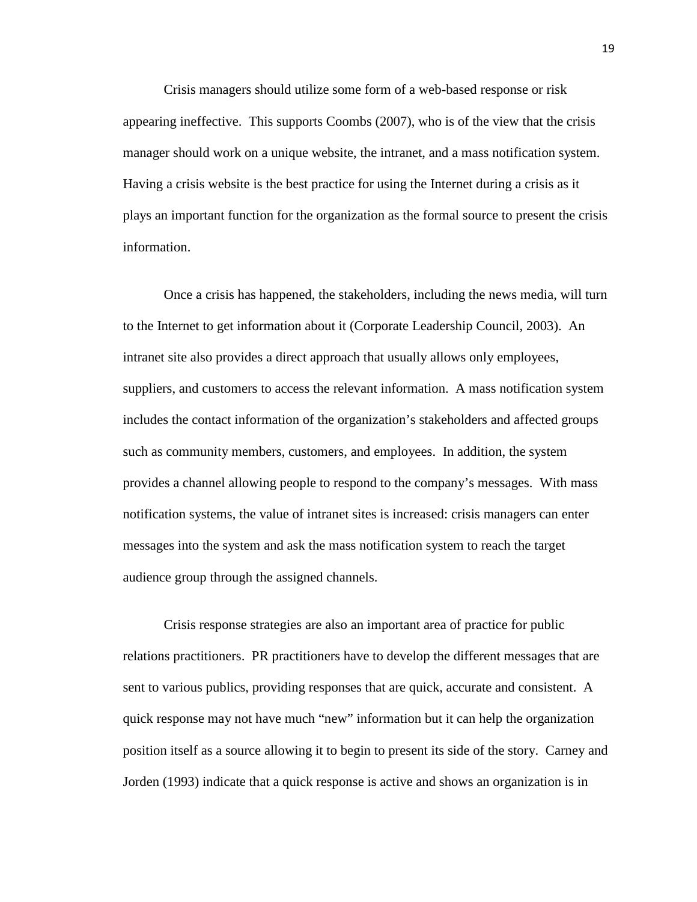Crisis managers should utilize some form of a web-based response or risk appearing ineffective. This supports Coombs (2007), who is of the view that the crisis manager should work on a unique website, the intranet, and a mass notification system. Having a crisis website is the best practice for using the Internet during a crisis as it plays an important function for the organization as the formal source to present the crisis information.

Once a crisis has happened, the stakeholders, including the news media, will turn to the Internet to get information about it (Corporate Leadership Council, 2003). An intranet site also provides a direct approach that usually allows only employees, suppliers, and customers to access the relevant information. A mass notification system includes the contact information of the organization's stakeholders and affected groups such as community members, customers, and employees. In addition, the system provides a channel allowing people to respond to the company's messages. With mass notification systems, the value of intranet sites is increased: crisis managers can enter messages into the system and ask the mass notification system to reach the target audience group through the assigned channels.

Crisis response strategies are also an important area of practice for public relations practitioners. PR practitioners have to develop the different messages that are sent to various publics, providing responses that are quick, accurate and consistent. A quick response may not have much "new" information but it can help the organization position itself as a source allowing it to begin to present its side of the story. Carney and Jorden (1993) indicate that a quick response is active and shows an organization is in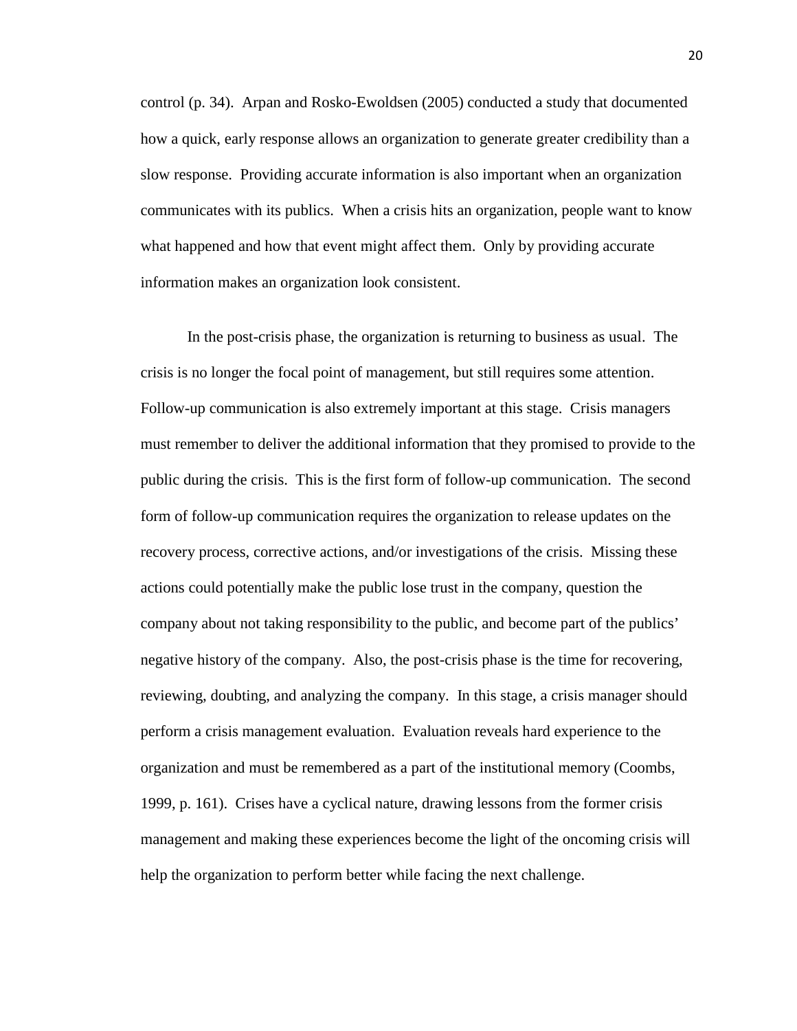control (p. 34). Arpan and Rosko-Ewoldsen (2005) conducted a study that documented how a quick, early response allows an organization to generate greater credibility than a slow response. Providing accurate information is also important when an organization communicates with its publics. When a crisis hits an organization, people want to know what happened and how that event might affect them. Only by providing accurate information makes an organization look consistent.

In the post-crisis phase, the organization is returning to business as usual. The crisis is no longer the focal point of management, but still requires some attention. Follow-up communication is also extremely important at this stage. Crisis managers must remember to deliver the additional information that they promised to provide to the public during the crisis. This is the first form of follow-up communication. The second form of follow-up communication requires the organization to release updates on the recovery process, corrective actions, and/or investigations of the crisis. Missing these actions could potentially make the public lose trust in the company, question the company about not taking responsibility to the public, and become part of the publics' negative history of the company. Also, the post-crisis phase is the time for recovering, reviewing, doubting, and analyzing the company. In this stage, a crisis manager should perform a crisis management evaluation. Evaluation reveals hard experience to the organization and must be remembered as a part of the institutional memory (Coombs, 1999, p. 161). Crises have a cyclical nature, drawing lessons from the former crisis management and making these experiences become the light of the oncoming crisis will help the organization to perform better while facing the next challenge.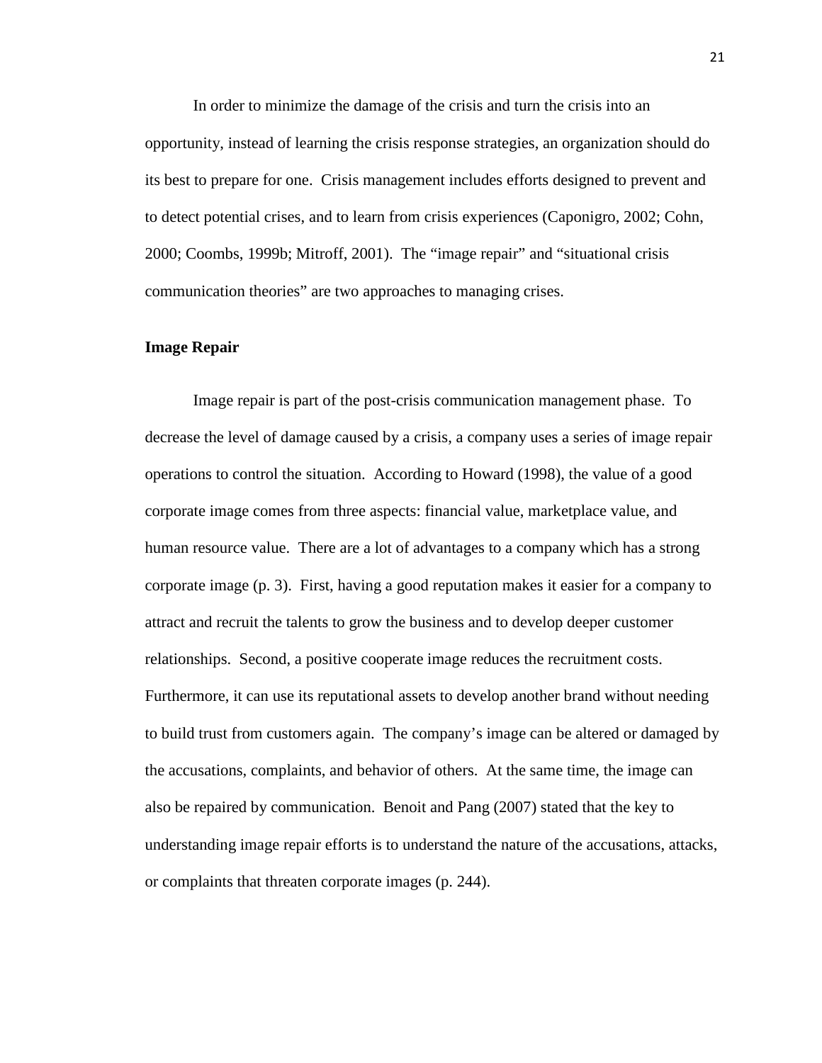In order to minimize the damage of the crisis and turn the crisis into an opportunity, instead of learning the crisis response strategies, an organization should do its best to prepare for one. Crisis management includes efforts designed to prevent and to detect potential crises, and to learn from crisis experiences (Caponigro, 2002; Cohn, 2000; Coombs, 1999b; Mitroff, 2001). The "image repair" and "situational crisis communication theories" are two approaches to managing crises.

**Image Repair**

Image repair is part of the post-crisis communication management phase. To decrease the level of damage caused by a crisis, a company uses a series of image repair operations to control the situation. According to Howard (1998), the value of a good corporate image comes from three aspects: financial value, marketplace value, and human resource value. There are a lot of advantages to a company which has a strong corporate image (p. 3). First, having a good reputation makes it easier for a company to attract and recruit the talents to grow the business and to develop deeper customer relationships. Second, a positive cooperate image reduces the recruitment costs. Furthermore, it can use its reputational assets to develop another brand without needing to build trust from customers again. The company's image can be altered or damaged by the accusations, complaints, and behavior of others. At the same time, the image can also be repaired by communication. Benoit and Pang (2007) stated that the key to understanding image repair efforts is to understand the nature of the accusations, attacks, or complaints that threaten corporate images (p. 244).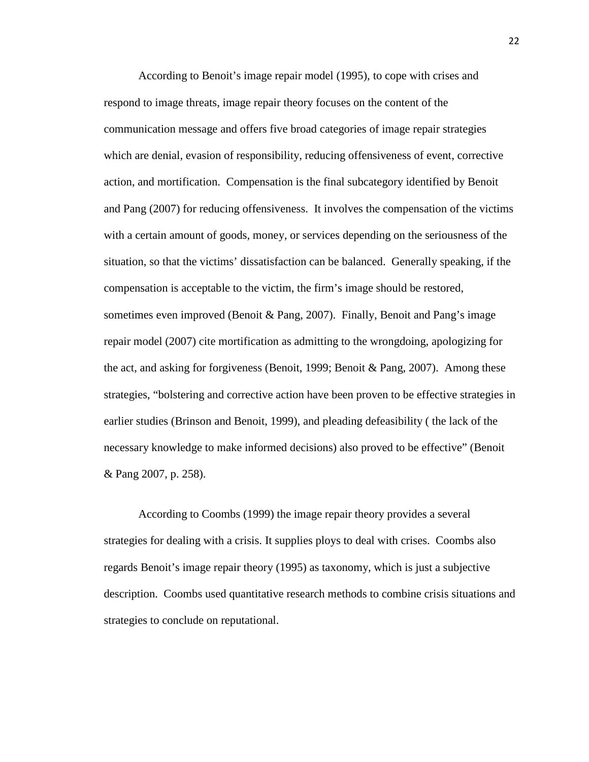According to Benoit's image repair model (1995), to cope with crises and respond to image threats, image repair theory focuses on the content of the communication message and offers five broad categories of image repair strategies which are denial, evasion of responsibility, reducing offensiveness of event, corrective action, and mortification. Compensation is the final subcategory identified by Benoit and Pang (2007) for reducing offensiveness. It involves the compensation of the victims with a certain amount of goods, money, or services depending on the seriousness of the situation, so that the victims' dissatisfaction can be balanced. Generally speaking, if the compensation is acceptable to the victim, the firm's image should be restored, sometimes even improved (Benoit & Pang, 2007). Finally, Benoit and Pang's image repair model (2007) cite mortification as admitting to the wrongdoing, apologizing for the act, and asking for forgiveness (Benoit, 1999; Benoit & Pang, 2007). Among these strategies, "bolstering and corrective action have been proven to be effective strategies in earlier studies (Brinson and Benoit, 1999), and pleading defeasibility ( the lack of the necessary knowledge to make informed decisions) also proved to be effective" (Benoit & Pang 2007, p. 258).

According to Coombs (1999) the image repair theory provides a several strategies for dealing with a crisis. It supplies ploys to deal with crises. Coombs also regards Benoit's image repair theory (1995) as taxonomy, which is just a subjective description. Coombs used quantitative research methods to combine crisis situations and strategies to conclude on reputational.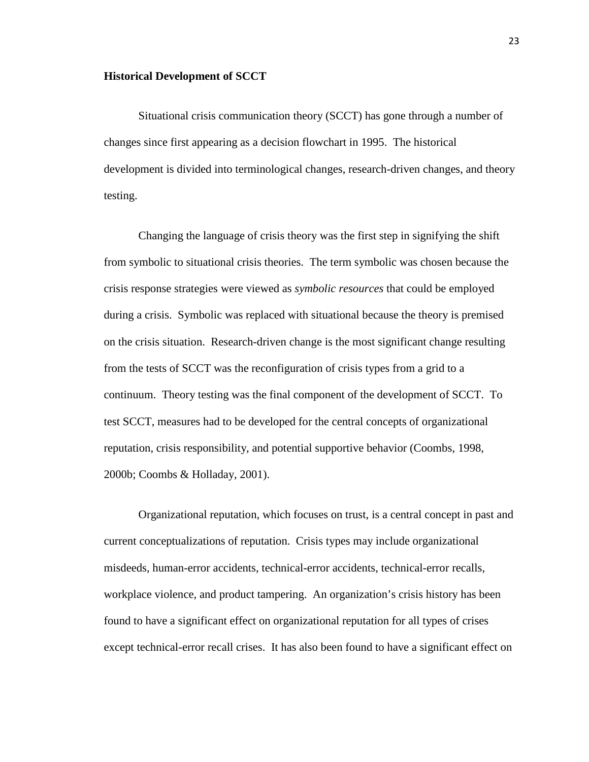**Historical Development of SCCT**

Situational crisis communication theory (SCCT) has gone through a number of changes since first appearing as a decision flowchart in 1995. The historical development is divided into terminological changes, research-driven changes, and theory testing.

Changing the language of crisis theory was the first step in signifying the shift from symbolic to situational crisis theories. The term symbolic was chosen because the crisis response strategies were viewed as *symbolic resources* that could be employed during a crisis. Symbolic was replaced with situational because the theory is premised on the crisis situation. Research-driven change is the most significant change resulting from the tests of SCCT was the reconfiguration of crisis types from a grid to a continuum. Theory testing was the final component of the development of SCCT. To test SCCT, measures had to be developed for the central concepts of organizational reputation, crisis responsibility, and potential supportive behavior (Coombs, 1998, 2000b; Coombs & Holladay, 2001).

Organizational reputation, which focuses on trust, is a central concept in past and current conceptualizations of reputation. Crisis types may include organizational misdeeds, human-error accidents, technical-error accidents, technical-error recalls, workplace violence, and product tampering. An organization's crisis history has been found to have a significant effect on organizational reputation for all types of crises except technical-error recall crises. It has also been found to have a significant effect on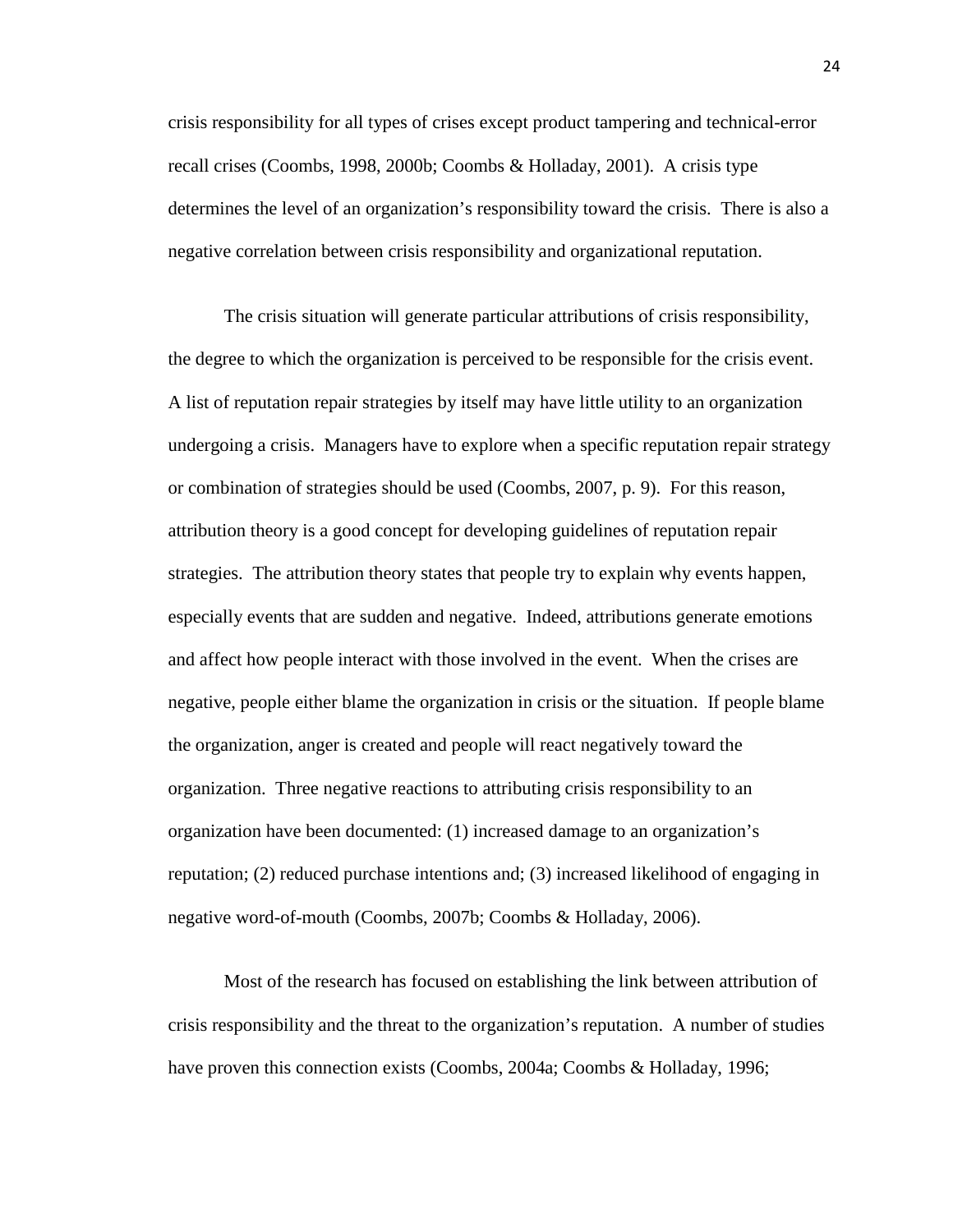crisis responsibility for all types of crises except product tampering and technical-error recall crises (Coombs, 1998, 2000b; Coombs & Holladay, 2001). A crisis type determines the level of an organization's responsibility toward the crisis. There is also a negative correlation between crisis responsibility and organizational reputation.

The crisis situation will generate particular attributions of crisis responsibility, the degree to which the organization is perceived to be responsible for the crisis event. A list of reputation repair strategies by itself may have little utility to an organization undergoing a crisis. Managers have to explore when a specific reputation repair strategy or combination of strategies should be used (Coombs, 2007, p. 9). For this reason, attribution theory is a good concept for developing guidelines of reputation repair strategies. The attribution theory states that people try to explain why events happen, especially events that are sudden and negative. Indeed, attributions generate emotions and affect how people interact with those involved in the event. When the crises are negative, people either blame the organization in crisis or the situation. If people blame the organization, anger is created and people will react negatively toward the organization. Three negative reactions to attributing crisis responsibility to an organization have been documented: (1) increased damage to an organization's reputation; (2) reduced purchase intentions and; (3) increased likelihood of engaging in negative word-of-mouth (Coombs, 2007b; Coombs & Holladay, 2006).

Most of the research has focused on establishing the link between attribution of crisis responsibility and the threat to the organization's reputation. A number of studies have proven this connection exists (Coombs, 2004a; Coombs & Holladay, 1996;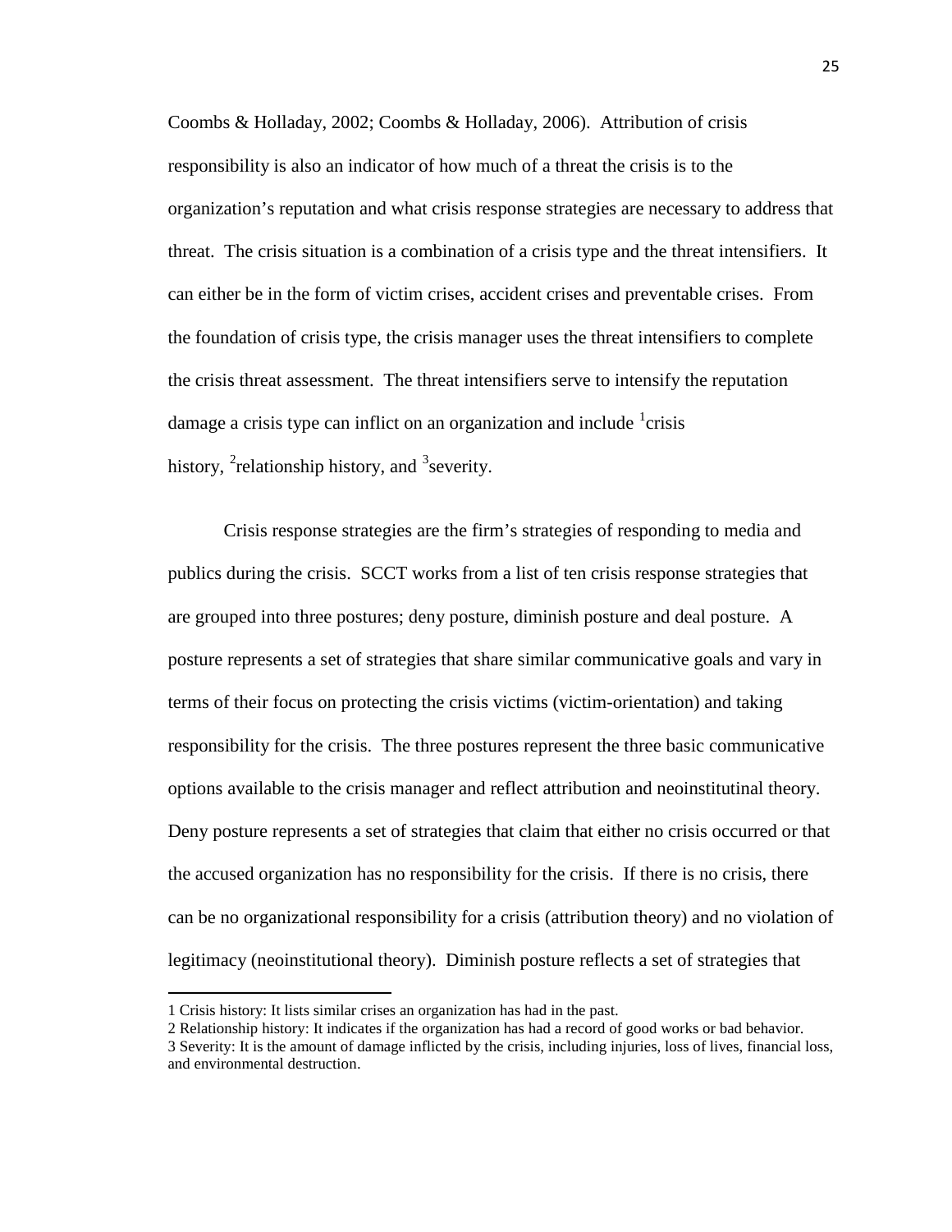Coombs & Holladay, 2002; Coombs & Holladay, 2006). Attribution of crisis responsibility is also an indicator of how much of a threat the crisis is to the organization's reputation and what crisis response strategies are necessary to address that threat. The crisis situation is a combination of a crisis type and the threat intensifiers. It can either be in the form of victim crises, accident crises and preventable crises. From the foundation of crisis type, the crisis manager uses the threat intensifiers to complete the crisis threat assessment. The threat intensifiers serve to intensify the reputation damage a crisis type can inflict on an organization and include [1]crisis history, [2]relationship history, and [3]severity.

Crisis response strategies are the firm's strategies of responding to media and publics during the crisis. SCCT works from a list of ten crisis response strategies that are grouped into three postures; deny posture, diminish posture and deal posture. A posture represents a set of strategies that share similar communicative goals and vary in terms of their focus on protecting the crisis victims (victim-orientation) and taking responsibility for the crisis. The three postures represent the three basic communicative options available to the crisis manager and reflect attribution and neoinstitutinal theory. Deny posture represents a set of strategies that claim that either no crisis occurred or that the accused organization has no responsibility for the crisis. If there is no crisis, there can be no organizational responsibility for a crisis (attribution theory) and no violation of legitimacy (neoinstitutional theory). Diminish posture reflects a set of strategies that

---

1 Crisis history: It lists similar crises an organization has had in the past.

2 Relationship history: It indicates if the organization has had a record of good works or bad behavior.

3 Severity: It is the amount of damage inflicted by the crisis, including injuries, loss of lives, financial loss, and environmental destruction.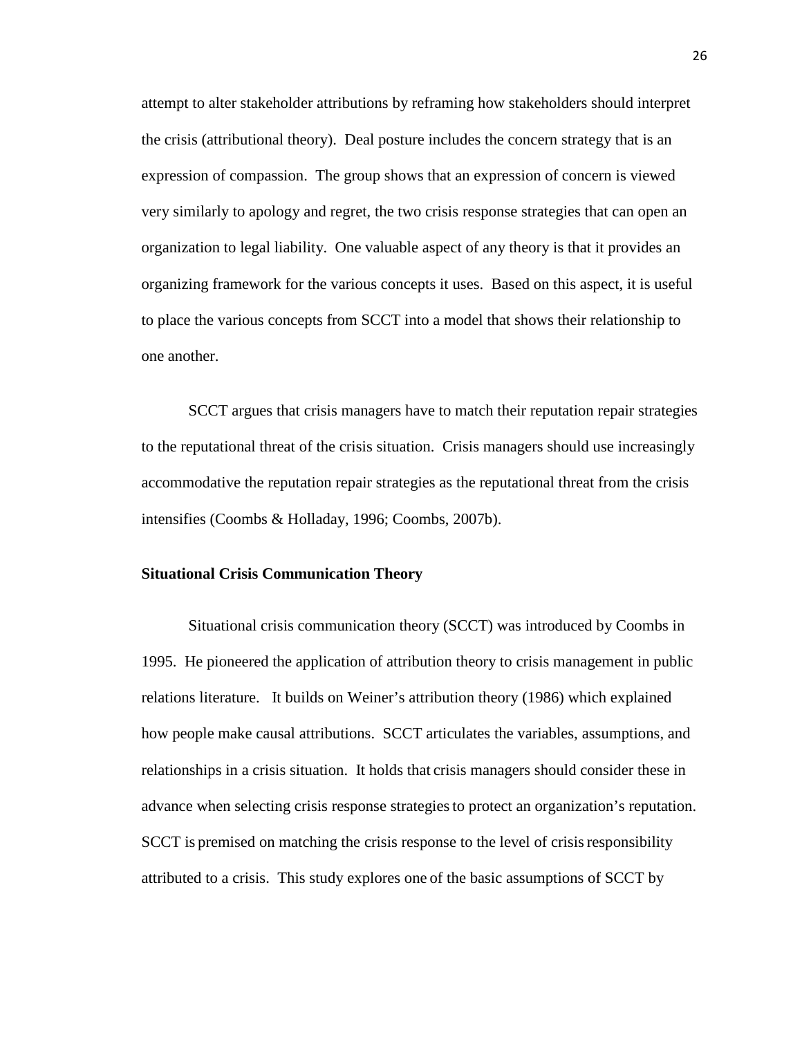attempt to alter stakeholder attributions by reframing how stakeholders should interpret the crisis (attributional theory). Deal posture includes the concern strategy that is an expression of compassion. The group shows that an expression of concern is viewed very similarly to apology and regret, the two crisis response strategies that can open an organization to legal liability. One valuable aspect of any theory is that it provides an organizing framework for the various concepts it uses. Based on this aspect, it is useful to place the various concepts from SCCT into a model that shows their relationship to one another.

SCCT argues that crisis managers have to match their reputation repair strategies to the reputational threat of the crisis situation. Crisis managers should use increasingly accommodative the reputation repair strategies as the reputational threat from the crisis intensifies (Coombs & Holladay, 1996; Coombs, 2007b).

**Situational Crisis Communication Theory**

Situational crisis communication theory (SCCT) was introduced by Coombs in 1995. He pioneered the application of attribution theory to crisis management in public relations literature. It builds on Weiner's attribution theory (1986) which explained how people make causal attributions. SCCT articulates the variables, assumptions, and relationships in a crisis situation. It holds that crisis managers should consider these in advance when selecting crisis response strategies to protect an organization's reputation. SCCT is premised on matching the crisis response to the level of crisis responsibility attributed to a crisis. This study explores one of the basic assumptions of SCCT by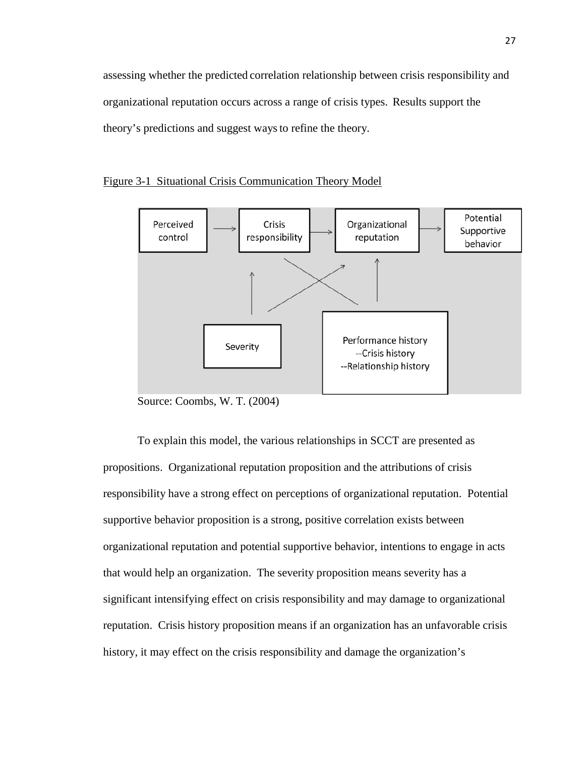assessing whether the predicted correlation relationship between crisis responsibility and organizational reputation occurs across a range of crisis types. Results support the theory's predictions and suggest ways to refine the theory.

Figure 3-1 Situational Crisis Communication Theory Model

Perceived control → Crisis responsibility → Organizational reputation → Potential Supportive behavior

Severity

Performance history
--Crisis history
--Relationship history

Source: Coombs, W. T. (2004)

To explain this model, the various relationships in SCCT are presented as propositions. Organizational reputation proposition and the attributions of crisis responsibility have a strong effect on perceptions of organizational reputation. Potential supportive behavior proposition is a strong, positive correlation exists between organizational reputation and potential supportive behavior, intentions to engage in acts that would help an organization. The severity proposition means severity has a significant intensifying effect on crisis responsibility and may damage to organizational reputation. Crisis history proposition means if an organization has an unfavorable crisis history, it may effect on the crisis responsibility and damage the organization's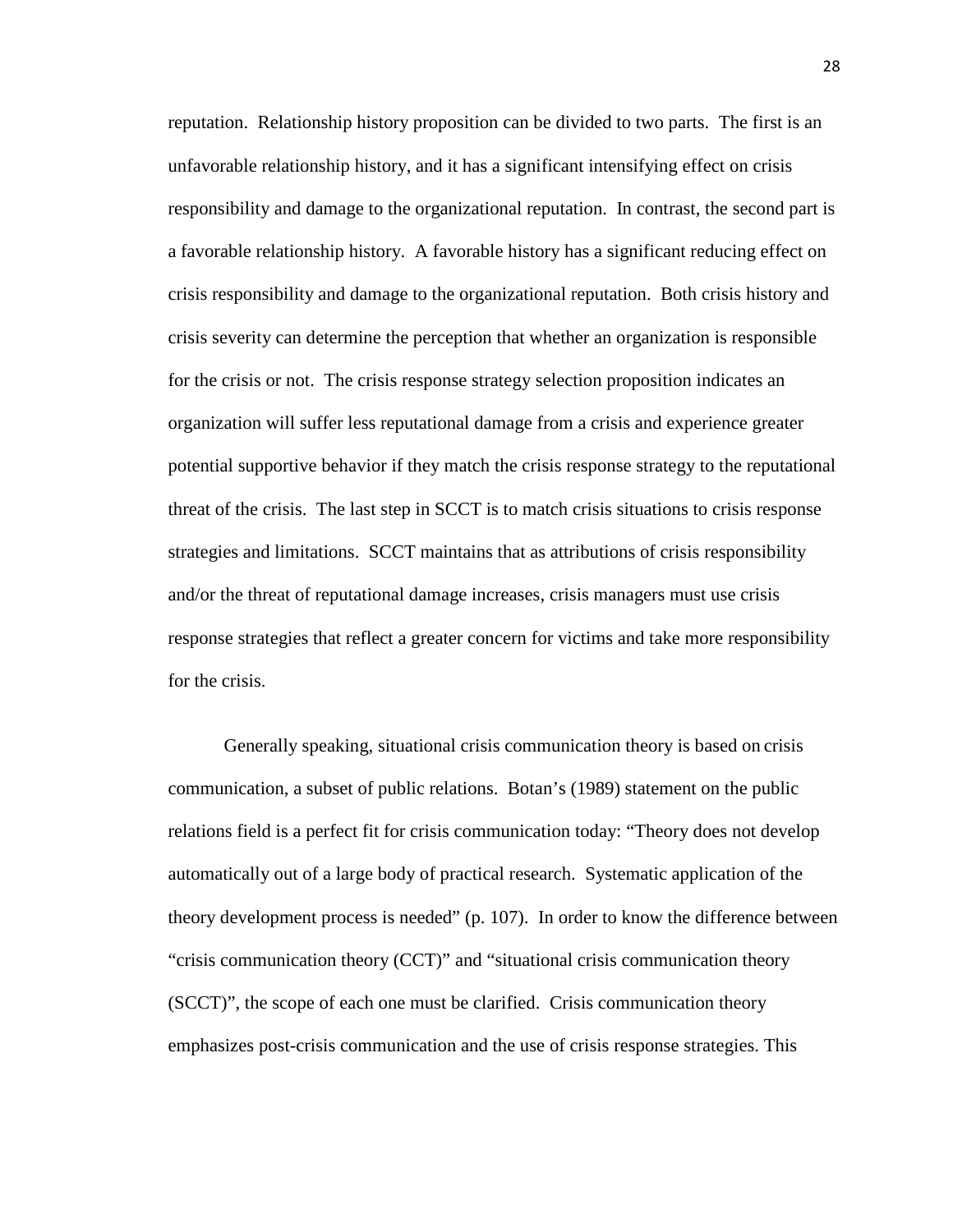reputation. Relationship history proposition can be divided to two parts. The first is an unfavorable relationship history, and it has a significant intensifying effect on crisis responsibility and damage to the organizational reputation. In contrast, the second part is a favorable relationship history. A favorable history has a significant reducing effect on crisis responsibility and damage to the organizational reputation. Both crisis history and crisis severity can determine the perception that whether an organization is responsible for the crisis or not. The crisis response strategy selection proposition indicates an organization will suffer less reputational damage from a crisis and experience greater potential supportive behavior if they match the crisis response strategy to the reputational threat of the crisis. The last step in SCCT is to match crisis situations to crisis response strategies and limitations. SCCT maintains that as attributions of crisis responsibility and/or the threat of reputational damage increases, crisis managers must use crisis response strategies that reflect a greater concern for victims and take more responsibility for the crisis.

Generally speaking, situational crisis communication theory is based on crisis communication, a subset of public relations. Botan's (1989) statement on the public relations field is a perfect fit for crisis communication today: "Theory does not develop automatically out of a large body of practical research. Systematic application of the theory development process is needed" (p. 107). In order to know the difference between "crisis communication theory (CCT)" and "situational crisis communication theory (SCCT)", the scope of each one must be clarified. Crisis communication theory emphasizes post-crisis communication and the use of crisis response strategies. This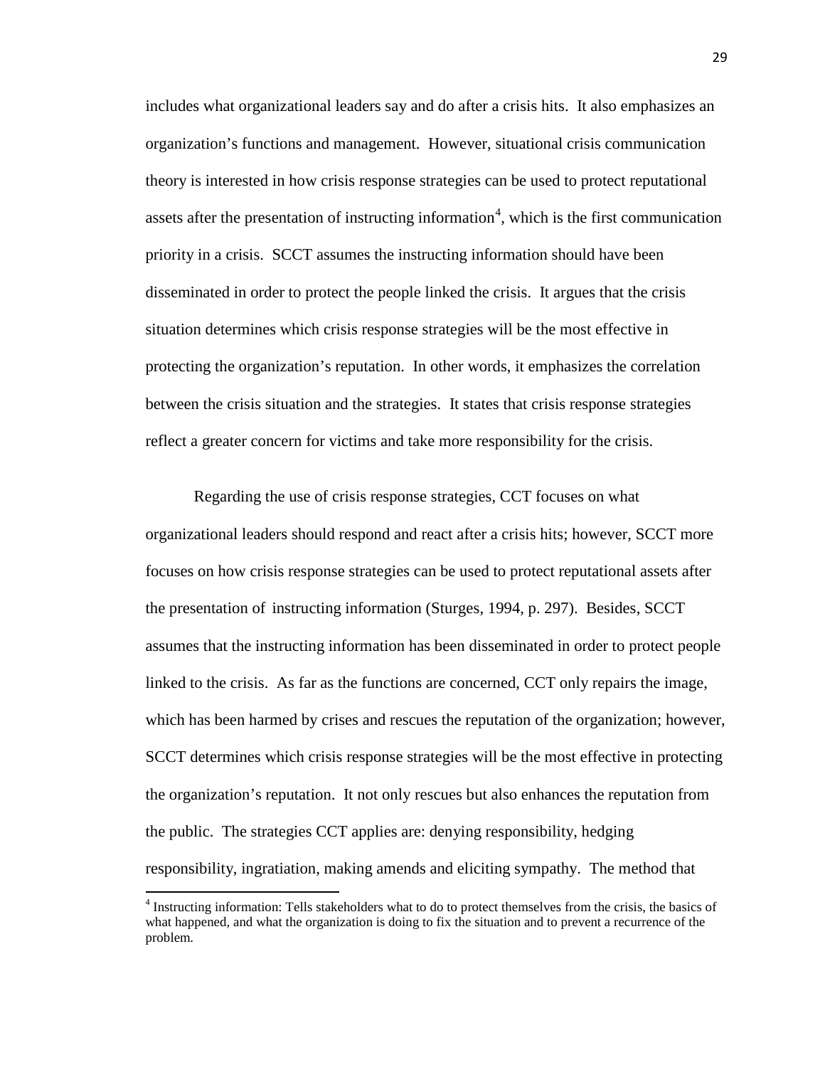includes what organizational leaders say and do after a crisis hits. It also emphasizes an organization's functions and management. However, situational crisis communication theory is interested in how crisis response strategies can be used to protect reputational assets after the presentation of instructing information[4], which is the first communication priority in a crisis. SCCT assumes the instructing information should have been disseminated in order to protect the people linked the crisis. It argues that the crisis situation determines which crisis response strategies will be the most effective in protecting the organization's reputation. In other words, it emphasizes the correlation between the crisis situation and the strategies. It states that crisis response strategies reflect a greater concern for victims and take more responsibility for the crisis.

Regarding the use of crisis response strategies, CCT focuses on what organizational leaders should respond and react after a crisis hits; however, SCCT more focuses on how crisis response strategies can be used to protect reputational assets after the presentation of instructing information (Sturges, 1994, p. 297). Besides, SCCT assumes that the instructing information has been disseminated in order to protect people linked to the crisis. As far as the functions are concerned, CCT only repairs the image, which has been harmed by crises and rescues the reputation of the organization; however, SCCT determines which crisis response strategies will be the most effective in protecting the organization's reputation. It not only rescues but also enhances the reputation from the public. The strategies CCT applies are: denying responsibility, hedging responsibility, ingratiation, making amends and eliciting sympathy. The method that

[4] Instructing information: Tells stakeholders what to do to protect themselves from the crisis, the basics of what happened, and what the organization is doing to fix the situation and to prevent a recurrence of the problem.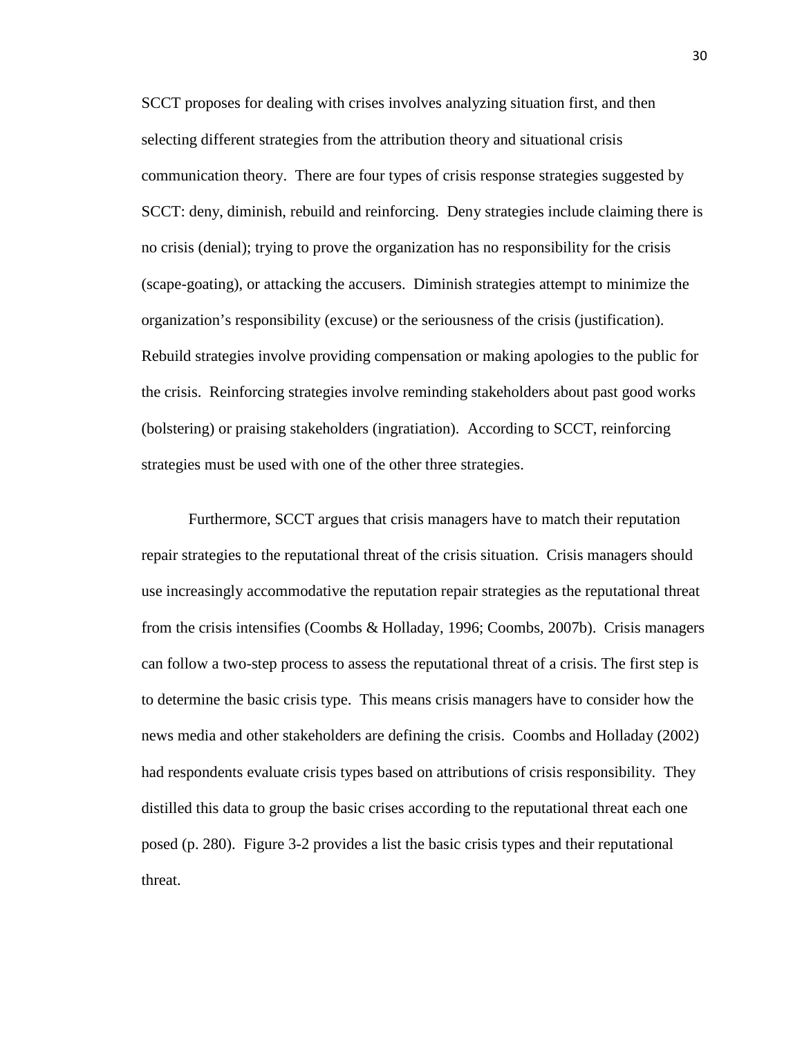SCCT proposes for dealing with crises involves analyzing situation first, and then selecting different strategies from the attribution theory and situational crisis communication theory. There are four types of crisis response strategies suggested by SCCT: deny, diminish, rebuild and reinforcing. Deny strategies include claiming there is no crisis (denial); trying to prove the organization has no responsibility for the crisis (scape-goating), or attacking the accusers. Diminish strategies attempt to minimize the organization's responsibility (excuse) or the seriousness of the crisis (justification). Rebuild strategies involve providing compensation or making apologies to the public for the crisis. Reinforcing strategies involve reminding stakeholders about past good works (bolstering) or praising stakeholders (ingratiation). According to SCCT, reinforcing strategies must be used with one of the other three strategies.

Furthermore, SCCT argues that crisis managers have to match their reputation repair strategies to the reputational threat of the crisis situation. Crisis managers should use increasingly accommodative the reputation repair strategies as the reputational threat from the crisis intensifies (Coombs & Holladay, 1996; Coombs, 2007b). Crisis managers can follow a two-step process to assess the reputational threat of a crisis. The first step is to determine the basic crisis type. This means crisis managers have to consider how the news media and other stakeholders are defining the crisis. Coombs and Holladay (2002) had respondents evaluate crisis types based on attributions of crisis responsibility. They distilled this data to group the basic crises according to the reputational threat each one posed (p. 280). Figure 3-2 provides a list the basic crisis types and their reputational threat.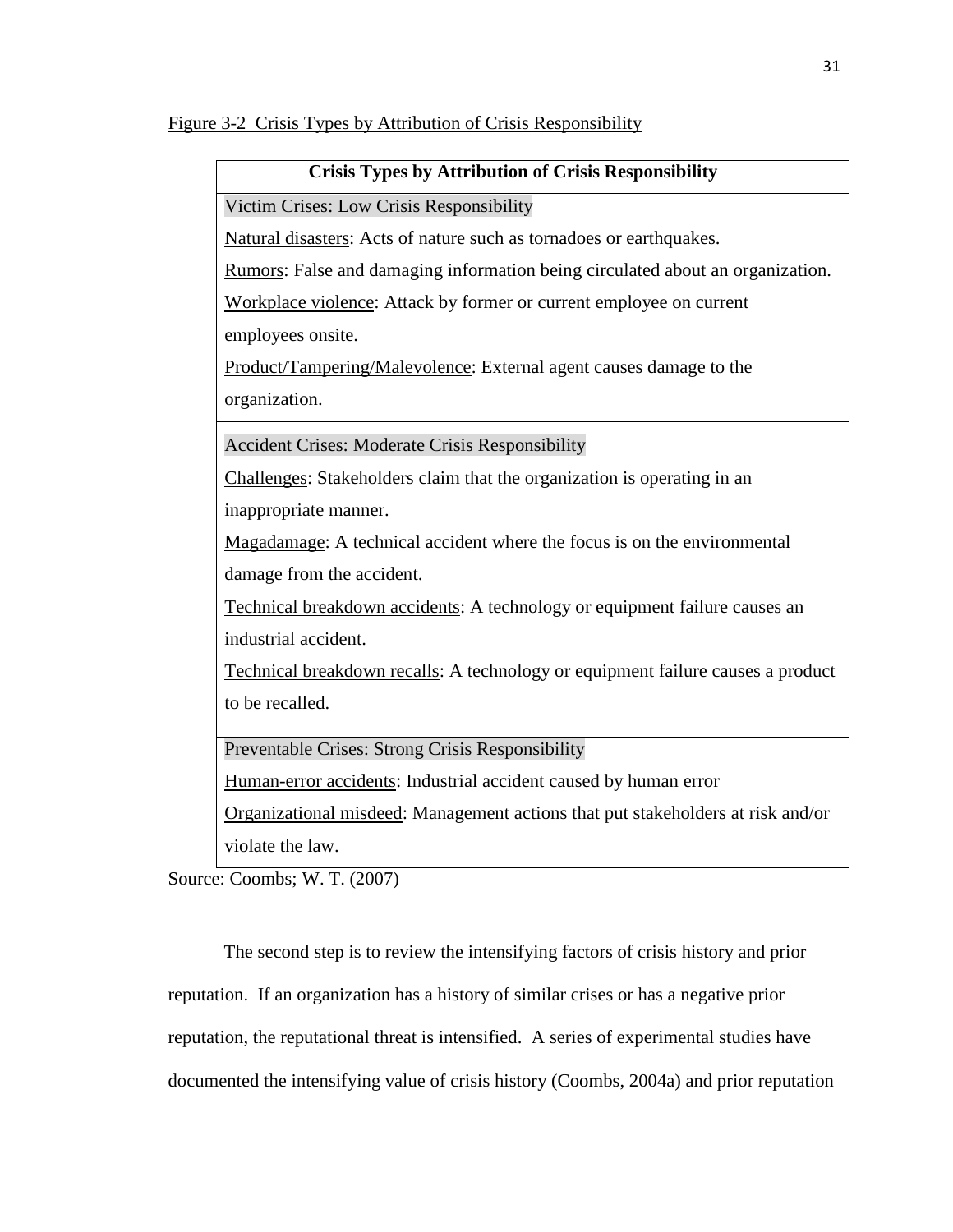Figure 3-2 Crisis Types by Attribution of Crisis Responsibility

| Crisis Types by Attribution of Crisis Responsibility |
|---|
| Victim Crises: Low Crisis Responsibility<br>Natural disasters: Acts of nature such as tornadoes or earthquakes.<br>Rumors: False and damaging information being circulated about an organization.<br>Workplace violence: Attack by former or current employee on current employees onsite.<br>Product/Tampering/Malevolence: External agent causes damage to the organization. |
| Accident Crises: Moderate Crisis Responsibility<br>Challenges: Stakeholders claim that the organization is operating in an inappropriate manner.<br>Magadamage: A technical accident where the focus is on the environmental damage from the accident.<br>Technical breakdown accidents: A technology or equipment failure causes an industrial accident.<br>Technical breakdown recalls: A technology or equipment failure causes a product to be recalled. |
| Preventable Crises: Strong Crisis Responsibility<br>Human-error accidents: Industrial accident caused by human error<br>Organizational misdeed: Management actions that put stakeholders at risk and/or violate the law. |

Source: Coombs; W. T. (2007)

The second step is to review the intensifying factors of crisis history and prior reputation. If an organization has a history of similar crises or has a negative prior reputation, the reputational threat is intensified. A series of experimental studies have documented the intensifying value of crisis history (Coombs, 2004a) and prior reputation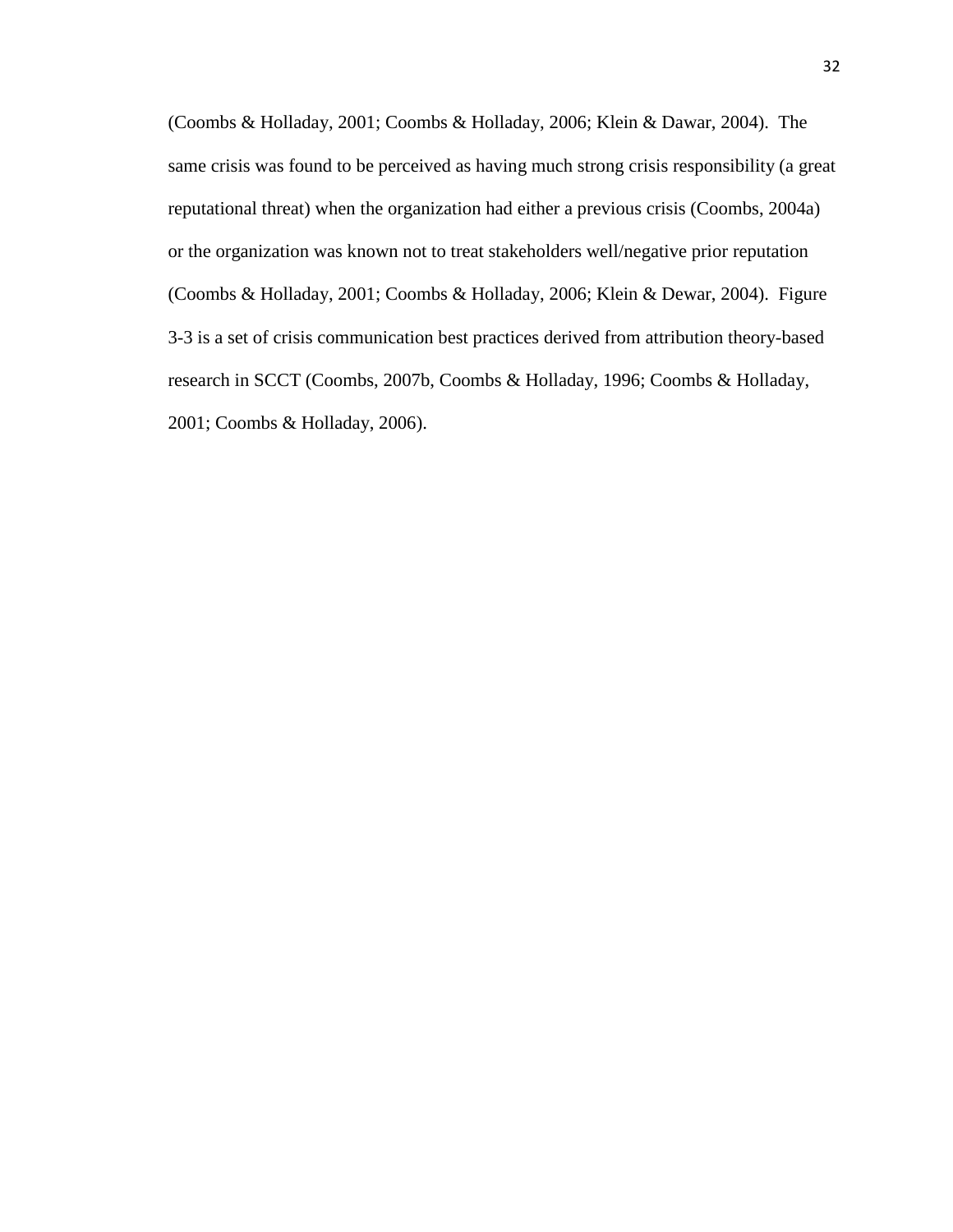(Coombs & Holladay, 2001; Coombs & Holladay, 2006; Klein & Dawar, 2004). The same crisis was found to be perceived as having much strong crisis responsibility (a great reputational threat) when the organization had either a previous crisis (Coombs, 2004a) or the organization was known not to treat stakeholders well/negative prior reputation (Coombs & Holladay, 2001; Coombs & Holladay, 2006; Klein & Dewar, 2004). Figure 3-3 is a set of crisis communication best practices derived from attribution theory-based research in SCCT (Coombs, 2007b, Coombs & Holladay, 1996; Coombs & Holladay, 2001; Coombs & Holladay, 2006).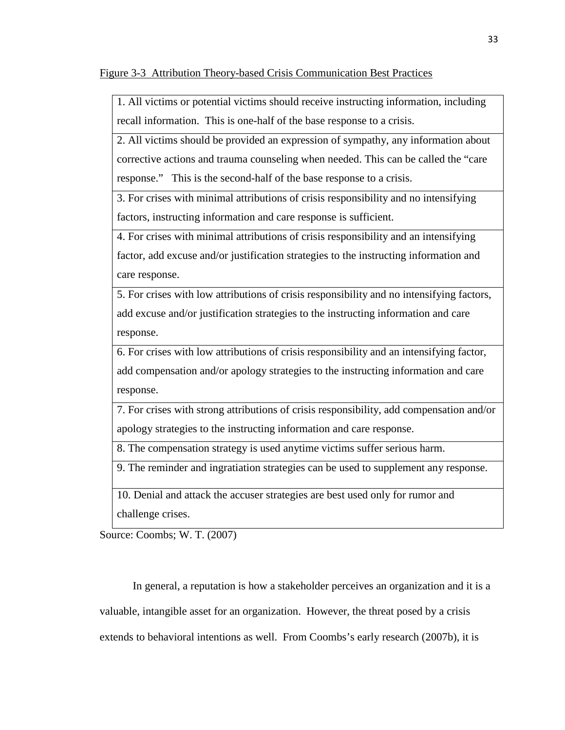<u>Figure 3-3 Attribution Theory-based Crisis Communication Best Practices</u>

| |
|---|
| 1. All victims or potential victims should receive instructing information, including recall information. This is one-half of the base response to a crisis. |
| 2. All victims should be provided an expression of sympathy, any information about corrective actions and trauma counseling when needed. This can be called the "care response." This is the second-half of the base response to a crisis. |
| 3. For crises with minimal attributions of crisis responsibility and no intensifying factors, instructing information and care response is sufficient. |
| 4. For crises with minimal attributions of crisis responsibility and an intensifying factor, add excuse and/or justification strategies to the instructing information and care response. |
| 5. For crises with low attributions of crisis responsibility and no intensifying factors, add excuse and/or justification strategies to the instructing information and care response. |
| 6. For crises with low attributions of crisis responsibility and an intensifying factor, add compensation and/or apology strategies to the instructing information and care response. |
| 7. For crises with strong attributions of crisis responsibility, add compensation and/or apology strategies to the instructing information and care response. |
| 8. The compensation strategy is used anytime victims suffer serious harm. |
| 9. The reminder and ingratiation strategies can be used to supplement any response. |
| 10. Denial and attack the accuser strategies are best used only for rumor and challenge crises. |

Source: Coombs; W. T. (2007)

In general, a reputation is how a stakeholder perceives an organization and it is a valuable, intangible asset for an organization. However, the threat posed by a crisis extends to behavioral intentions as well. From Coombs's early research (2007b), it is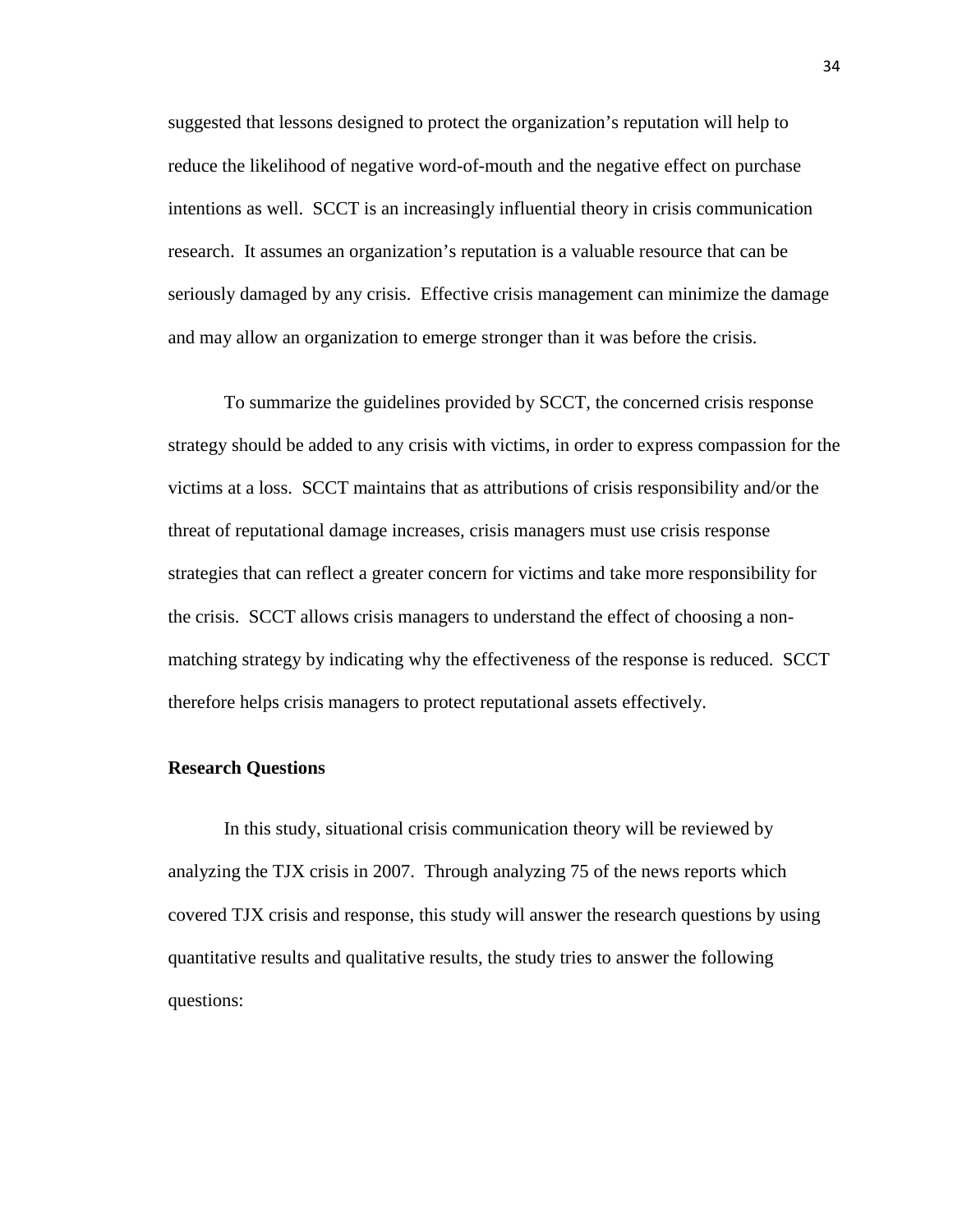suggested that lessons designed to protect the organization's reputation will help to reduce the likelihood of negative word-of-mouth and the negative effect on purchase intentions as well. SCCT is an increasingly influential theory in crisis communication research. It assumes an organization's reputation is a valuable resource that can be seriously damaged by any crisis. Effective crisis management can minimize the damage and may allow an organization to emerge stronger than it was before the crisis.

To summarize the guidelines provided by SCCT, the concerned crisis response strategy should be added to any crisis with victims, in order to express compassion for the victims at a loss. SCCT maintains that as attributions of crisis responsibility and/or the threat of reputational damage increases, crisis managers must use crisis response strategies that can reflect a greater concern for victims and take more responsibility for the crisis. SCCT allows crisis managers to understand the effect of choosing a non-matching strategy by indicating why the effectiveness of the response is reduced. SCCT therefore helps crisis managers to protect reputational assets effectively.

**Research Questions**

In this study, situational crisis communication theory will be reviewed by analyzing the TJX crisis in 2007. Through analyzing 75 of the news reports which covered TJX crisis and response, this study will answer the research questions by using quantitative results and qualitative results, the study tries to answer the following questions: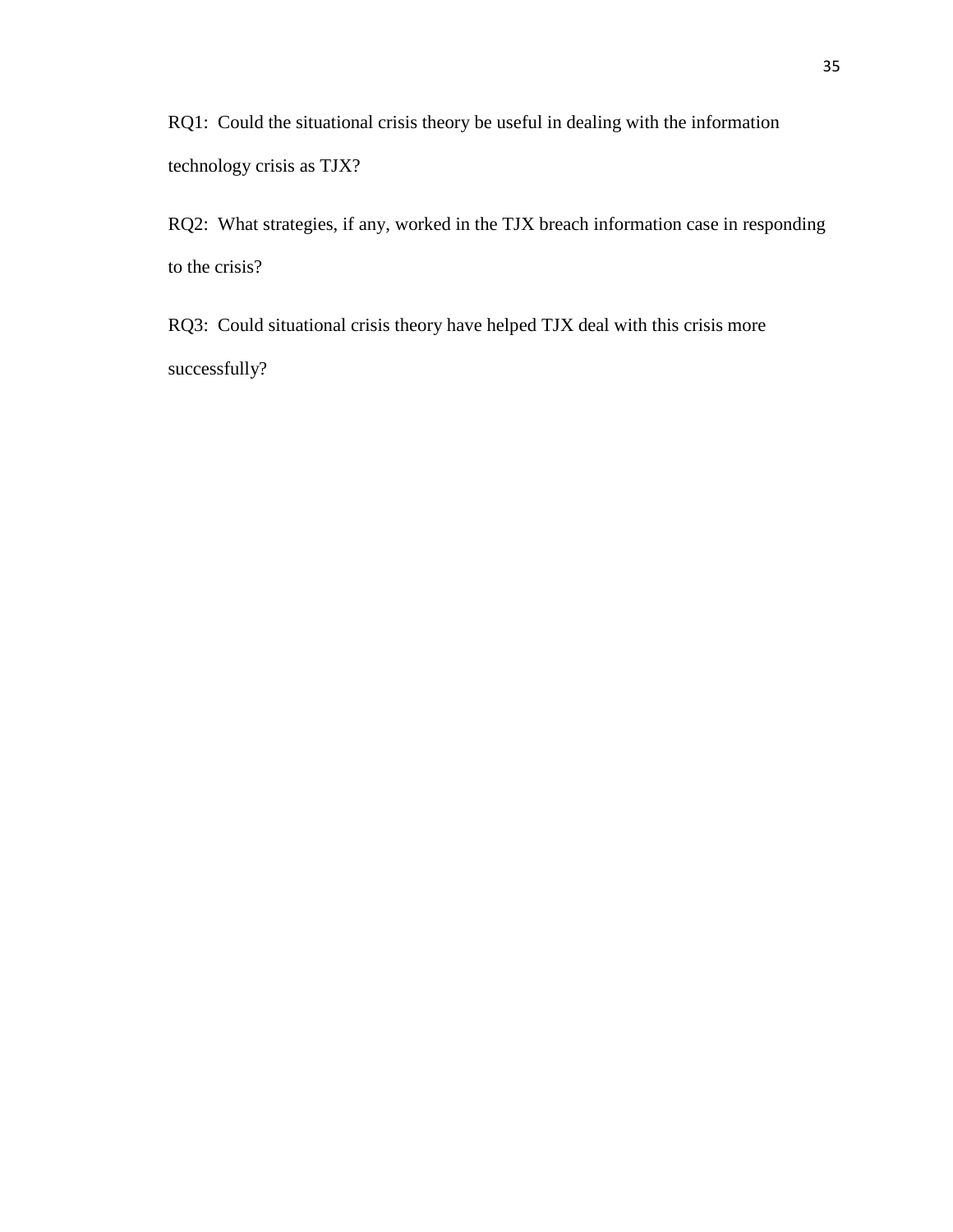RQ1: Could the situational crisis theory be useful in dealing with the information technology crisis as TJX?

RQ2: What strategies, if any, worked in the TJX breach information case in responding to the crisis?

RQ3: Could situational crisis theory have helped TJX deal with this crisis more successfully?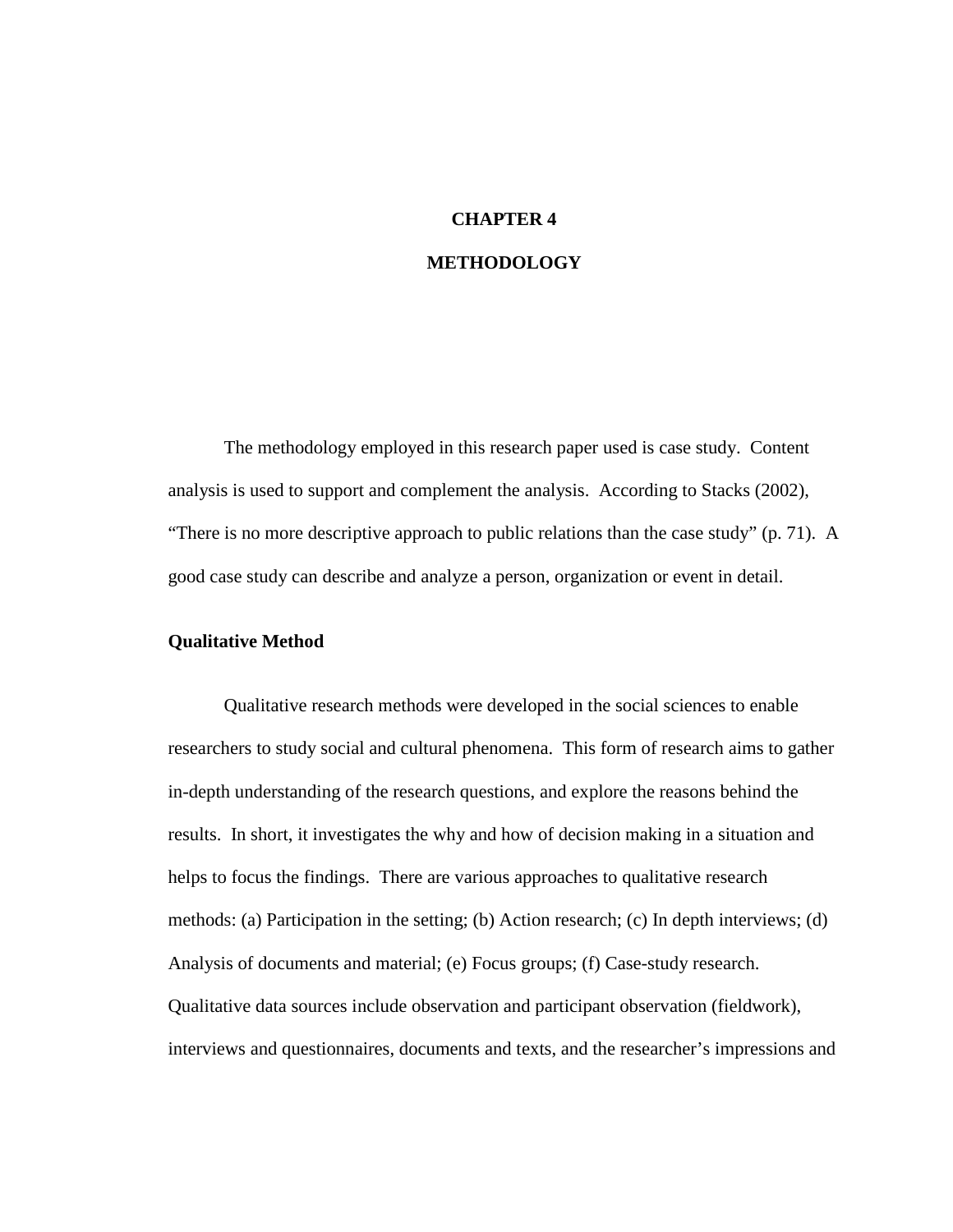# CHAPTER 4

# METHODOLOGY

The methodology employed in this research paper used is case study. Content analysis is used to support and complement the analysis. According to Stacks (2002), “There is no more descriptive approach to public relations than the case study” (p. 71). A good case study can describe and analyze a person, organization or event in detail.

## Qualitative Method

Qualitative research methods were developed in the social sciences to enable researchers to study social and cultural phenomena. This form of research aims to gather in-depth understanding of the research questions, and explore the reasons behind the results. In short, it investigates the why and how of decision making in a situation and helps to focus the findings. There are various approaches to qualitative research methods: (a) Participation in the setting; (b) Action research; (c) In depth interviews; (d) Analysis of documents and material; (e) Focus groups; (f) Case-study research. Qualitative data sources include observation and participant observation (fieldwork), interviews and questionnaires, documents and texts, and the researcher’s impressions and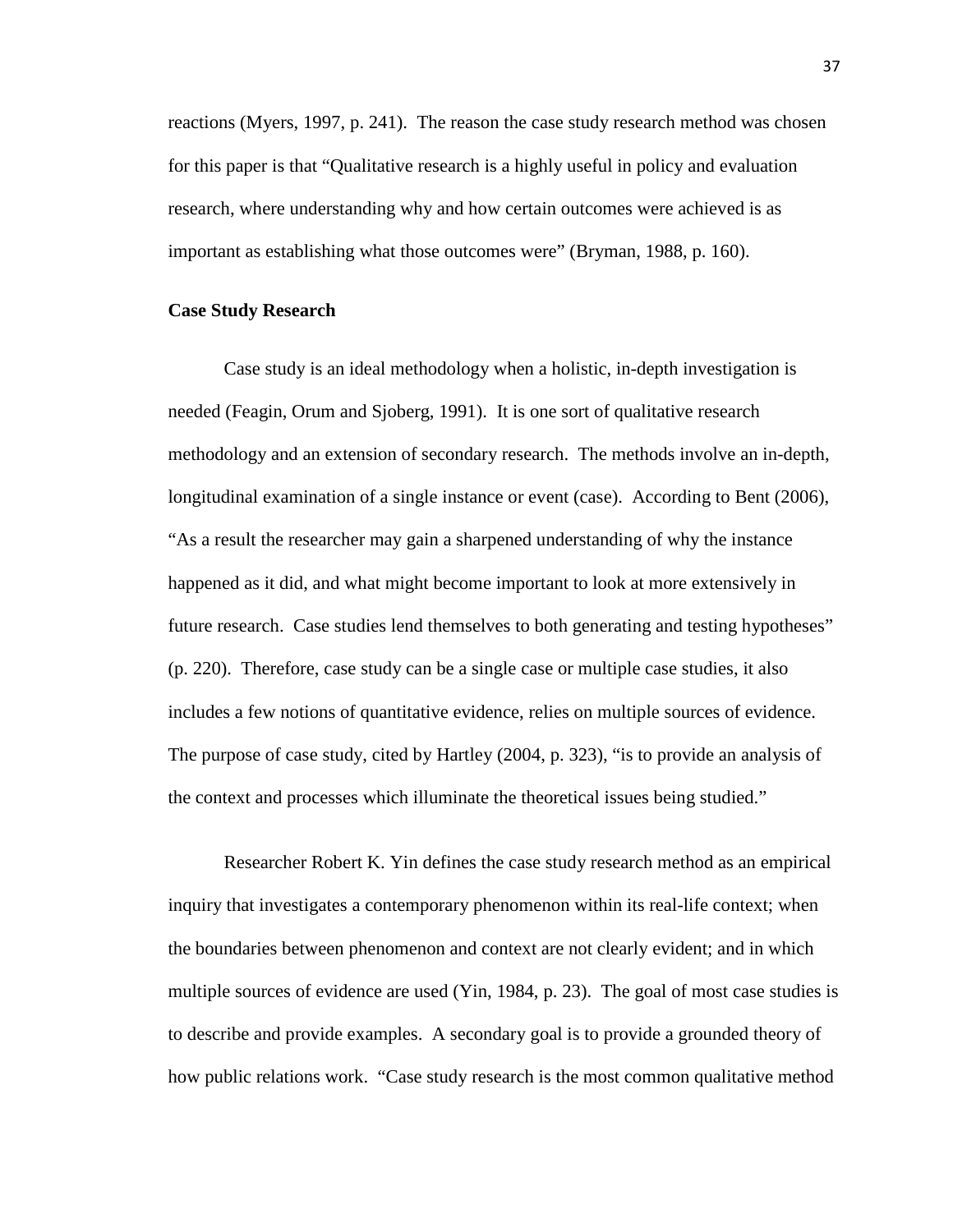reactions (Myers, 1997, p. 241). The reason the case study research method was chosen for this paper is that "Qualitative research is a highly useful in policy and evaluation research, where understanding why and how certain outcomes were achieved is as important as establishing what those outcomes were" (Bryman, 1988, p. 160).

**Case Study Research**

Case study is an ideal methodology when a holistic, in-depth investigation is needed (Feagin, Orum and Sjoberg, 1991). It is one sort of qualitative research methodology and an extension of secondary research. The methods involve an in-depth, longitudinal examination of a single instance or event (case). According to Bent (2006), "As a result the researcher may gain a sharpened understanding of why the instance happened as it did, and what might become important to look at more extensively in future research. Case studies lend themselves to both generating and testing hypotheses" (p. 220). Therefore, case study can be a single case or multiple case studies, it also includes a few notions of quantitative evidence, relies on multiple sources of evidence. The purpose of case study, cited by Hartley (2004, p. 323), "is to provide an analysis of the context and processes which illuminate the theoretical issues being studied."

Researcher Robert K. Yin defines the case study research method as an empirical inquiry that investigates a contemporary phenomenon within its real-life context; when the boundaries between phenomenon and context are not clearly evident; and in which multiple sources of evidence are used (Yin, 1984, p. 23). The goal of most case studies is to describe and provide examples. A secondary goal is to provide a grounded theory of how public relations work. "Case study research is the most common qualitative method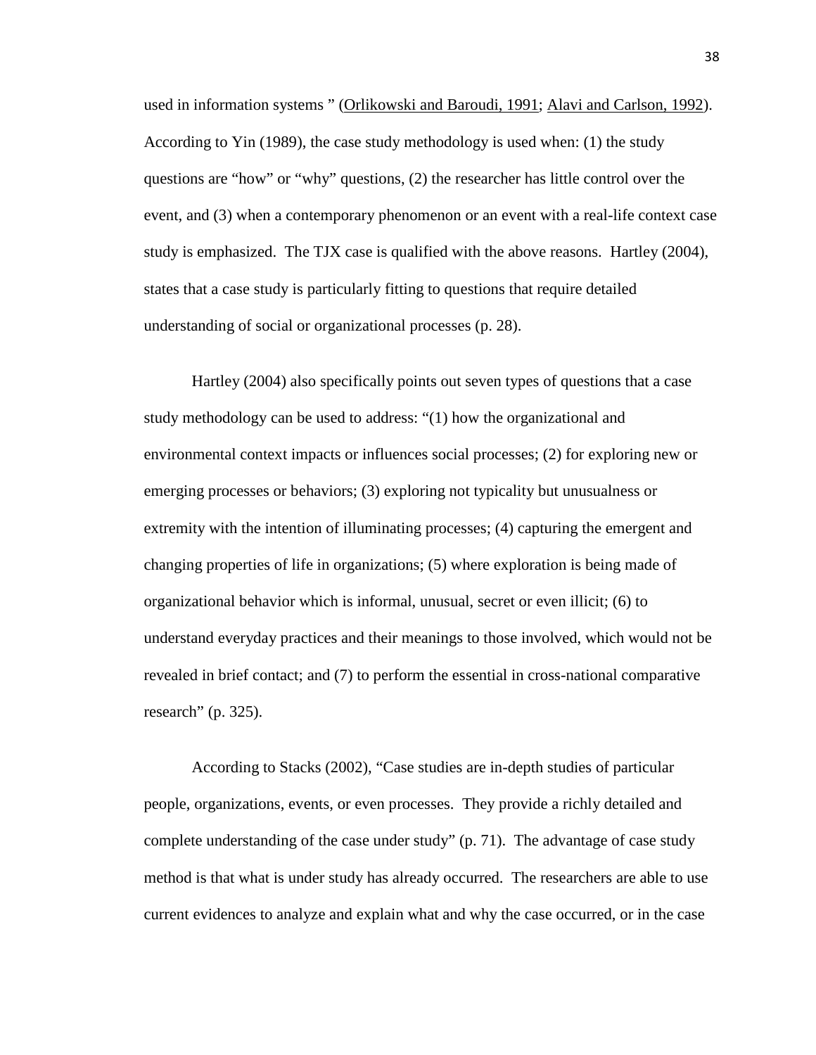used in information systems " (Orlikowski and Baroudi, 1991; Alavi and Carlson, 1992). According to Yin (1989), the case study methodology is used when: (1) the study questions are "how" or "why" questions, (2) the researcher has little control over the event, and (3) when a contemporary phenomenon or an event with a real-life context case study is emphasized. The TJX case is qualified with the above reasons. Hartley (2004), states that a case study is particularly fitting to questions that require detailed understanding of social or organizational processes (p. 28).

Hartley (2004) also specifically points out seven types of questions that a case study methodology can be used to address: "(1) how the organizational and environmental context impacts or influences social processes; (2) for exploring new or emerging processes or behaviors; (3) exploring not typicality but unusualness or extremity with the intention of illuminating processes; (4) capturing the emergent and changing properties of life in organizations; (5) where exploration is being made of organizational behavior which is informal, unusual, secret or even illicit; (6) to understand everyday practices and their meanings to those involved, which would not be revealed in brief contact; and (7) to perform the essential in cross-national comparative research" (p. 325).

According to Stacks (2002), "Case studies are in-depth studies of particular people, organizations, events, or even processes. They provide a richly detailed and complete understanding of the case under study" (p. 71). The advantage of case study method is that what is under study has already occurred. The researchers are able to use current evidences to analyze and explain what and why the case occurred, or in the case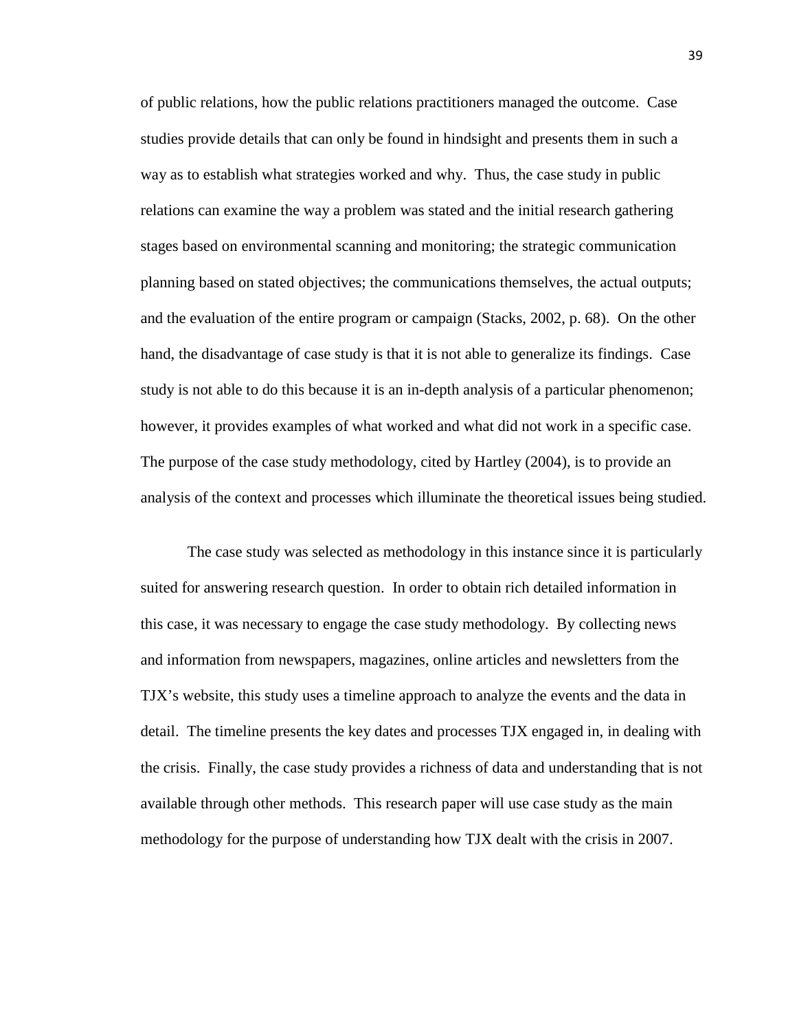of public relations, how the public relations practitioners managed the outcome. Case studies provide details that can only be found in hindsight and presents them in such a way as to establish what strategies worked and why. Thus, the case study in public relations can examine the way a problem was stated and the initial research gathering stages based on environmental scanning and monitoring; the strategic communication planning based on stated objectives; the communications themselves, the actual outputs; and the evaluation of the entire program or campaign (Stacks, 2002, p. 68). On the other hand, the disadvantage of case study is that it is not able to generalize its findings. Case study is not able to do this because it is an in-depth analysis of a particular phenomenon; however, it provides examples of what worked and what did not work in a specific case. The purpose of the case study methodology, cited by Hartley (2004), is to provide an analysis of the context and processes which illuminate the theoretical issues being studied.

The case study was selected as methodology in this instance since it is particularly suited for answering research question. In order to obtain rich detailed information in this case, it was necessary to engage the case study methodology. By collecting news and information from newspapers, magazines, online articles and newsletters from the TJX's website, this study uses a timeline approach to analyze the events and the data in detail. The timeline presents the key dates and processes TJX engaged in, in dealing with the crisis. Finally, the case study provides a richness of data and understanding that is not available through other methods. This research paper will use case study as the main methodology for the purpose of understanding how TJX dealt with the crisis in 2007.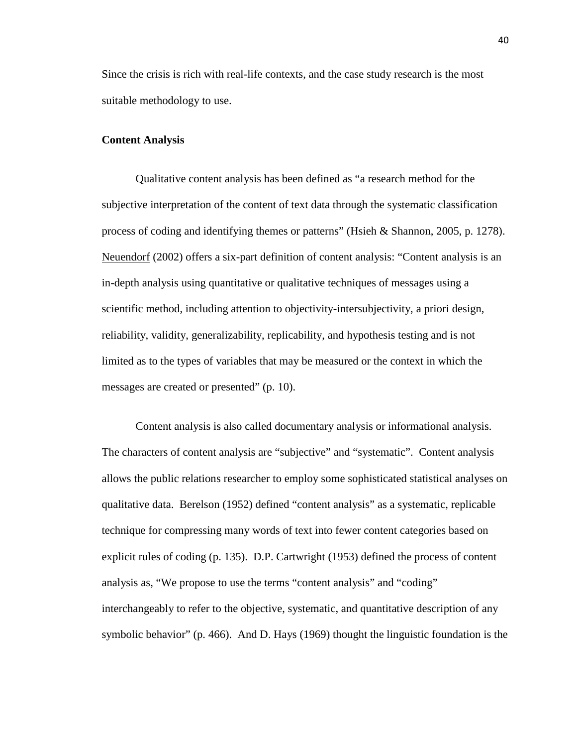Since the crisis is rich with real-life contexts, and the case study research is the most suitable methodology to use.

**Content Analysis**

Qualitative content analysis has been defined as "a research method for the subjective interpretation of the content of text data through the systematic classification process of coding and identifying themes or patterns" (Hsieh & Shannon, 2005, p. 1278). Neuendorf (2002) offers a six-part definition of content analysis: "Content analysis is an in-depth analysis using quantitative or qualitative techniques of messages using a scientific method, including attention to objectivity-intersubjectivity, a priori design, reliability, validity, generalizability, replicability, and hypothesis testing and is not limited as to the types of variables that may be measured or the context in which the messages are created or presented" (p. 10).

Content analysis is also called documentary analysis or informational analysis. The characters of content analysis are "subjective" and "systematic". Content analysis allows the public relations researcher to employ some sophisticated statistical analyses on qualitative data. Berelson (1952) defined "content analysis" as a systematic, replicable technique for compressing many words of text into fewer content categories based on explicit rules of coding (p. 135). D.P. Cartwright (1953) defined the process of content analysis as, "We propose to use the terms "content analysis" and "coding" interchangeably to refer to the objective, systematic, and quantitative description of any symbolic behavior" (p. 466). And D. Hays (1969) thought the linguistic foundation is the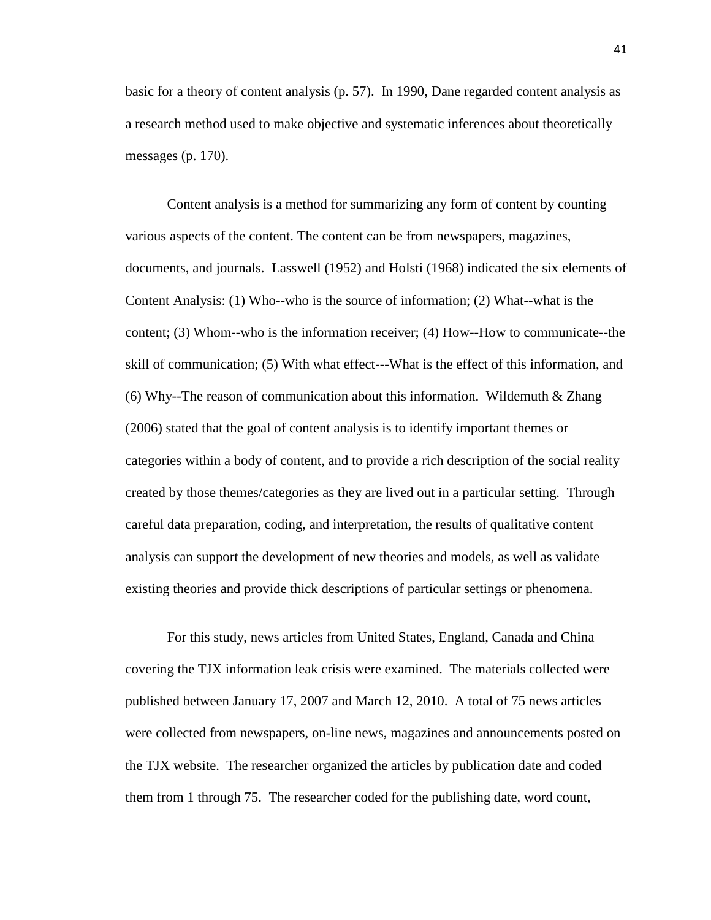basic for a theory of content analysis (p. 57). In 1990, Dane regarded content analysis as a research method used to make objective and systematic inferences about theoretically messages (p. 170).

Content analysis is a method for summarizing any form of content by counting various aspects of the content. The content can be from newspapers, magazines, documents, and journals. Lasswell (1952) and Holsti (1968) indicated the six elements of Content Analysis: (1) Who--who is the source of information; (2) What--what is the content; (3) Whom--who is the information receiver; (4) How--How to communicate--the skill of communication; (5) With what effect---What is the effect of this information, and (6) Why--The reason of communication about this information. Wildemuth & Zhang (2006) stated that the goal of content analysis is to identify important themes or categories within a body of content, and to provide a rich description of the social reality created by those themes/categories as they are lived out in a particular setting. Through careful data preparation, coding, and interpretation, the results of qualitative content analysis can support the development of new theories and models, as well as validate existing theories and provide thick descriptions of particular settings or phenomena.

For this study, news articles from United States, England, Canada and China covering the TJX information leak crisis were examined. The materials collected were published between January 17, 2007 and March 12, 2010. A total of 75 news articles were collected from newspapers, on-line news, magazines and announcements posted on the TJX website. The researcher organized the articles by publication date and coded them from 1 through 75. The researcher coded for the publishing date, word count,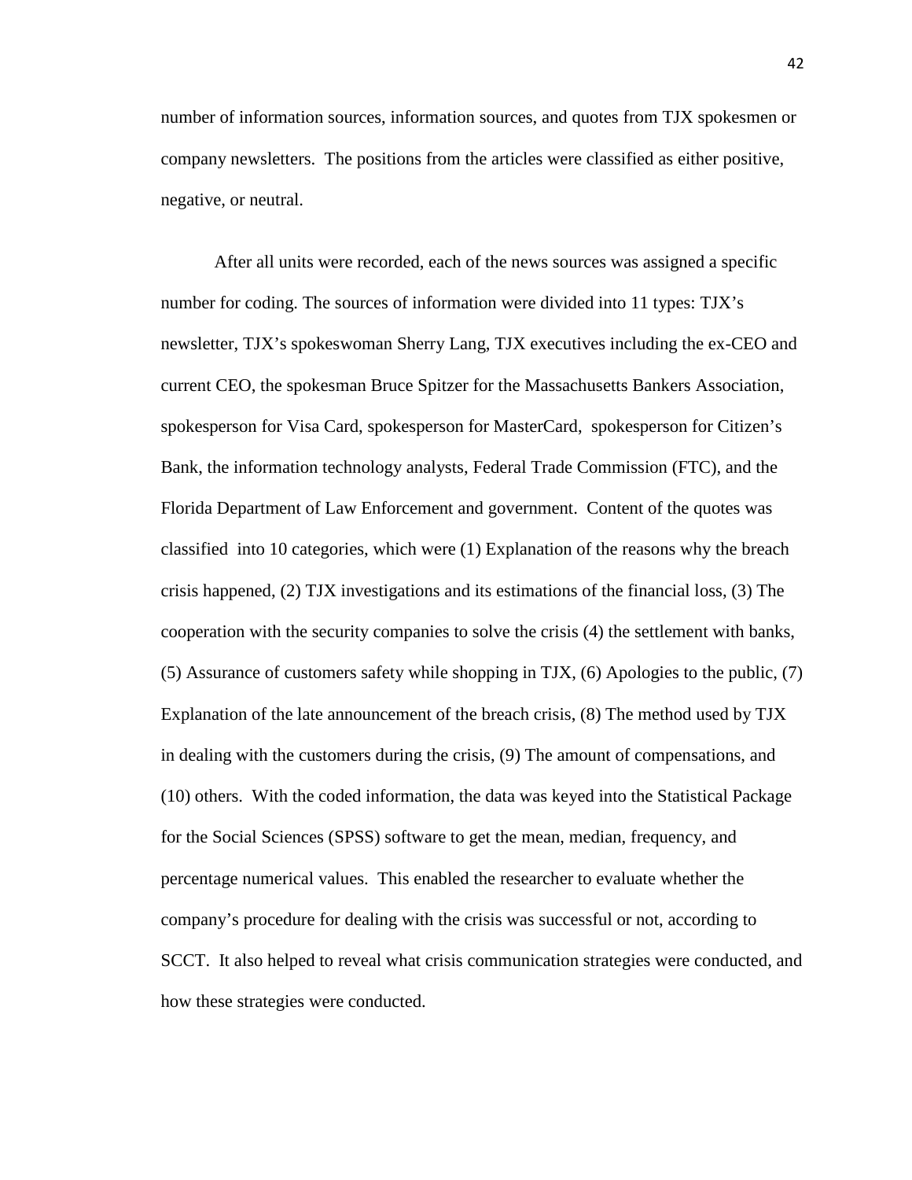number of information sources, information sources, and quotes from TJX spokesmen or company newsletters. The positions from the articles were classified as either positive, negative, or neutral.

After all units were recorded, each of the news sources was assigned a specific number for coding. The sources of information were divided into 11 types: TJX's newsletter, TJX's spokeswoman Sherry Lang, TJX executives including the ex-CEO and current CEO, the spokesman Bruce Spitzer for the Massachusetts Bankers Association, spokesperson for Visa Card, spokesperson for MasterCard, spokesperson for Citizen's Bank, the information technology analysts, Federal Trade Commission (FTC), and the Florida Department of Law Enforcement and government. Content of the quotes was classified into 10 categories, which were (1) Explanation of the reasons why the breach crisis happened, (2) TJX investigations and its estimations of the financial loss, (3) The cooperation with the security companies to solve the crisis (4) the settlement with banks, (5) Assurance of customers safety while shopping in TJX, (6) Apologies to the public, (7) Explanation of the late announcement of the breach crisis, (8) The method used by TJX in dealing with the customers during the crisis, (9) The amount of compensations, and (10) others. With the coded information, the data was keyed into the Statistical Package for the Social Sciences (SPSS) software to get the mean, median, frequency, and percentage numerical values. This enabled the researcher to evaluate whether the company's procedure for dealing with the crisis was successful or not, according to SCCT. It also helped to reveal what crisis communication strategies were conducted, and how these strategies were conducted.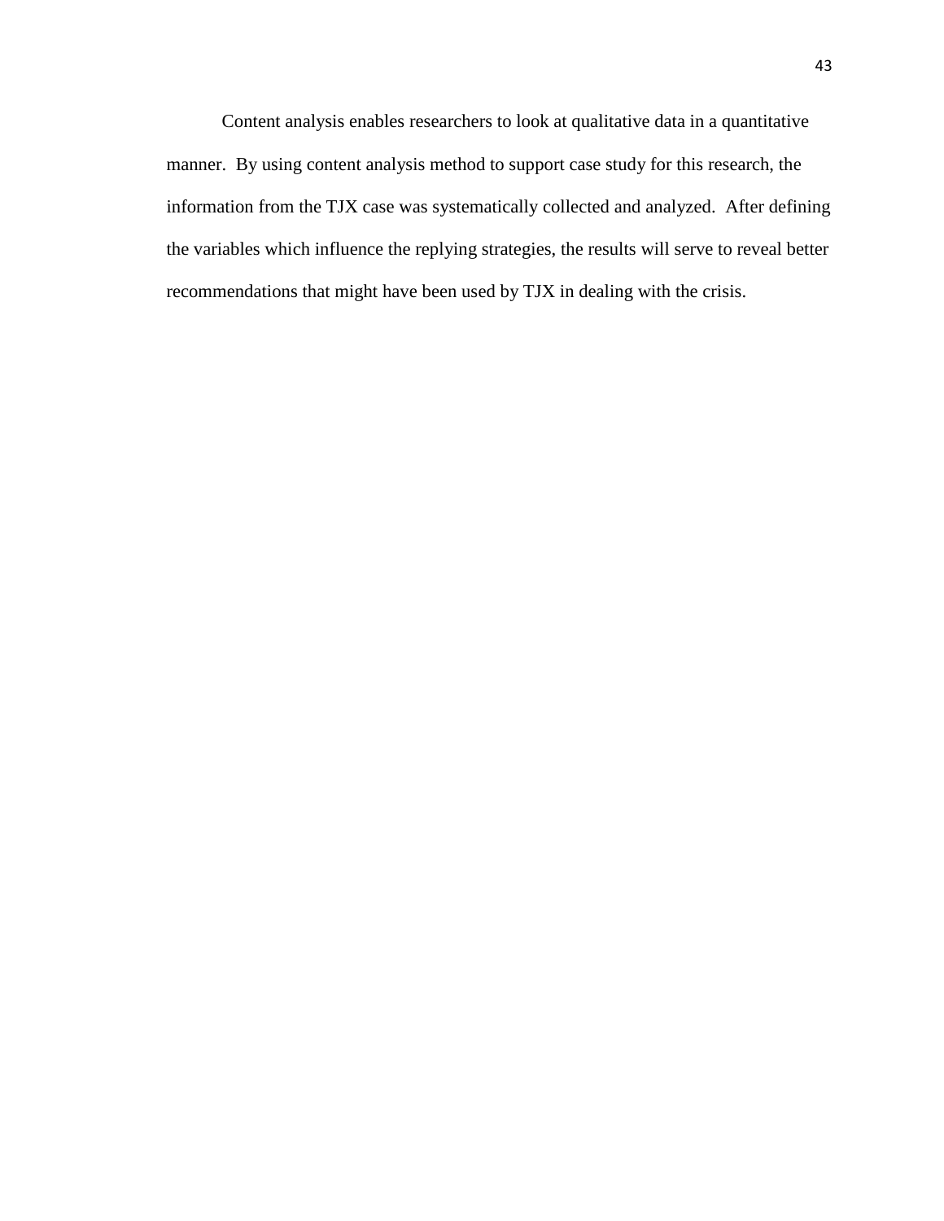Content analysis enables researchers to look at qualitative data in a quantitative manner. By using content analysis method to support case study for this research, the information from the TJX case was systematically collected and analyzed. After defining the variables which influence the replying strategies, the results will serve to reveal better recommendations that might have been used by TJX in dealing with the crisis.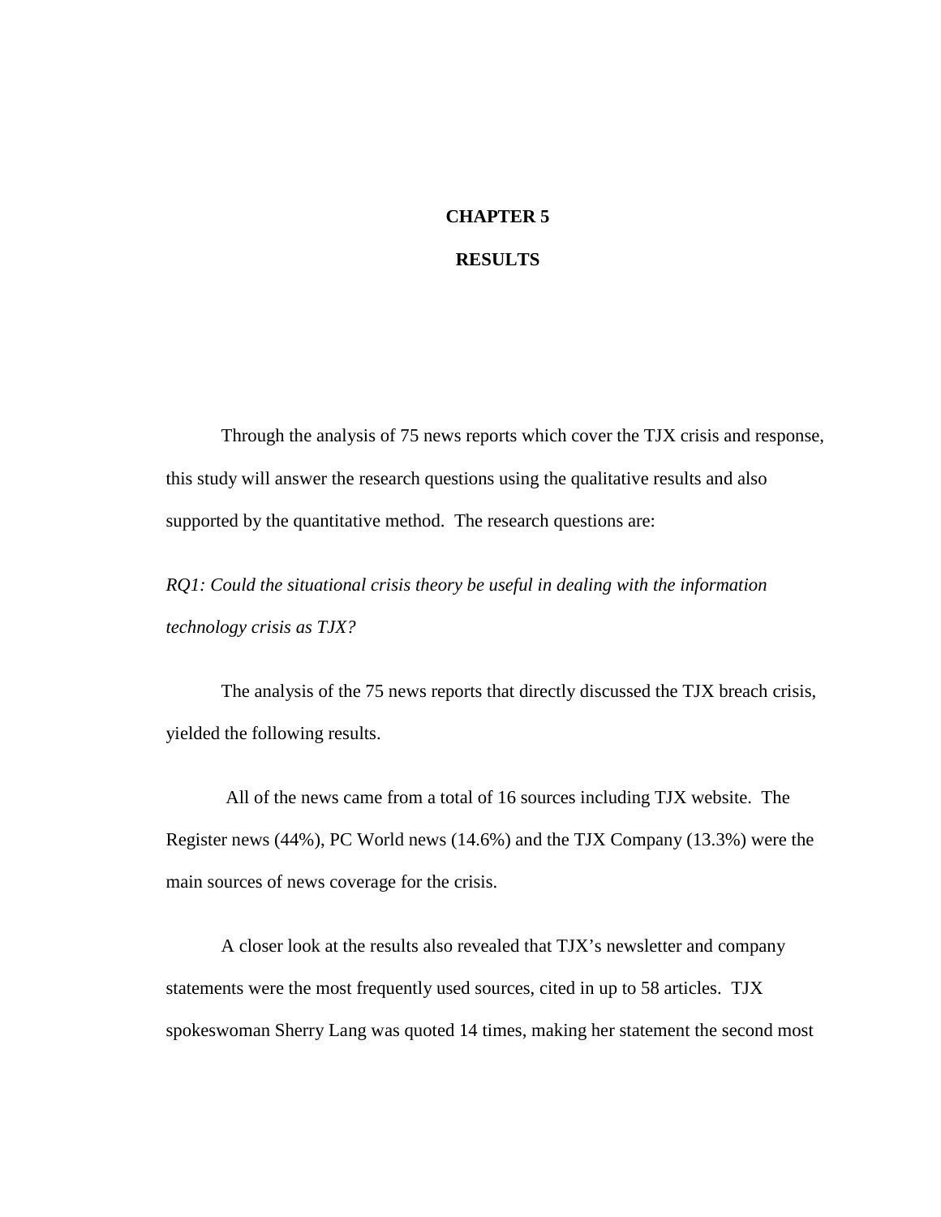# CHAPTER 5

# RESULTS

Through the analysis of 75 news reports which cover the TJX crisis and response, this study will answer the research questions using the qualitative results and also supported by the quantitative method. The research questions are:

*RQ1: Could the situational crisis theory be useful in dealing with the information technology crisis as TJX?*

The analysis of the 75 news reports that directly discussed the TJX breach crisis, yielded the following results.

All of the news came from a total of 16 sources including TJX website. The Register news (44%), PC World news (14.6%) and the TJX Company (13.3%) were the main sources of news coverage for the crisis.

A closer look at the results also revealed that TJX's newsletter and company statements were the most frequently used sources, cited in up to 58 articles. TJX spokeswoman Sherry Lang was quoted 14 times, making her statement the second most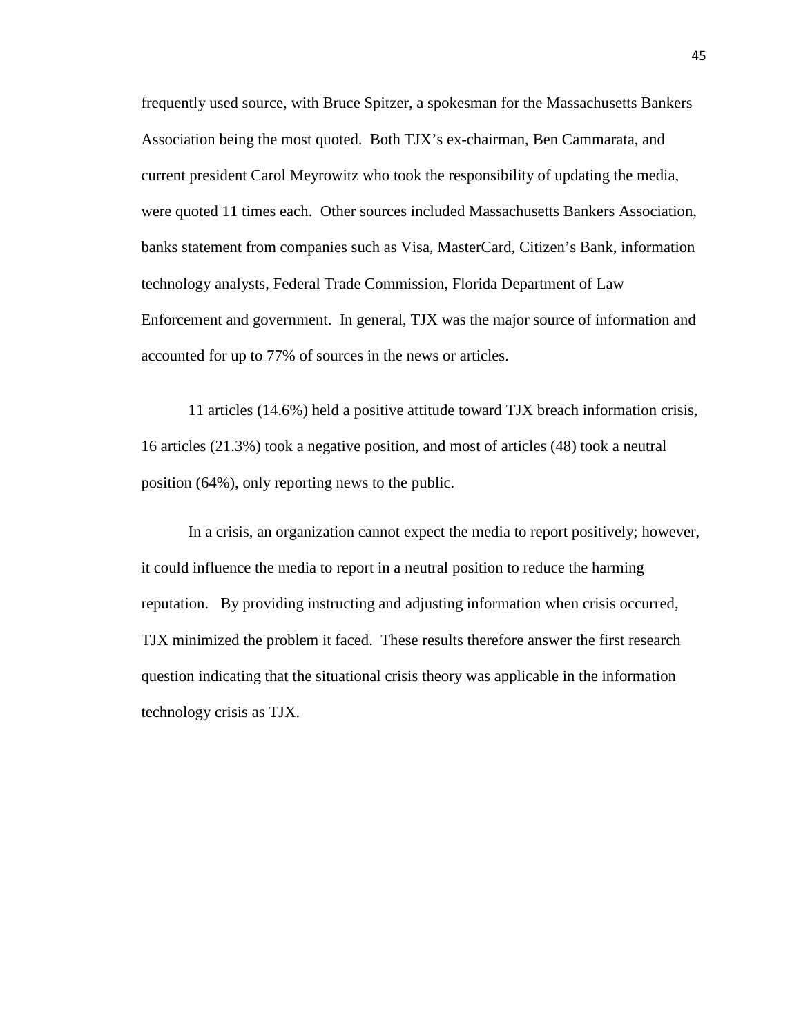frequently used source, with Bruce Spitzer, a spokesman for the Massachusetts Bankers Association being the most quoted. Both TJX's ex-chairman, Ben Cammarata, and current president Carol Meyrowitz who took the responsibility of updating the media, were quoted 11 times each. Other sources included Massachusetts Bankers Association, banks statement from companies such as Visa, MasterCard, Citizen's Bank, information technology analysts, Federal Trade Commission, Florida Department of Law Enforcement and government. In general, TJX was the major source of information and accounted for up to 77% of sources in the news or articles.

11 articles (14.6%) held a positive attitude toward TJX breach information crisis, 16 articles (21.3%) took a negative position, and most of articles (48) took a neutral position (64%), only reporting news to the public.

In a crisis, an organization cannot expect the media to report positively; however, it could influence the media to report in a neutral position to reduce the harming reputation. By providing instructing and adjusting information when crisis occurred, TJX minimized the problem it faced. These results therefore answer the first research question indicating that the situational crisis theory was applicable in the information technology crisis as TJX.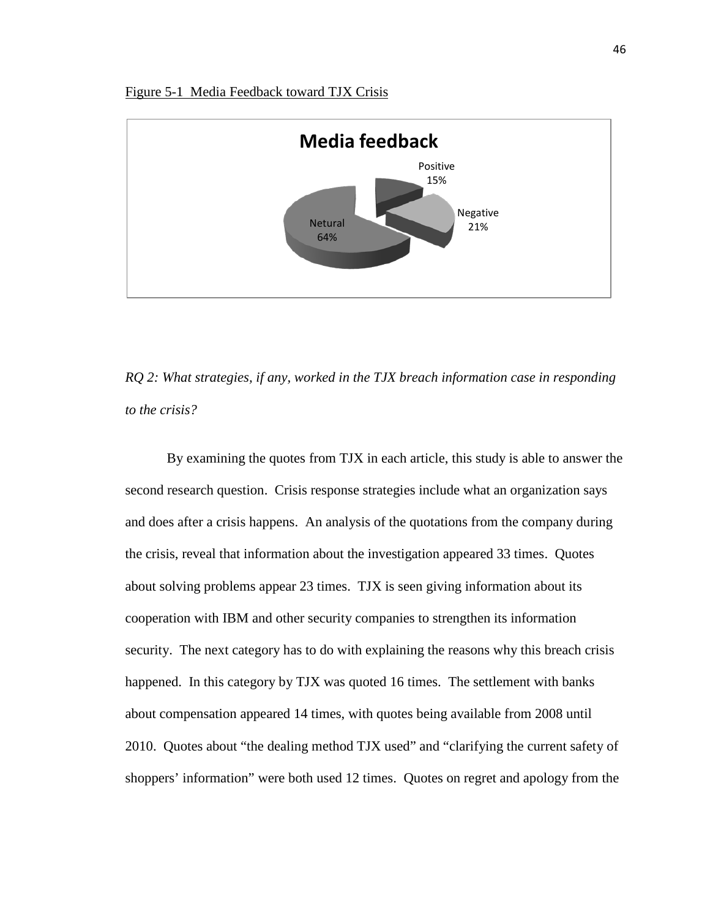Figure 5-1 Media Feedback toward TJX Crisis

*RQ 2: What strategies, if any, worked in the TJX breach information case in responding to the crisis?*

By examining the quotes from TJX in each article, this study is able to answer the second research question. Crisis response strategies include what an organization says and does after a crisis happens. An analysis of the quotations from the company during the crisis, reveal that information about the investigation appeared 33 times. Quotes about solving problems appear 23 times. TJX is seen giving information about its cooperation with IBM and other security companies to strengthen its information security. The next category has to do with explaining the reasons why this breach crisis happened. In this category by TJX was quoted 16 times. The settlement with banks about compensation appeared 14 times, with quotes being available from 2008 until 2010. Quotes about "the dealing method TJX used" and "clarifying the current safety of shoppers' information" were both used 12 times. Quotes on regret and apology from the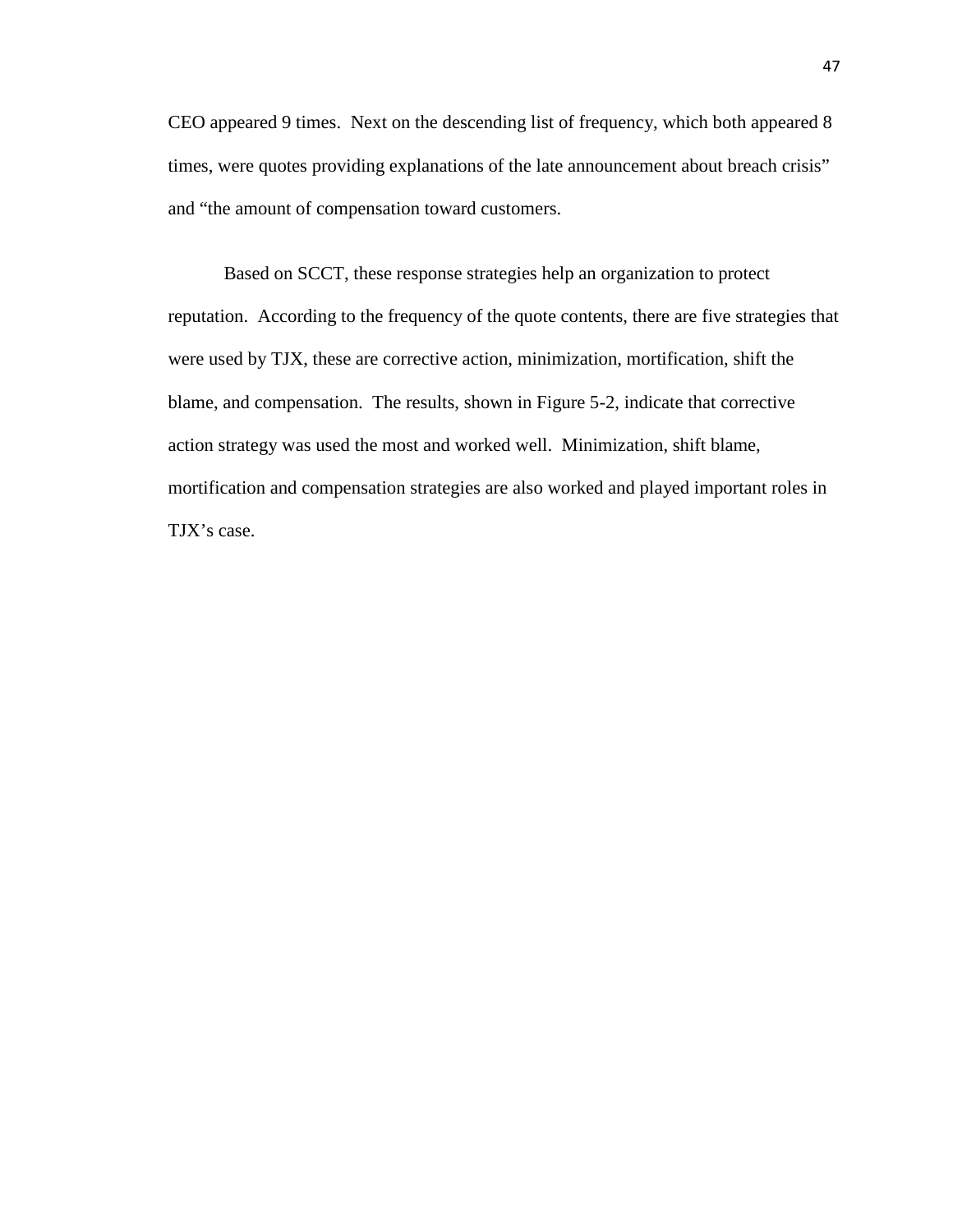CEO appeared 9 times. Next on the descending list of frequency, which both appeared 8 times, were quotes providing explanations of the late announcement about breach crisis" and "the amount of compensation toward customers.

Based on SCCT, these response strategies help an organization to protect reputation. According to the frequency of the quote contents, there are five strategies that were used by TJX, these are corrective action, minimization, mortification, shift the blame, and compensation. The results, shown in Figure 5-2, indicate that corrective action strategy was used the most and worked well. Minimization, shift blame, mortification and compensation strategies are also worked and played important roles in TJX's case.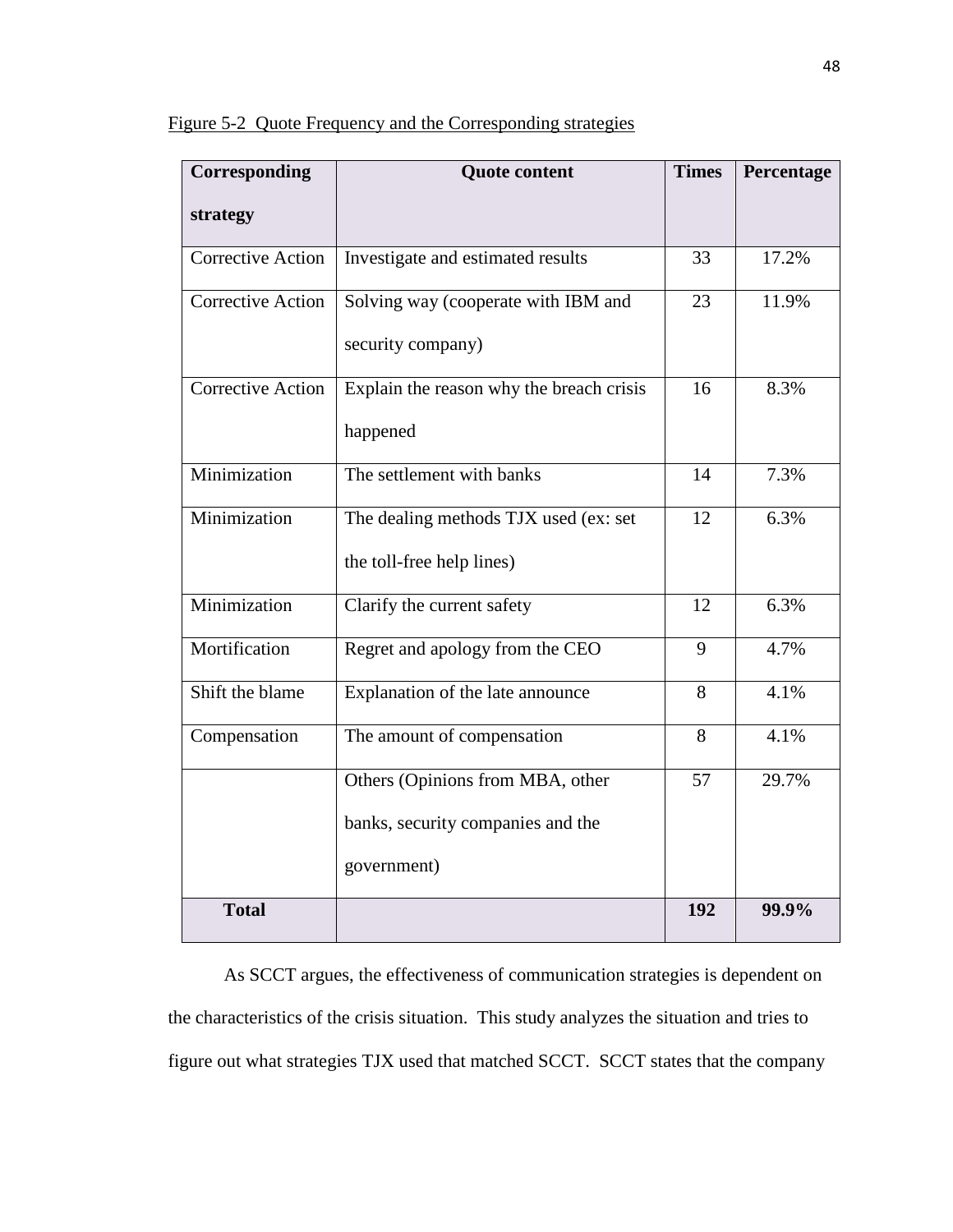Figure 5-2 Quote Frequency and the Corresponding strategies

| Corresponding strategy | Quote content | Times | Percentage |
|---|---|---|---|
| Corrective Action | Investigate and estimated results | 33 | 17.2% |
| Corrective Action | Solving way (cooperate with IBM and security company) | 23 | 11.9% |
| Corrective Action | Explain the reason why the breach crisis happened | 16 | 8.3% |
| Minimization | The settlement with banks | 14 | 7.3% |
| Minimization | The dealing methods TJX used (ex: set the toll-free help lines) | 12 | 6.3% |
| Minimization | Clarify the current safety | 12 | 6.3% |
| Mortification | Regret and apology from the CEO | 9 | 4.7% |
| Shift the blame | Explanation of the late announce | 8 | 4.1% |
| Compensation | The amount of compensation | 8 | 4.1% |
| | Others (Opinions from MBA, other banks, security companies and the government) | 57 | 29.7% |
| **Total** | | **192** | **99.9%** |

As SCCT argues, the effectiveness of communication strategies is dependent on the characteristics of the crisis situation. This study analyzes the situation and tries to figure out what strategies TJX used that matched SCCT. SCCT states that the company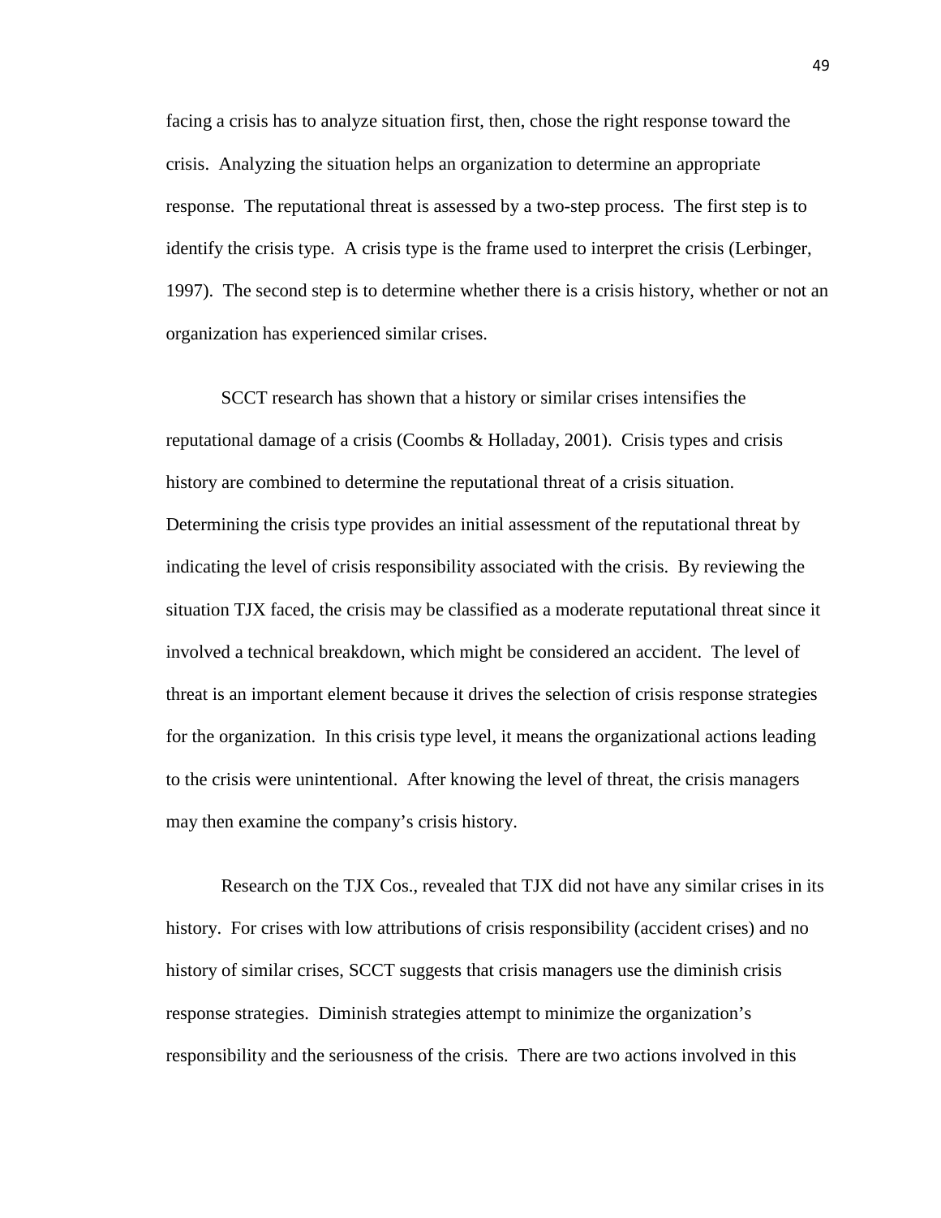facing a crisis has to analyze situation first, then, chose the right response toward the crisis. Analyzing the situation helps an organization to determine an appropriate response. The reputational threat is assessed by a two-step process. The first step is to identify the crisis type. A crisis type is the frame used to interpret the crisis (Lerbinger, 1997). The second step is to determine whether there is a crisis history, whether or not an organization has experienced similar crises.

SCCT research has shown that a history or similar crises intensifies the reputational damage of a crisis (Coombs & Holladay, 2001). Crisis types and crisis history are combined to determine the reputational threat of a crisis situation. Determining the crisis type provides an initial assessment of the reputational threat by indicating the level of crisis responsibility associated with the crisis. By reviewing the situation TJX faced, the crisis may be classified as a moderate reputational threat since it involved a technical breakdown, which might be considered an accident. The level of threat is an important element because it drives the selection of crisis response strategies for the organization. In this crisis type level, it means the organizational actions leading to the crisis were unintentional. After knowing the level of threat, the crisis managers may then examine the company's crisis history.

Research on the TJX Cos., revealed that TJX did not have any similar crises in its history. For crises with low attributions of crisis responsibility (accident crises) and no history of similar crises, SCCT suggests that crisis managers use the diminish crisis response strategies. Diminish strategies attempt to minimize the organization's responsibility and the seriousness of the crisis. There are two actions involved in this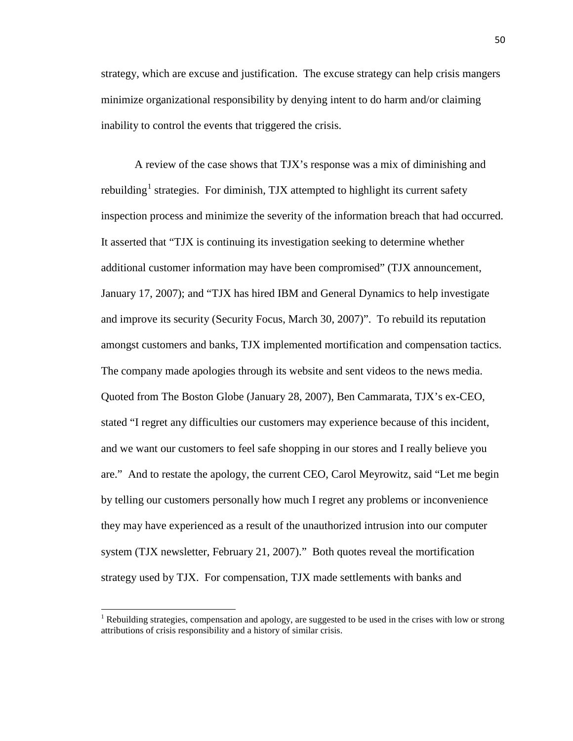strategy, which are excuse and justification. The excuse strategy can help crisis mangers minimize organizational responsibility by denying intent to do harm and/or claiming inability to control the events that triggered the crisis.

A review of the case shows that TJX's response was a mix of diminishing and rebuilding[1] strategies. For diminish, TJX attempted to highlight its current safety inspection process and minimize the severity of the information breach that had occurred. It asserted that "TJX is continuing its investigation seeking to determine whether additional customer information may have been compromised" (TJX announcement, January 17, 2007); and "TJX has hired IBM and General Dynamics to help investigate and improve its security (Security Focus, March 30, 2007)". To rebuild its reputation amongst customers and banks, TJX implemented mortification and compensation tactics. The company made apologies through its website and sent videos to the news media. Quoted from The Boston Globe (January 28, 2007), Ben Cammarata, TJX's ex-CEO, stated "I regret any difficulties our customers may experience because of this incident, and we want our customers to feel safe shopping in our stores and I really believe you are." And to restate the apology, the current CEO, Carol Meyrowitz, said "Let me begin by telling our customers personally how much I regret any problems or inconvenience they may have experienced as a result of the unauthorized intrusion into our computer system (TJX newsletter, February 21, 2007)." Both quotes reveal the mortification strategy used by TJX. For compensation, TJX made settlements with banks and

[1] Rebuilding strategies, compensation and apology, are suggested to be used in the crises with low or strong attributions of crisis responsibility and a history of similar crisis.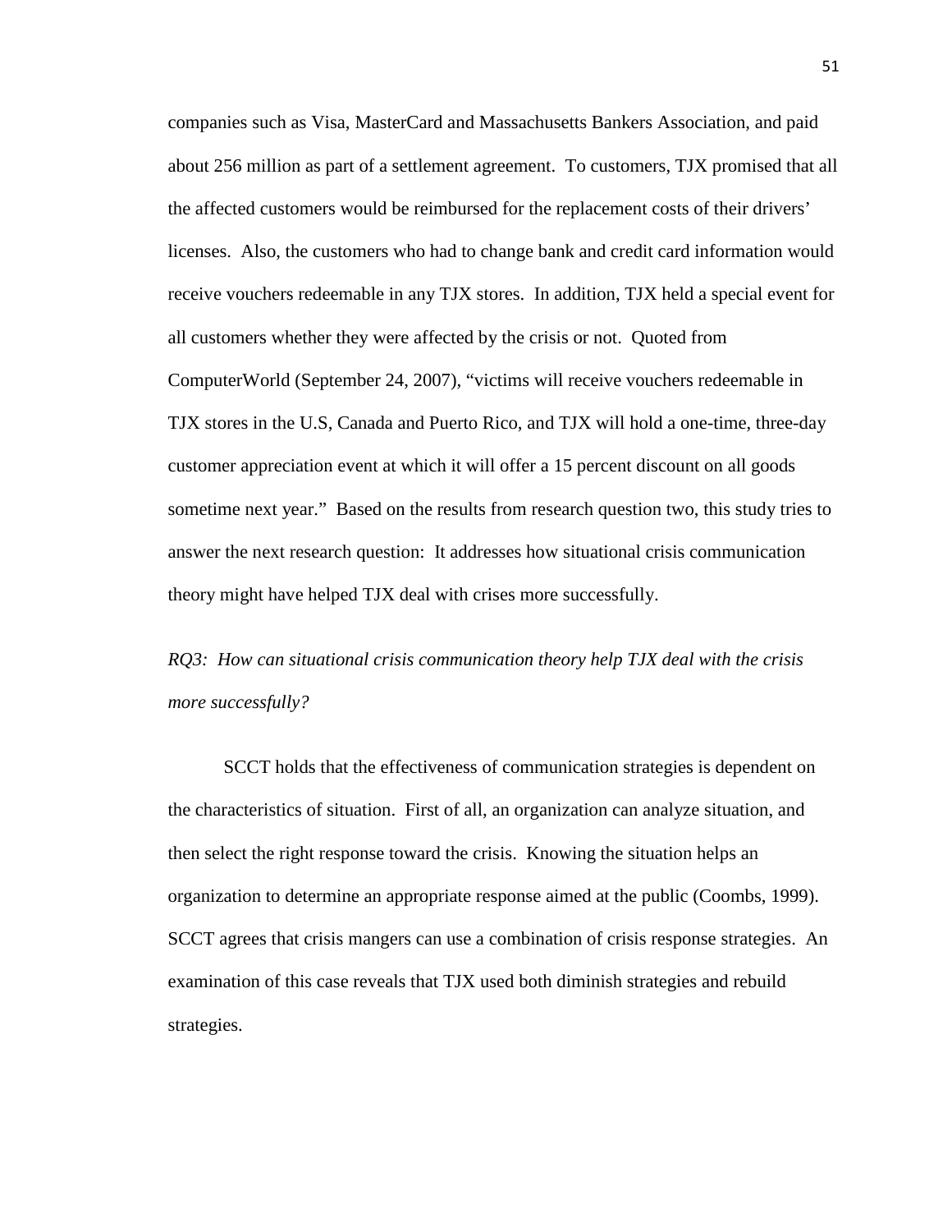companies such as Visa, MasterCard and Massachusetts Bankers Association, and paid about 256 million as part of a settlement agreement. To customers, TJX promised that all the affected customers would be reimbursed for the replacement costs of their drivers' licenses. Also, the customers who had to change bank and credit card information would receive vouchers redeemable in any TJX stores. In addition, TJX held a special event for all customers whether they were affected by the crisis or not. Quoted from ComputerWorld (September 24, 2007), "victims will receive vouchers redeemable in TJX stores in the U.S, Canada and Puerto Rico, and TJX will hold a one-time, three-day customer appreciation event at which it will offer a 15 percent discount on all goods sometime next year." Based on the results from research question two, this study tries to answer the next research question: It addresses how situational crisis communication theory might have helped TJX deal with crises more successfully.

*RQ3: How can situational crisis communication theory help TJX deal with the crisis more successfully?*

SCCT holds that the effectiveness of communication strategies is dependent on the characteristics of situation. First of all, an organization can analyze situation, and then select the right response toward the crisis. Knowing the situation helps an organization to determine an appropriate response aimed at the public (Coombs, 1999). SCCT agrees that crisis mangers can use a combination of crisis response strategies. An examination of this case reveals that TJX used both diminish strategies and rebuild strategies.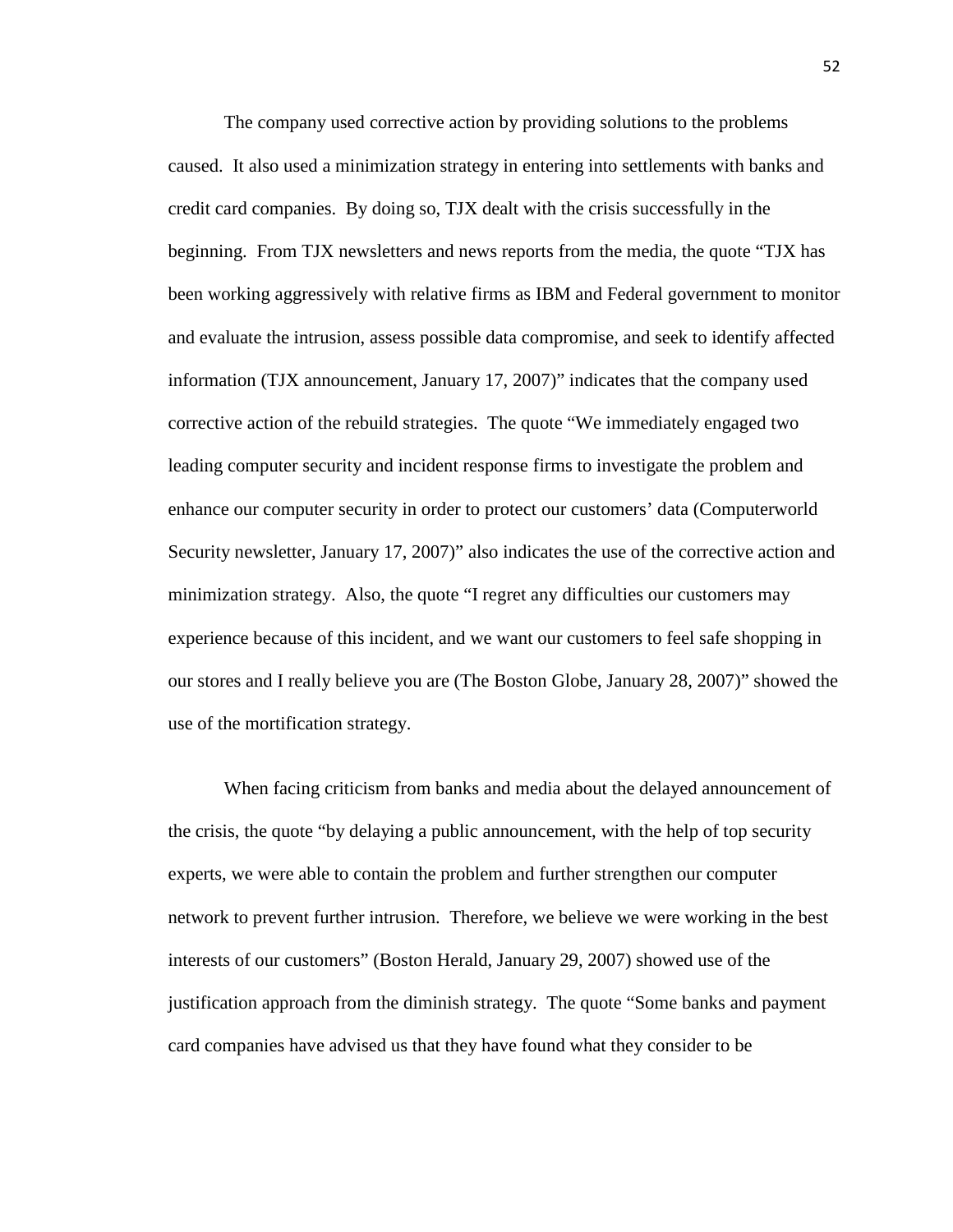The company used corrective action by providing solutions to the problems caused. It also used a minimization strategy in entering into settlements with banks and credit card companies. By doing so, TJX dealt with the crisis successfully in the beginning. From TJX newsletters and news reports from the media, the quote "TJX has been working aggressively with relative firms as IBM and Federal government to monitor and evaluate the intrusion, assess possible data compromise, and seek to identify affected information (TJX announcement, January 17, 2007)" indicates that the company used corrective action of the rebuild strategies. The quote "We immediately engaged two leading computer security and incident response firms to investigate the problem and enhance our computer security in order to protect our customers' data (Computerworld Security newsletter, January 17, 2007)" also indicates the use of the corrective action and minimization strategy. Also, the quote "I regret any difficulties our customers may experience because of this incident, and we want our customers to feel safe shopping in our stores and I really believe you are (The Boston Globe, January 28, 2007)" showed the use of the mortification strategy.

When facing criticism from banks and media about the delayed announcement of the crisis, the quote "by delaying a public announcement, with the help of top security experts, we were able to contain the problem and further strengthen our computer network to prevent further intrusion. Therefore, we believe we were working in the best interests of our customers" (Boston Herald, January 29, 2007) showed use of the justification approach from the diminish strategy. The quote "Some banks and payment card companies have advised us that they have found what they consider to be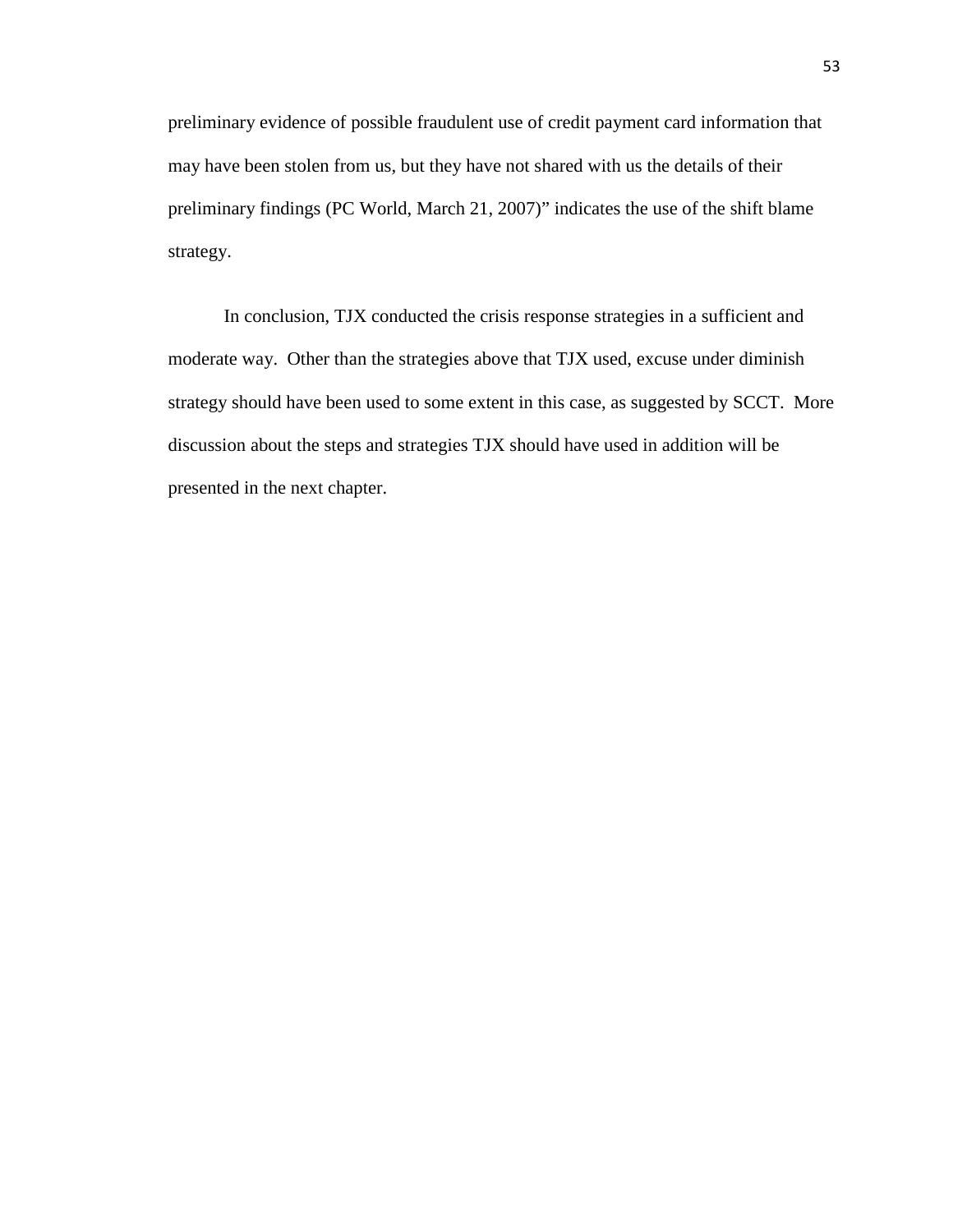preliminary evidence of possible fraudulent use of credit payment card information that may have been stolen from us, but they have not shared with us the details of their preliminary findings (PC World, March 21, 2007)" indicates the use of the shift blame strategy.

In conclusion, TJX conducted the crisis response strategies in a sufficient and moderate way. Other than the strategies above that TJX used, excuse under diminish strategy should have been used to some extent in this case, as suggested by SCCT. More discussion about the steps and strategies TJX should have used in addition will be presented in the next chapter.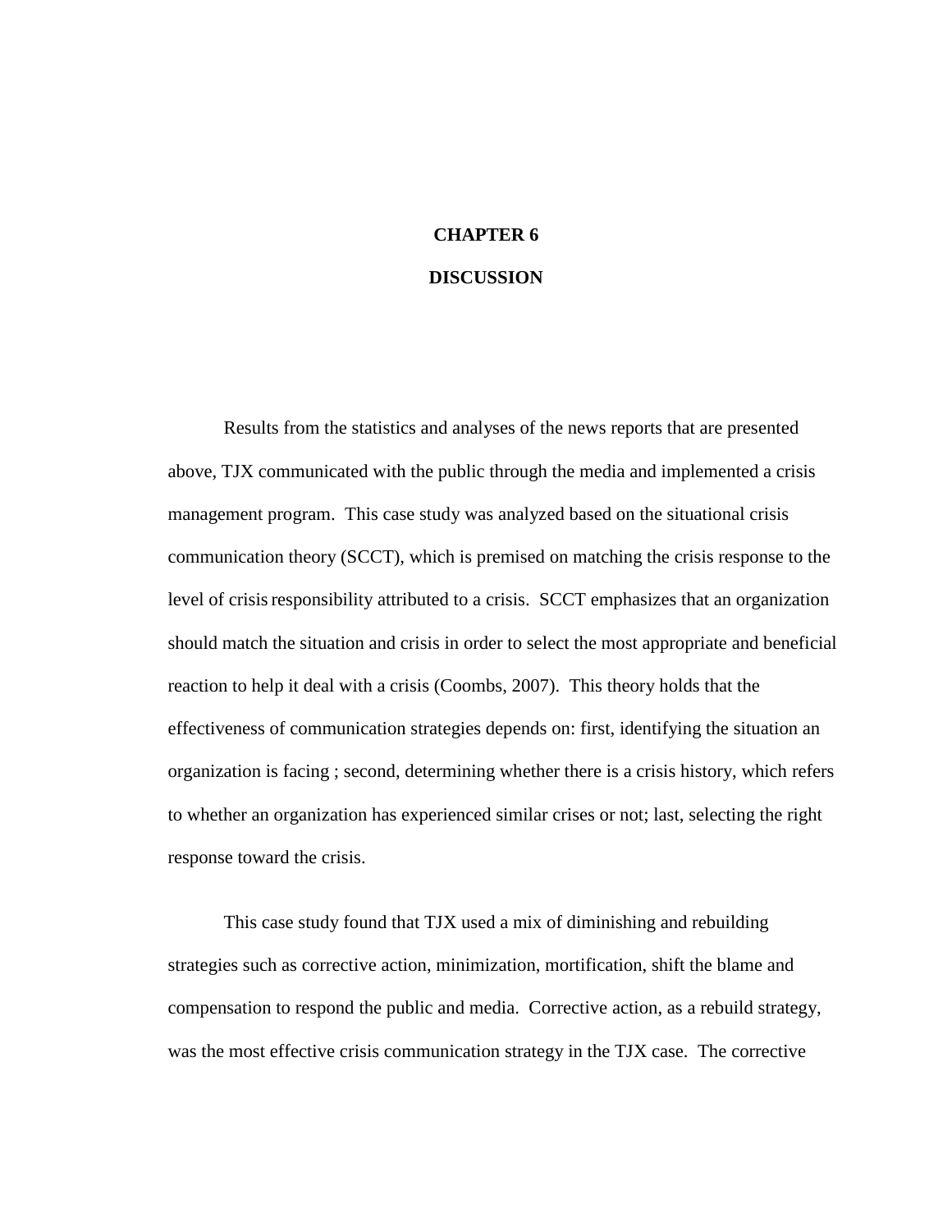# CHAPTER 6

# DISCUSSION

Results from the statistics and analyses of the news reports that are presented above, TJX communicated with the public through the media and implemented a crisis management program. This case study was analyzed based on the situational crisis communication theory (SCCT), which is premised on matching the crisis response to the level of crisis responsibility attributed to a crisis. SCCT emphasizes that an organization should match the situation and crisis in order to select the most appropriate and beneficial reaction to help it deal with a crisis (Coombs, 2007). This theory holds that the effectiveness of communication strategies depends on: first, identifying the situation an organization is facing ; second, determining whether there is a crisis history, which refers to whether an organization has experienced similar crises or not; last, selecting the right response toward the crisis.

This case study found that TJX used a mix of diminishing and rebuilding strategies such as corrective action, minimization, mortification, shift the blame and compensation to respond the public and media. Corrective action, as a rebuild strategy, was the most effective crisis communication strategy in the TJX case. The corrective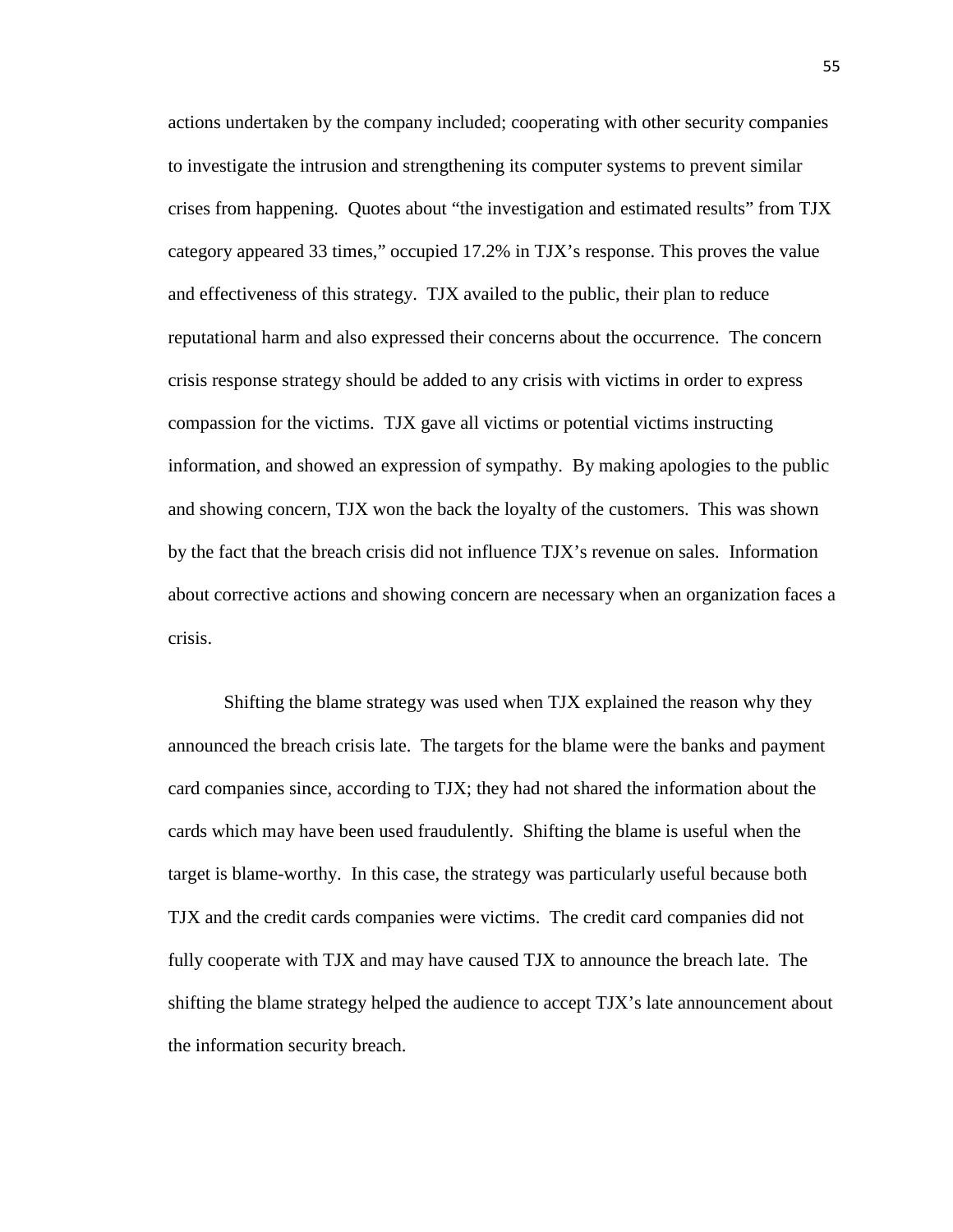actions undertaken by the company included; cooperating with other security companies to investigate the intrusion and strengthening its computer systems to prevent similar crises from happening. Quotes about "the investigation and estimated results" from TJX category appeared 33 times," occupied 17.2% in TJX's response. This proves the value and effectiveness of this strategy. TJX availed to the public, their plan to reduce reputational harm and also expressed their concerns about the occurrence. The concern crisis response strategy should be added to any crisis with victims in order to express compassion for the victims. TJX gave all victims or potential victims instructing information, and showed an expression of sympathy. By making apologies to the public and showing concern, TJX won the back the loyalty of the customers. This was shown by the fact that the breach crisis did not influence TJX's revenue on sales. Information about corrective actions and showing concern are necessary when an organization faces a crisis.

Shifting the blame strategy was used when TJX explained the reason why they announced the breach crisis late. The targets for the blame were the banks and payment card companies since, according to TJX; they had not shared the information about the cards which may have been used fraudulently. Shifting the blame is useful when the target is blame-worthy. In this case, the strategy was particularly useful because both TJX and the credit cards companies were victims. The credit card companies did not fully cooperate with TJX and may have caused TJX to announce the breach late. The shifting the blame strategy helped the audience to accept TJX's late announcement about the information security breach.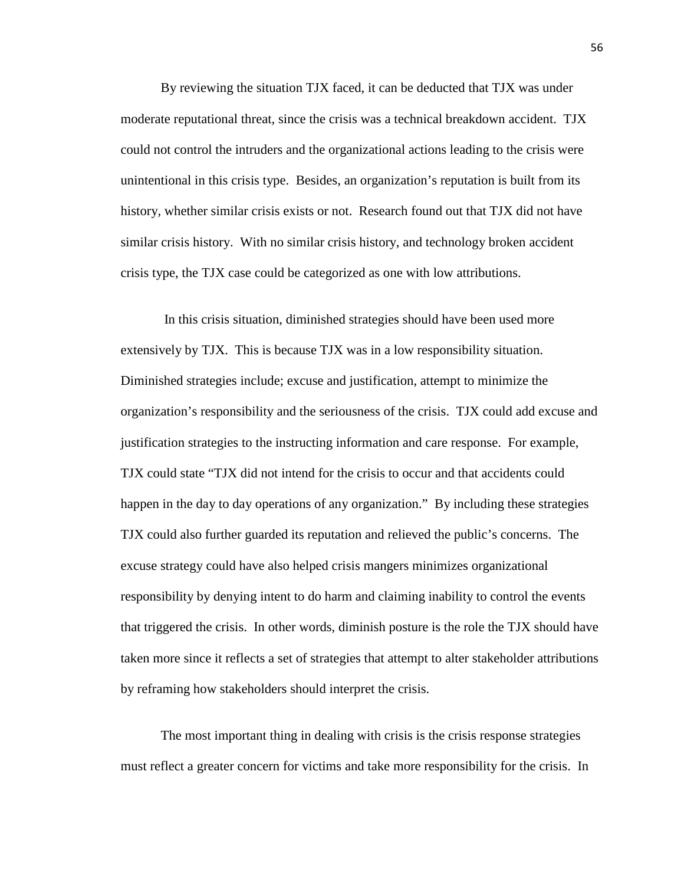By reviewing the situation TJX faced, it can be deducted that TJX was under moderate reputational threat, since the crisis was a technical breakdown accident. TJX could not control the intruders and the organizational actions leading to the crisis were unintentional in this crisis type. Besides, an organization's reputation is built from its history, whether similar crisis exists or not. Research found out that TJX did not have similar crisis history. With no similar crisis history, and technology broken accident crisis type, the TJX case could be categorized as one with low attributions.

In this crisis situation, diminished strategies should have been used more extensively by TJX. This is because TJX was in a low responsibility situation. Diminished strategies include; excuse and justification, attempt to minimize the organization's responsibility and the seriousness of the crisis. TJX could add excuse and justification strategies to the instructing information and care response. For example, TJX could state "TJX did not intend for the crisis to occur and that accidents could happen in the day to day operations of any organization." By including these strategies TJX could also further guarded its reputation and relieved the public's concerns. The excuse strategy could have also helped crisis mangers minimizes organizational responsibility by denying intent to do harm and claiming inability to control the events that triggered the crisis. In other words, diminish posture is the role the TJX should have taken more since it reflects a set of strategies that attempt to alter stakeholder attributions by reframing how stakeholders should interpret the crisis.

The most important thing in dealing with crisis is the crisis response strategies must reflect a greater concern for victims and take more responsibility for the crisis. In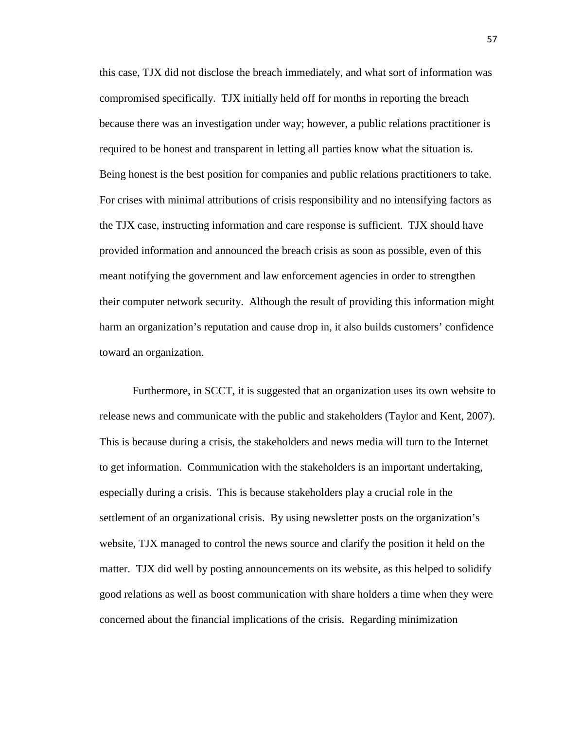this case, TJX did not disclose the breach immediately, and what sort of information was compromised specifically. TJX initially held off for months in reporting the breach because there was an investigation under way; however, a public relations practitioner is required to be honest and transparent in letting all parties know what the situation is. Being honest is the best position for companies and public relations practitioners to take. For crises with minimal attributions of crisis responsibility and no intensifying factors as the TJX case, instructing information and care response is sufficient. TJX should have provided information and announced the breach crisis as soon as possible, even of this meant notifying the government and law enforcement agencies in order to strengthen their computer network security. Although the result of providing this information might harm an organization's reputation and cause drop in, it also builds customers' confidence toward an organization.

Furthermore, in SCCT, it is suggested that an organization uses its own website to release news and communicate with the public and stakeholders (Taylor and Kent, 2007). This is because during a crisis, the stakeholders and news media will turn to the Internet to get information. Communication with the stakeholders is an important undertaking, especially during a crisis. This is because stakeholders play a crucial role in the settlement of an organizational crisis. By using newsletter posts on the organization's website, TJX managed to control the news source and clarify the position it held on the matter. TJX did well by posting announcements on its website, as this helped to solidify good relations as well as boost communication with share holders a time when they were concerned about the financial implications of the crisis. Regarding minimization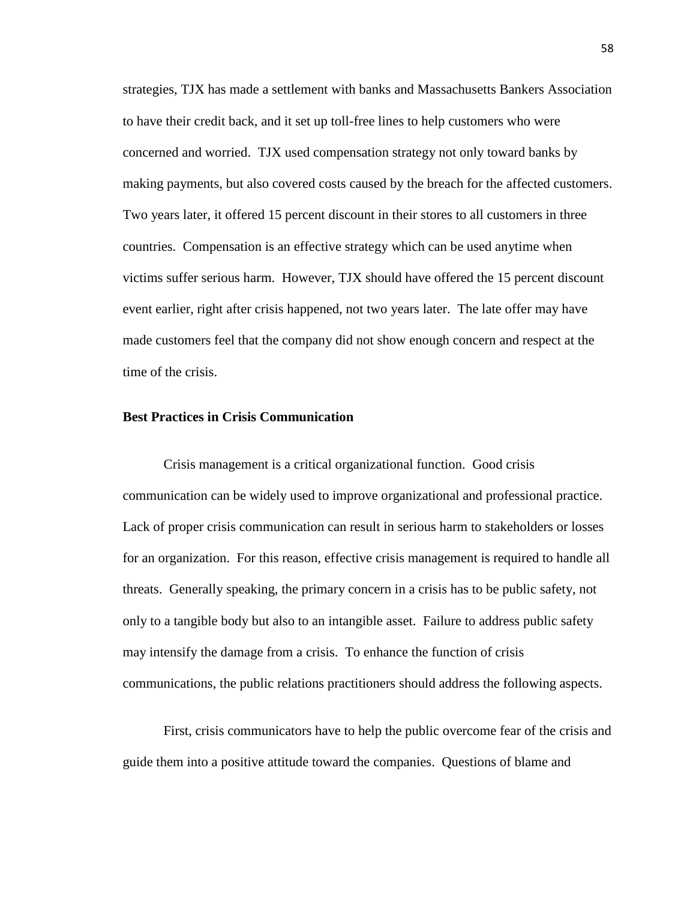strategies, TJX has made a settlement with banks and Massachusetts Bankers Association to have their credit back, and it set up toll-free lines to help customers who were concerned and worried. TJX used compensation strategy not only toward banks by making payments, but also covered costs caused by the breach for the affected customers. Two years later, it offered 15 percent discount in their stores to all customers in three countries. Compensation is an effective strategy which can be used anytime when victims suffer serious harm. However, TJX should have offered the 15 percent discount event earlier, right after crisis happened, not two years later. The late offer may have made customers feel that the company did not show enough concern and respect at the time of the crisis.

**Best Practices in Crisis Communication**

Crisis management is a critical organizational function. Good crisis communication can be widely used to improve organizational and professional practice. Lack of proper crisis communication can result in serious harm to stakeholders or losses for an organization. For this reason, effective crisis management is required to handle all threats. Generally speaking, the primary concern in a crisis has to be public safety, not only to a tangible body but also to an intangible asset. Failure to address public safety may intensify the damage from a crisis. To enhance the function of crisis communications, the public relations practitioners should address the following aspects.

First, crisis communicators have to help the public overcome fear of the crisis and guide them into a positive attitude toward the companies. Questions of blame and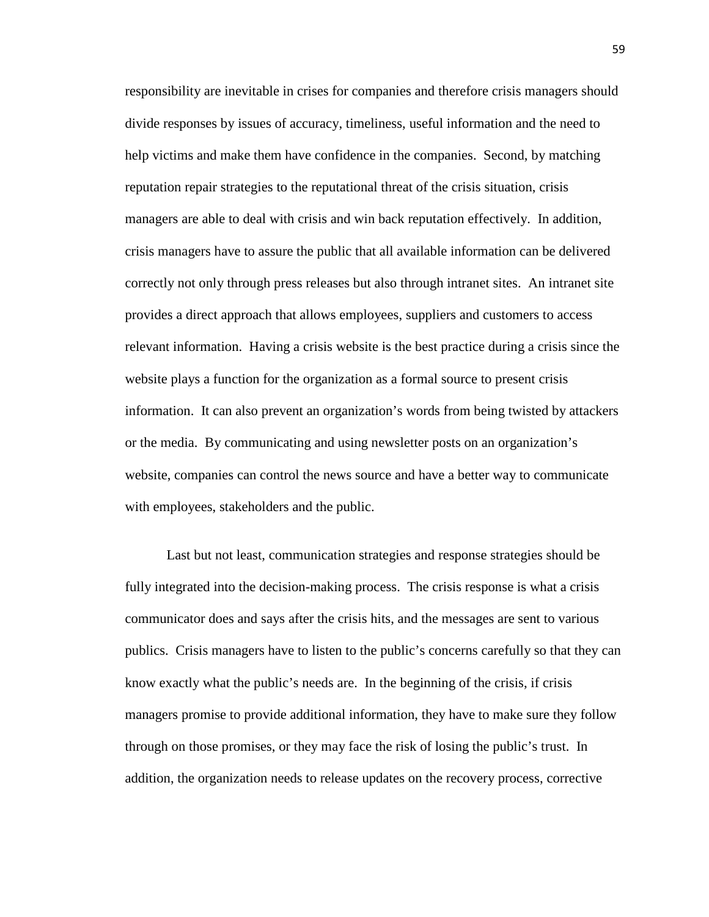responsibility are inevitable in crises for companies and therefore crisis managers should divide responses by issues of accuracy, timeliness, useful information and the need to help victims and make them have confidence in the companies. Second, by matching reputation repair strategies to the reputational threat of the crisis situation, crisis managers are able to deal with crisis and win back reputation effectively. In addition, crisis managers have to assure the public that all available information can be delivered correctly not only through press releases but also through intranet sites. An intranet site provides a direct approach that allows employees, suppliers and customers to access relevant information. Having a crisis website is the best practice during a crisis since the website plays a function for the organization as a formal source to present crisis information. It can also prevent an organization's words from being twisted by attackers or the media. By communicating and using newsletter posts on an organization's website, companies can control the news source and have a better way to communicate with employees, stakeholders and the public.

Last but not least, communication strategies and response strategies should be fully integrated into the decision-making process. The crisis response is what a crisis communicator does and says after the crisis hits, and the messages are sent to various publics. Crisis managers have to listen to the public's concerns carefully so that they can know exactly what the public's needs are. In the beginning of the crisis, if crisis managers promise to provide additional information, they have to make sure they follow through on those promises, or they may face the risk of losing the public's trust. In addition, the organization needs to release updates on the recovery process, corrective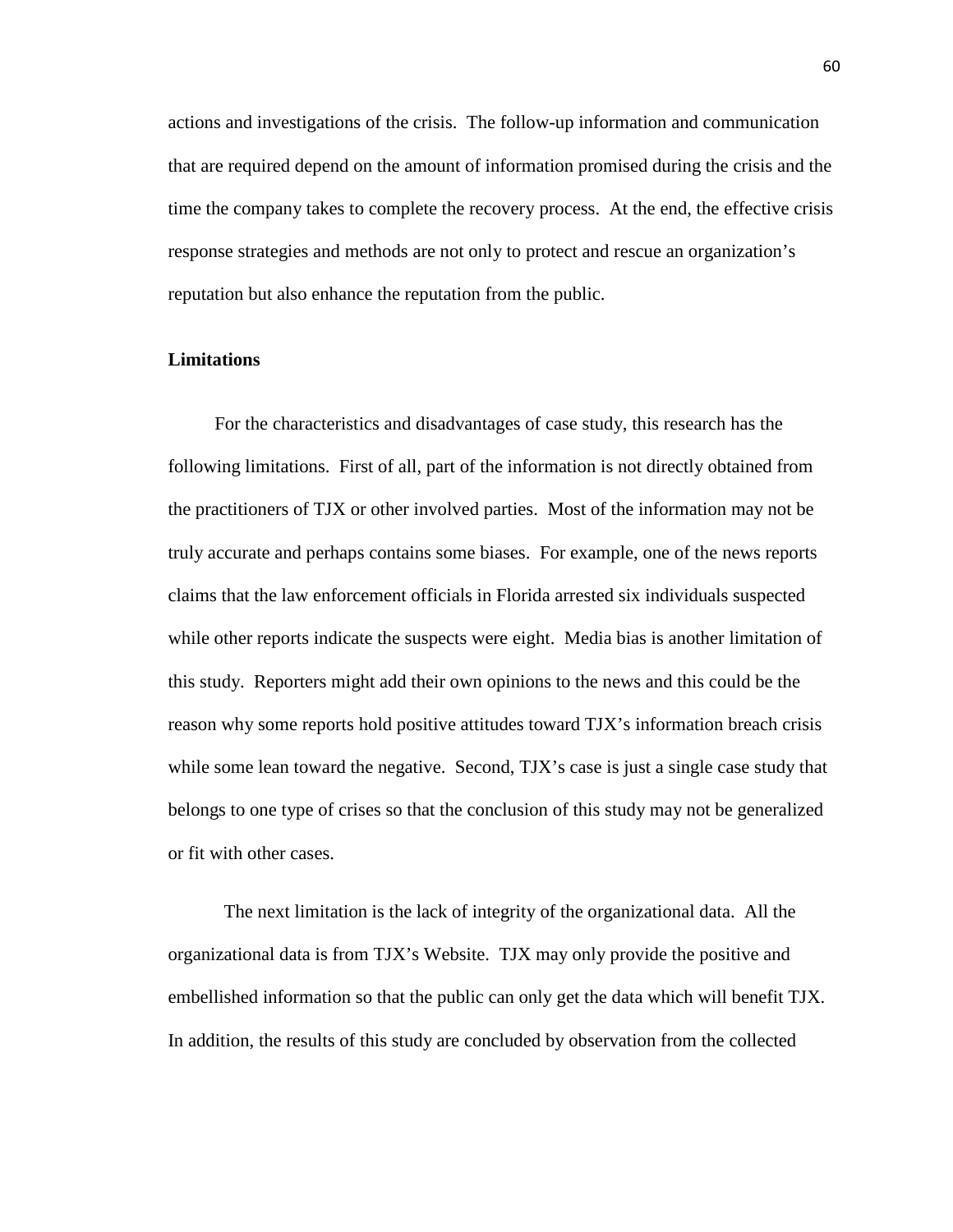actions and investigations of the crisis. The follow-up information and communication that are required depend on the amount of information promised during the crisis and the time the company takes to complete the recovery process. At the end, the effective crisis response strategies and methods are not only to protect and rescue an organization's reputation but also enhance the reputation from the public.

**Limitations**

For the characteristics and disadvantages of case study, this research has the following limitations. First of all, part of the information is not directly obtained from the practitioners of TJX or other involved parties. Most of the information may not be truly accurate and perhaps contains some biases. For example, one of the news reports claims that the law enforcement officials in Florida arrested six individuals suspected while other reports indicate the suspects were eight. Media bias is another limitation of this study. Reporters might add their own opinions to the news and this could be the reason why some reports hold positive attitudes toward TJX's information breach crisis while some lean toward the negative. Second, TJX's case is just a single case study that belongs to one type of crises so that the conclusion of this study may not be generalized or fit with other cases.

The next limitation is the lack of integrity of the organizational data. All the organizational data is from TJX's Website. TJX may only provide the positive and embellished information so that the public can only get the data which will benefit TJX. In addition, the results of this study are concluded by observation from the collected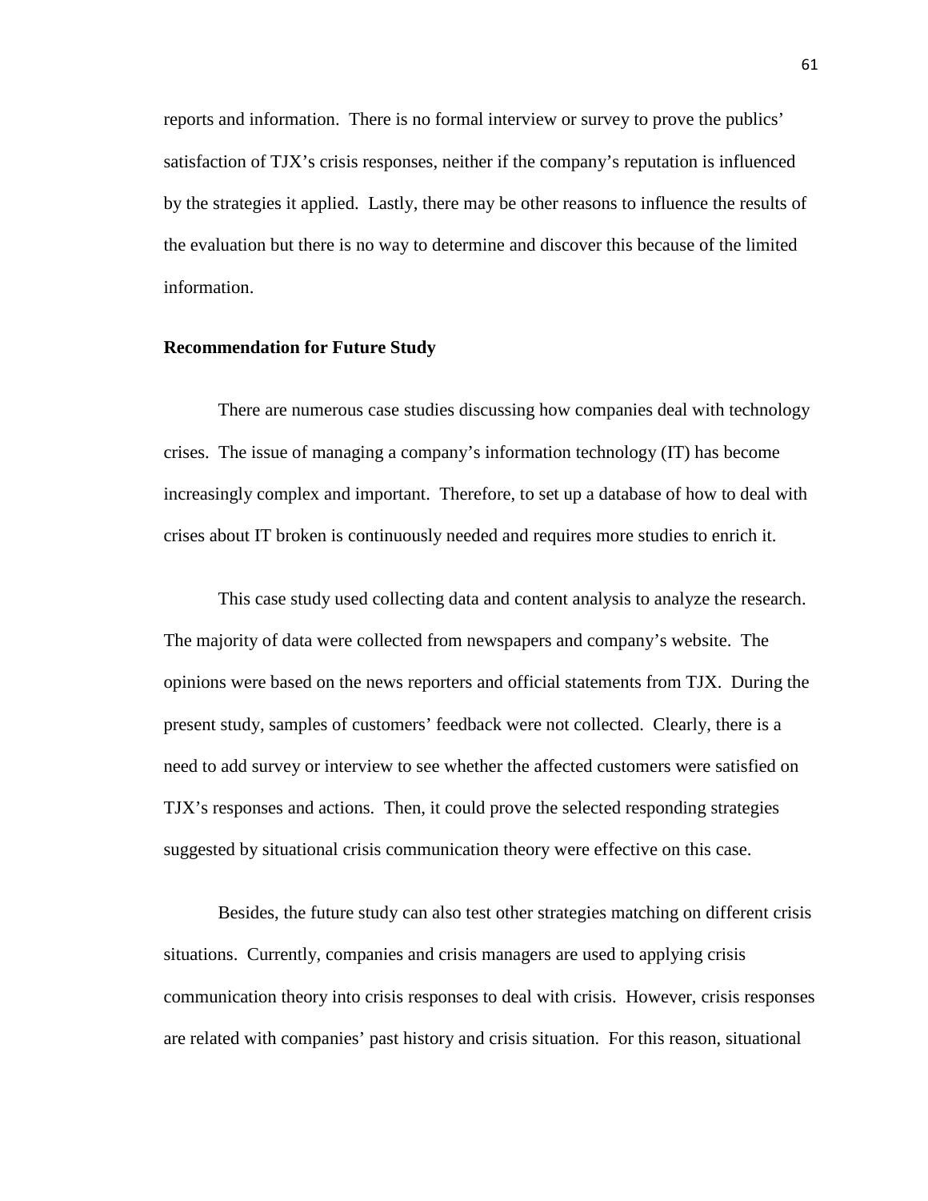reports and information. There is no formal interview or survey to prove the publics' satisfaction of TJX's crisis responses, neither if the company's reputation is influenced by the strategies it applied. Lastly, there may be other reasons to influence the results of the evaluation but there is no way to determine and discover this because of the limited information.

**Recommendation for Future Study**

There are numerous case studies discussing how companies deal with technology crises. The issue of managing a company's information technology (IT) has become increasingly complex and important. Therefore, to set up a database of how to deal with crises about IT broken is continuously needed and requires more studies to enrich it.

This case study used collecting data and content analysis to analyze the research. The majority of data were collected from newspapers and company's website. The opinions were based on the news reporters and official statements from TJX. During the present study, samples of customers' feedback were not collected. Clearly, there is a need to add survey or interview to see whether the affected customers were satisfied on TJX's responses and actions. Then, it could prove the selected responding strategies suggested by situational crisis communication theory were effective on this case.

Besides, the future study can also test other strategies matching on different crisis situations. Currently, companies and crisis managers are used to applying crisis communication theory into crisis responses to deal with crisis. However, crisis responses are related with companies' past history and crisis situation. For this reason, situational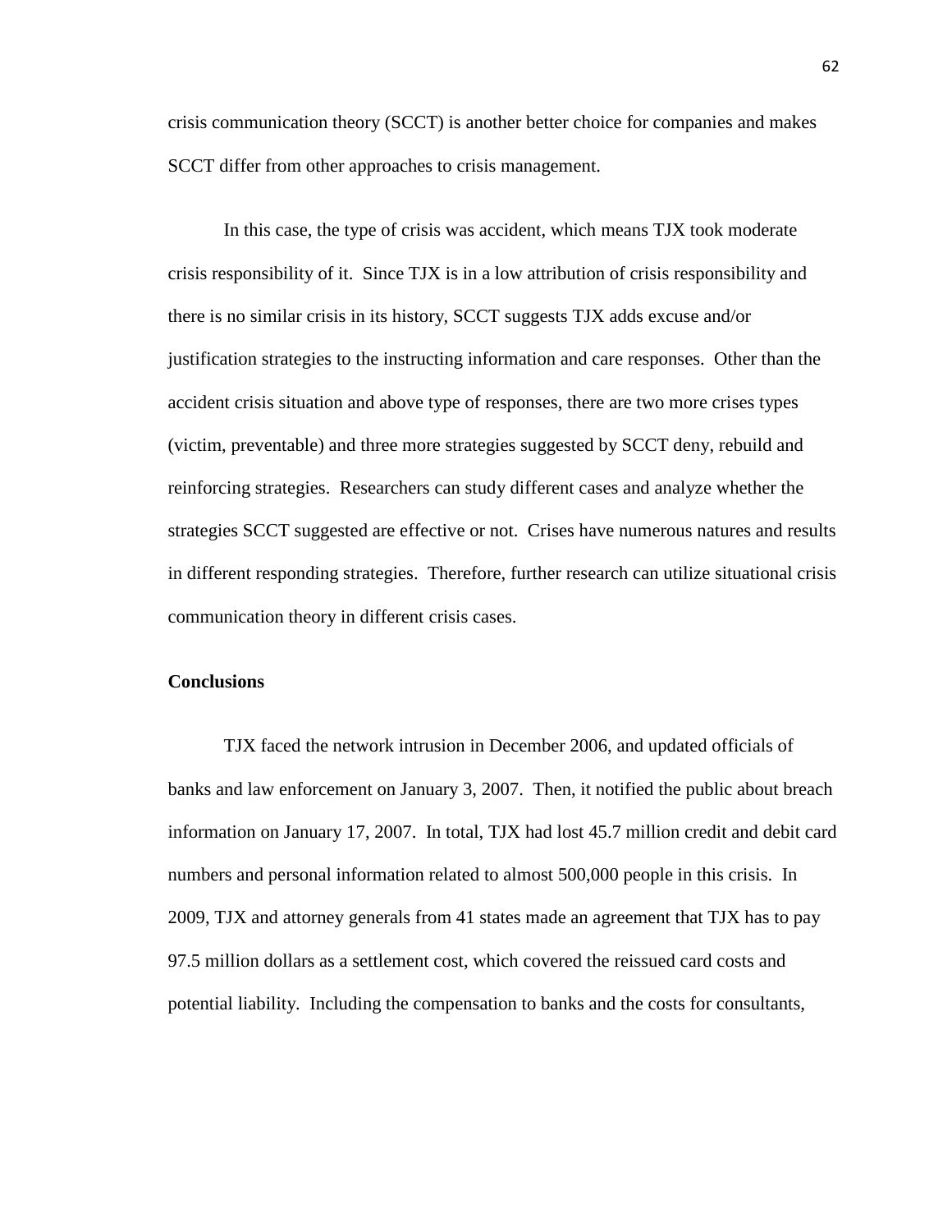crisis communication theory (SCCT) is another better choice for companies and makes SCCT differ from other approaches to crisis management.

In this case, the type of crisis was accident, which means TJX took moderate crisis responsibility of it. Since TJX is in a low attribution of crisis responsibility and there is no similar crisis in its history, SCCT suggests TJX adds excuse and/or justification strategies to the instructing information and care responses. Other than the accident crisis situation and above type of responses, there are two more crises types (victim, preventable) and three more strategies suggested by SCCT deny, rebuild and reinforcing strategies. Researchers can study different cases and analyze whether the strategies SCCT suggested are effective or not. Crises have numerous natures and results in different responding strategies. Therefore, further research can utilize situational crisis communication theory in different crisis cases.

## Conclusions

TJX faced the network intrusion in December 2006, and updated officials of banks and law enforcement on January 3, 2007. Then, it notified the public about breach information on January 17, 2007. In total, TJX had lost 45.7 million credit and debit card numbers and personal information related to almost 500,000 people in this crisis. In 2009, TJX and attorney generals from 41 states made an agreement that TJX has to pay 97.5 million dollars as a settlement cost, which covered the reissued card costs and potential liability. Including the compensation to banks and the costs for consultants,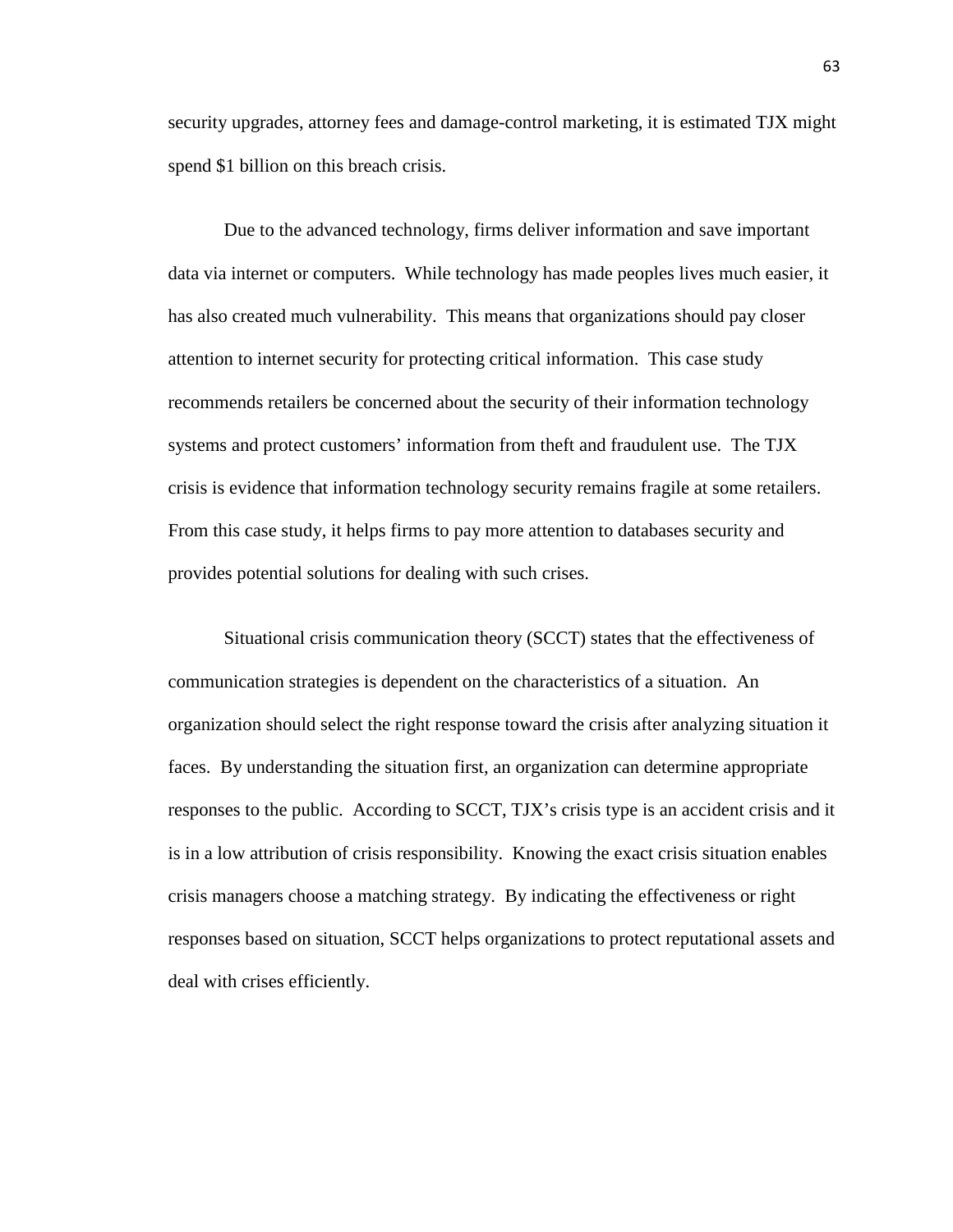security upgrades, attorney fees and damage-control marketing, it is estimated TJX might spend $1 billion on this breach crisis.

Due to the advanced technology, firms deliver information and save important data via internet or computers. While technology has made peoples lives much easier, it has also created much vulnerability. This means that organizations should pay closer attention to internet security for protecting critical information. This case study recommends retailers be concerned about the security of their information technology systems and protect customers' information from theft and fraudulent use. The TJX crisis is evidence that information technology security remains fragile at some retailers. From this case study, it helps firms to pay more attention to databases security and provides potential solutions for dealing with such crises.

Situational crisis communication theory (SCCT) states that the effectiveness of communication strategies is dependent on the characteristics of a situation. An organization should select the right response toward the crisis after analyzing situation it faces. By understanding the situation first, an organization can determine appropriate responses to the public. According to SCCT, TJX's crisis type is an accident crisis and it is in a low attribution of crisis responsibility. Knowing the exact crisis situation enables crisis managers choose a matching strategy. By indicating the effectiveness or right responses based on situation, SCCT helps organizations to protect reputational assets and deal with crises efficiently.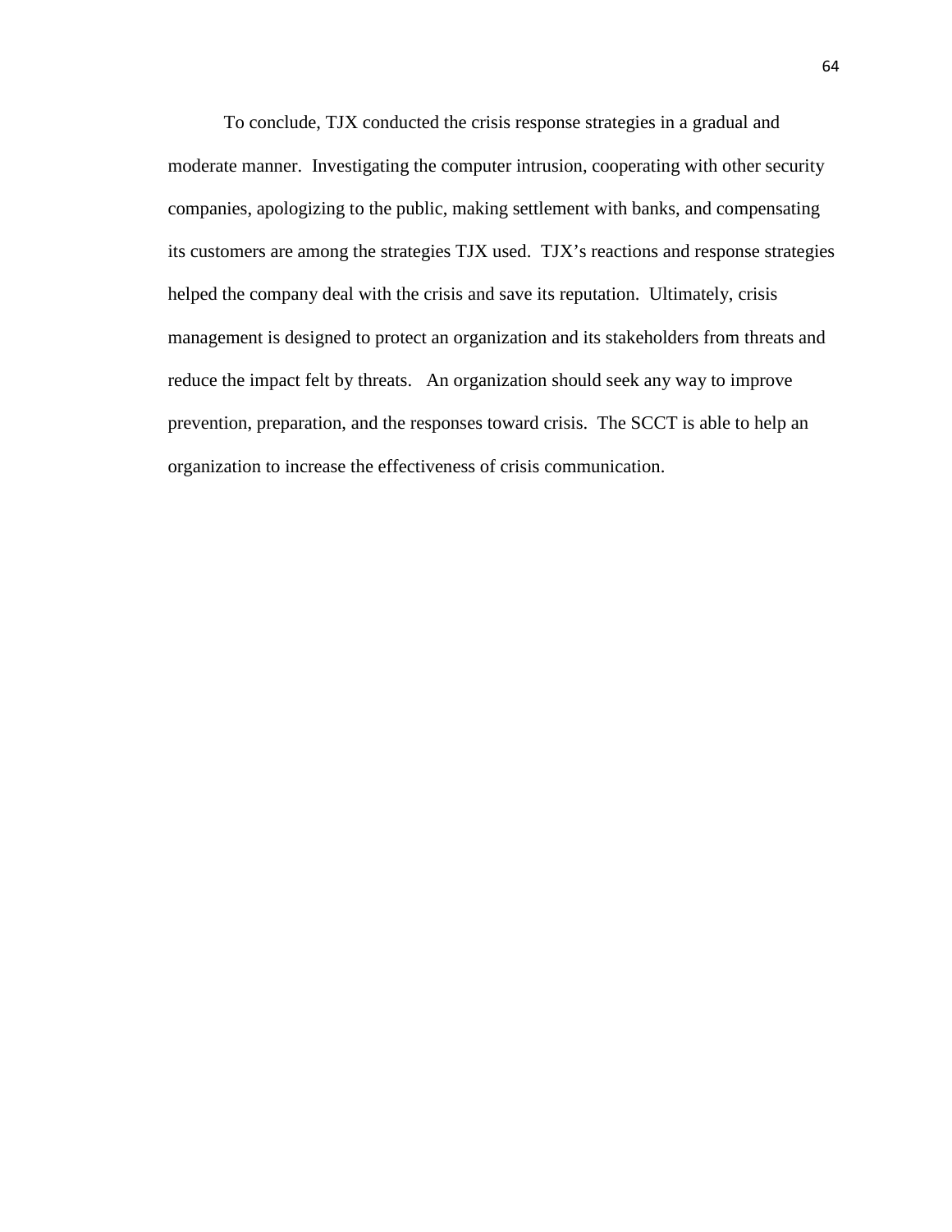To conclude, TJX conducted the crisis response strategies in a gradual and moderate manner. Investigating the computer intrusion, cooperating with other security companies, apologizing to the public, making settlement with banks, and compensating its customers are among the strategies TJX used. TJX's reactions and response strategies helped the company deal with the crisis and save its reputation. Ultimately, crisis management is designed to protect an organization and its stakeholders from threats and reduce the impact felt by threats. An organization should seek any way to improve prevention, preparation, and the responses toward crisis. The SCCT is able to help an organization to increase the effectiveness of crisis communication.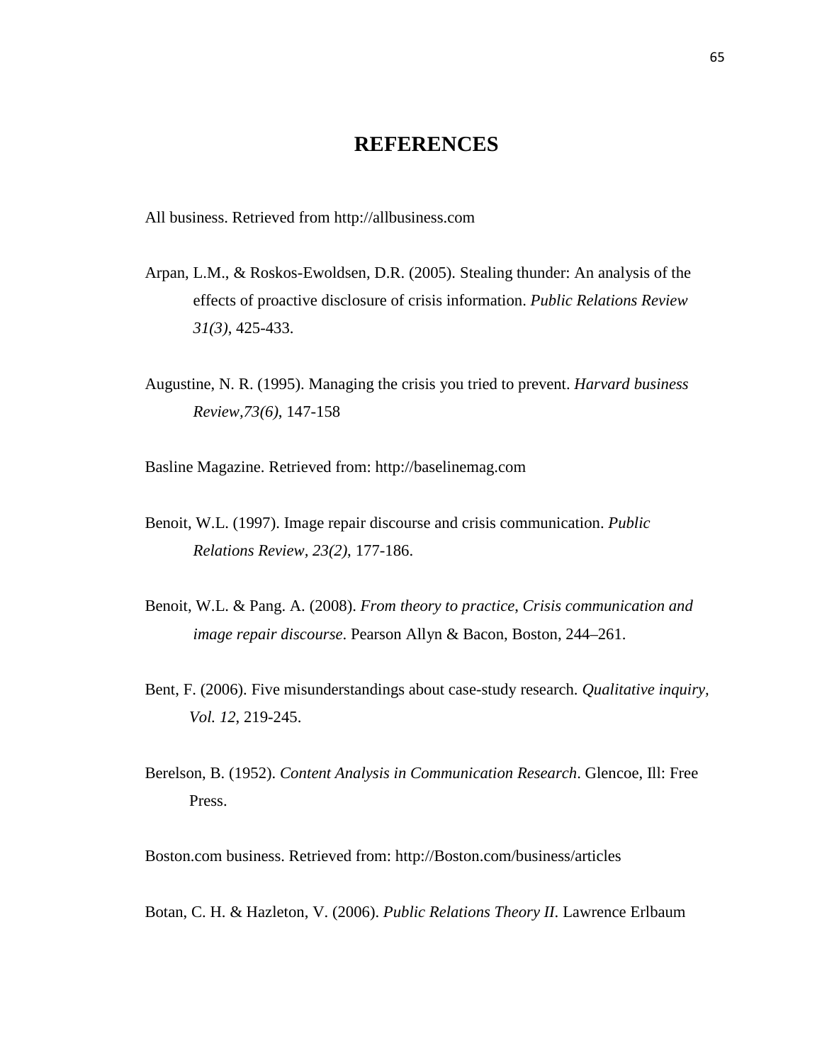# REFERENCES

All business. Retrieved from http://allbusiness.com

Arpan, L.M., & Roskos-Ewoldsen, D.R. (2005). Stealing thunder: An analysis of the effects of proactive disclosure of crisis information. *Public Relations Review 31(3)*, 425-433.

Augustine, N. R. (1995). Managing the crisis you tried to prevent. *Harvard business Review,73(6)*, 147-158

Basline Magazine. Retrieved from: http://baselinemag.com

Benoit, W.L. (1997). Image repair discourse and crisis communication. *Public Relations Review, 23(2)*, 177-186.

Benoit, W.L. & Pang. A. (2008). *From theory to practice, Crisis communication and image repair discourse*. Pearson Allyn & Bacon, Boston, 244–261.

Bent, F. (2006). Five misunderstandings about case-study research. *Qualitative inquiry, Vol. 12,* 219-245.

Berelson, B. (1952). *Content Analysis in Communication Research*. Glencoe, Ill: Free Press.

Boston.com business. Retrieved from: http://Boston.com/business/articles

Botan, C. H. & Hazleton, V. (2006). *Public Relations Theory II*. Lawrence Erlbaum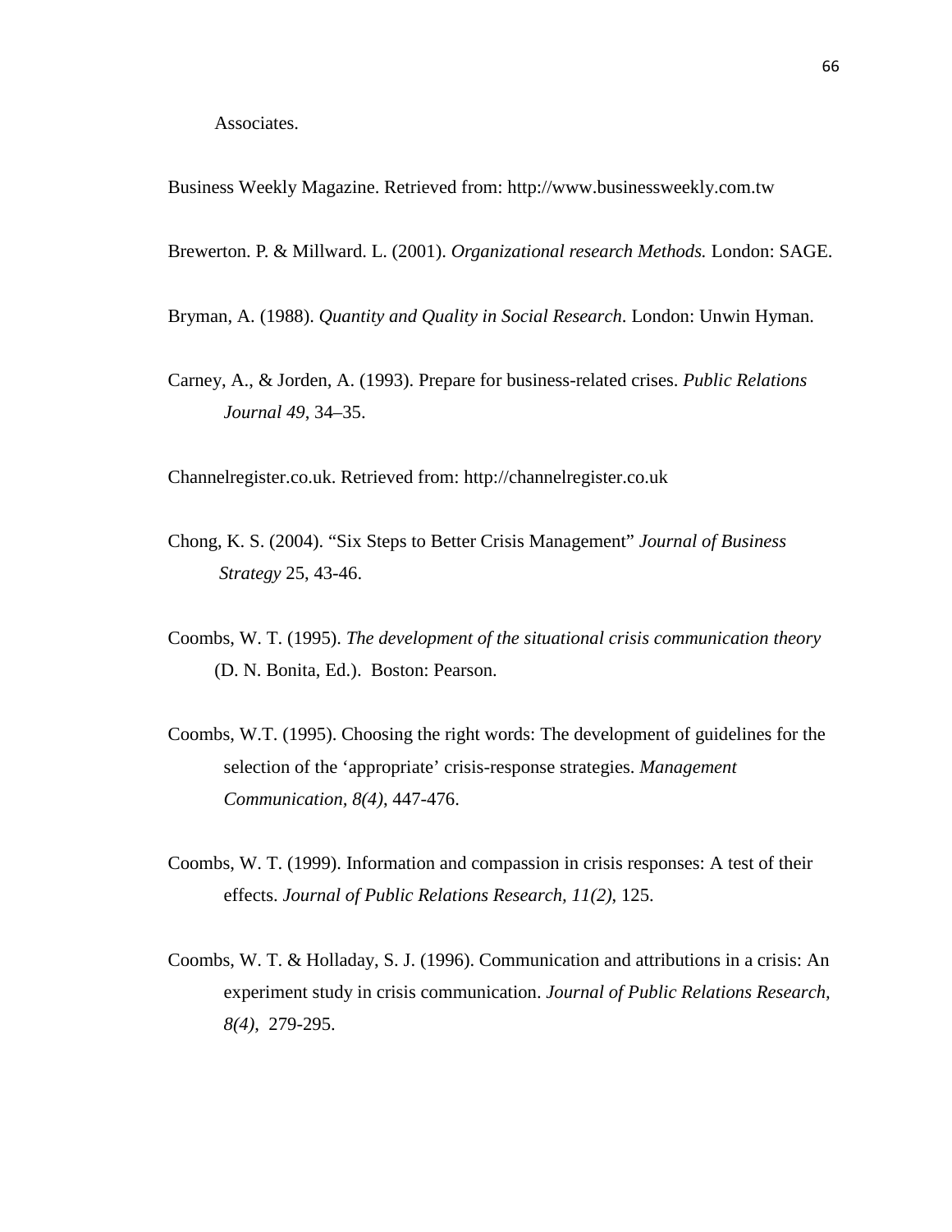Associates.

Business Weekly Magazine. Retrieved from: http://www.businessweekly.com.tw

Brewerton. P. & Millward. L. (2001). *Organizational research Methods.* London: SAGE.

Bryman, A. (1988). *Quantity and Quality in Social Research*. London: Unwin Hyman.

Carney, A., & Jorden, A. (1993). Prepare for business-related crises. *Public Relations Journal 49*, 34–35.

Channelregister.co.uk. Retrieved from: http://channelregister.co.uk

Chong, K. S. (2004). "Six Steps to Better Crisis Management" *Journal of Business Strategy* 25, 43-46.

Coombs, W. T. (1995). *The development of the situational crisis communication theory* (D. N. Bonita, Ed.). Boston: Pearson.

Coombs, W.T. (1995). Choosing the right words: The development of guidelines for the selection of the 'appropriate' crisis-response strategies. *Management Communication, 8(4)*, 447-476.

Coombs, W. T. (1999). Information and compassion in crisis responses: A test of their effects. *Journal of Public Relations Research, 11(2)*, 125.

Coombs, W. T. & Holladay, S. J. (1996). Communication and attributions in a crisis: An experiment study in crisis communication. *Journal of Public Relations Research, 8(4)*, 279-295.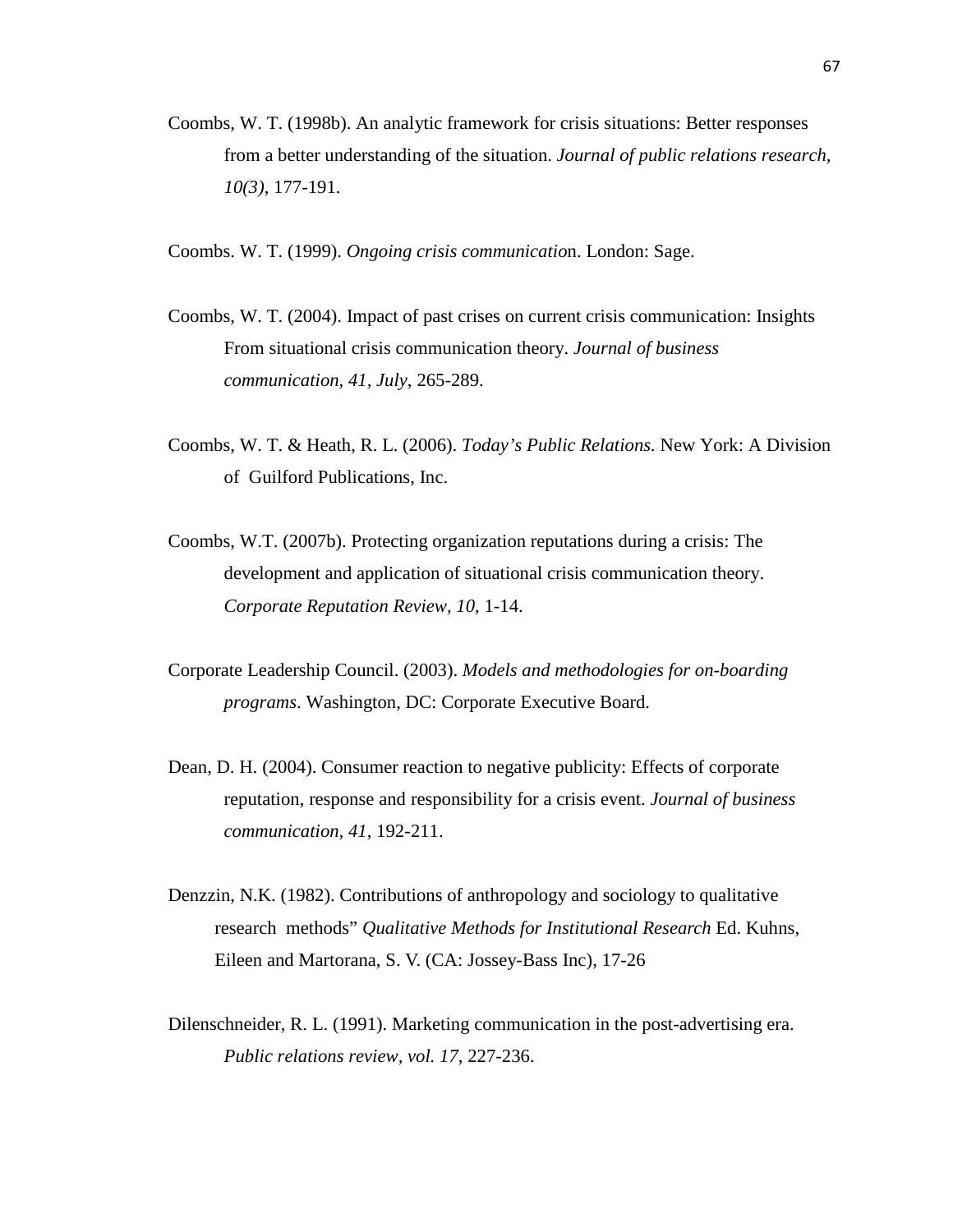Coombs, W. T. (1998b). An analytic framework for crisis situations: Better responses from a better understanding of the situation. *Journal of public relations research, 10(3)*, 177-191.

Coombs. W. T. (1999). *Ongoing crisis communicatio*n. London: Sage.

Coombs, W. T. (2004). Impact of past crises on current crisis communication: Insights From situational crisis communication theory. *Journal of business communication, 41, July*, 265-289.

Coombs, W. T. & Heath, R. L. (2006). *Today's Public Relations.* New York: A Division of Guilford Publications, Inc.

Coombs, W.T. (2007b). Protecting organization reputations during a crisis: The development and application of situational crisis communication theory. *Corporate Reputation Review, 10*, 1-14.

Corporate Leadership Council. (2003). *Models and methodologies for on-boarding programs*. Washington, DC: Corporate Executive Board.

Dean, D. H. (2004). Consumer reaction to negative publicity: Effects of corporate reputation, response and responsibility for a crisis event. *Journal of business communication, 41*, 192-211.

Denzzin, N.K. (1982). Contributions of anthropology and sociology to qualitative research methods" *Qualitative Methods for Institutional Research* Ed. Kuhns, Eileen and Martorana, S. V. (CA: Jossey-Bass Inc), 17-26

Dilenschneider, R. L. (1991). Marketing communication in the post-advertising era. *Public relations review, vol. 17*, 227-236.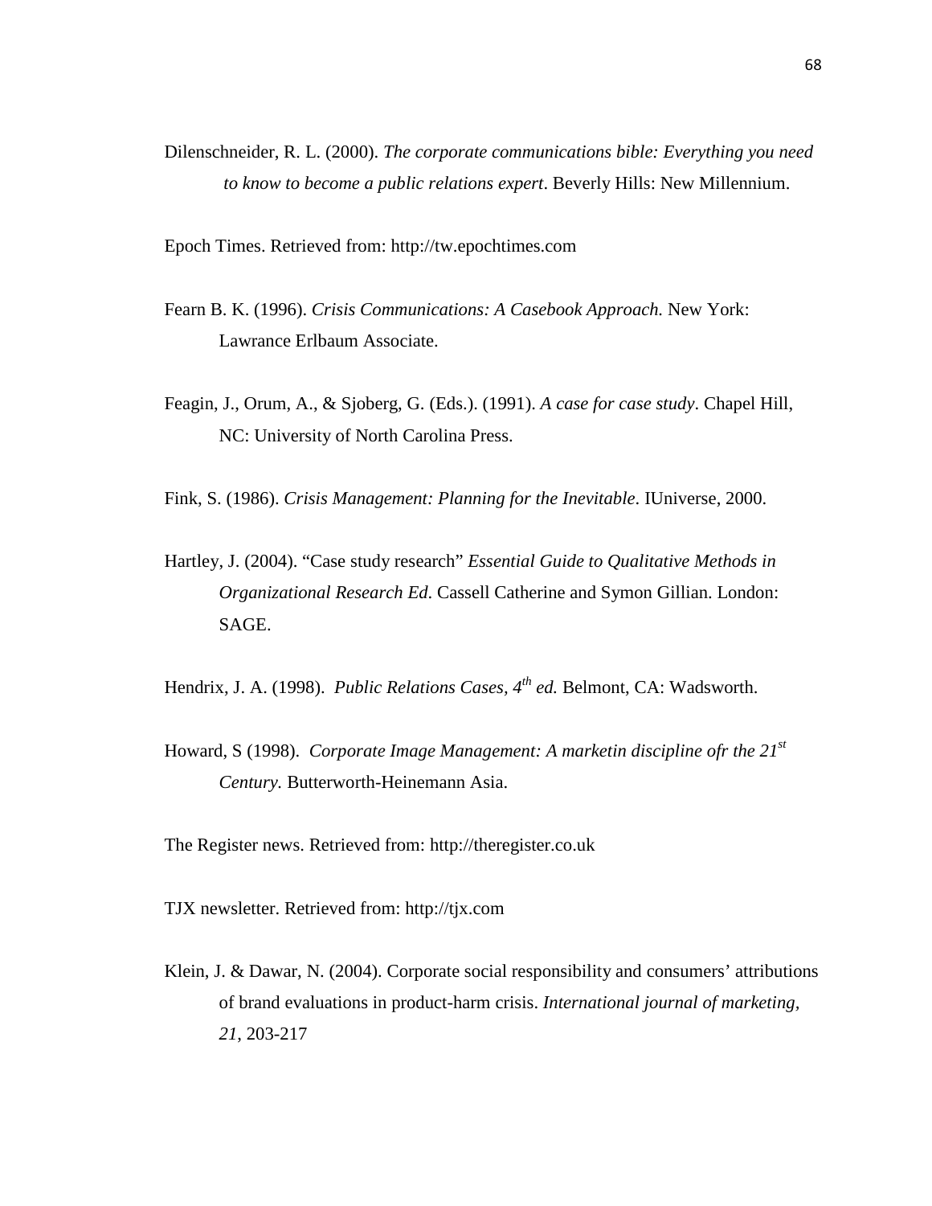Dilenschneider, R. L. (2000). *The corporate communications bible: Everything you need to know to become a public relations expert*. Beverly Hills: New Millennium.

Epoch Times. Retrieved from: http://tw.epochtimes.com

Fearn B. K. (1996). *Crisis Communications: A Casebook Approach.* New York: Lawrance Erlbaum Associate.

Feagin, J., Orum, A., & Sjoberg, G. (Eds.). (1991). *A case for case study*. Chapel Hill, NC: University of North Carolina Press.

Fink, S. (1986). *Crisis Management: Planning for the Inevitable*. IUniverse, 2000.

Hartley, J. (2004). "Case study research" *Essential Guide to Qualitative Methods in Organizational Research Ed*. Cassell Catherine and Symon Gillian. London: SAGE.

Hendrix, J. A. (1998). *Public Relations Cases, 4th ed.* Belmont, CA: Wadsworth.

Howard, S (1998). *Corporate Image Management: A marketin discipline ofr the 21st Century.* Butterworth-Heinemann Asia.

The Register news. Retrieved from: http://theregister.co.uk

TJX newsletter. Retrieved from: http://tjx.com

Klein, J. & Dawar, N. (2004). Corporate social responsibility and consumers' attributions of brand evaluations in product-harm crisis. *International journal of marketing, 21*, 203-217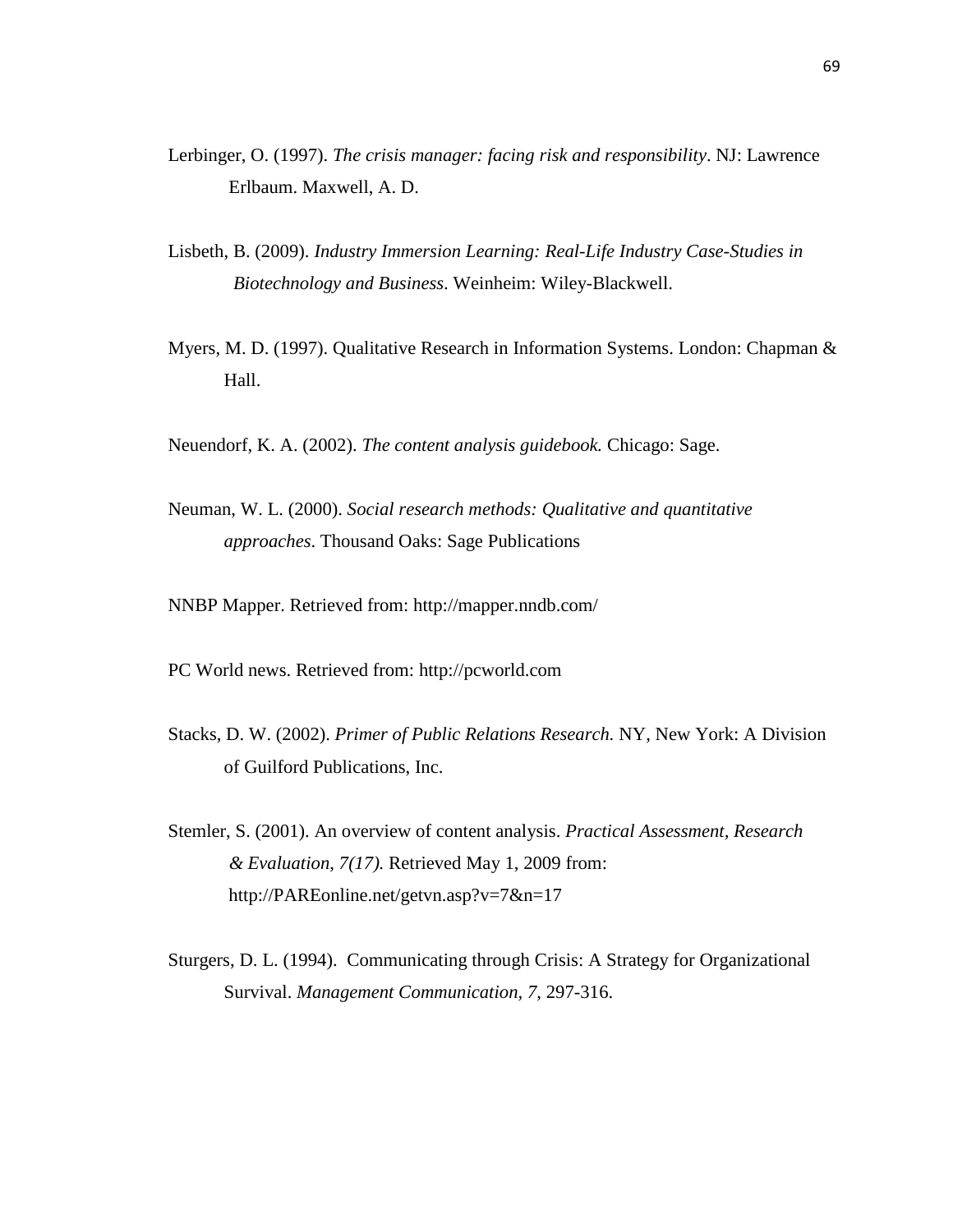Lerbinger, O. (1997). *The crisis manager: facing risk and responsibility*. NJ: Lawrence Erlbaum. Maxwell, A. D.

Lisbeth, B. (2009). *Industry Immersion Learning: Real-Life Industry Case-Studies in Biotechnology and Business*. Weinheim: Wiley-Blackwell.

Myers, M. D. (1997). Qualitative Research in Information Systems. London: Chapman & Hall.

Neuendorf, K. A. (2002). *The content analysis guidebook.* Chicago: Sage.

Neuman, W. L. (2000). *Social research methods: Qualitative and quantitative approaches*. Thousand Oaks: Sage Publications

NNBP Mapper. Retrieved from: http://mapper.nndb.com/

PC World news. Retrieved from: http://pcworld.com

Stacks, D. W. (2002). *Primer of Public Relations Research.* NY, New York: A Division of Guilford Publications, Inc.

Stemler, S. (2001). An overview of content analysis. *Practical Assessment, Research & Evaluation*, *7(17).* Retrieved May 1, 2009 from: http://PAREonline.net/getvn.asp?v=7&n=17

Sturgers, D. L. (1994). Communicating through Crisis: A Strategy for Organizational Survival. *Management Communication*, *7*, 297-316.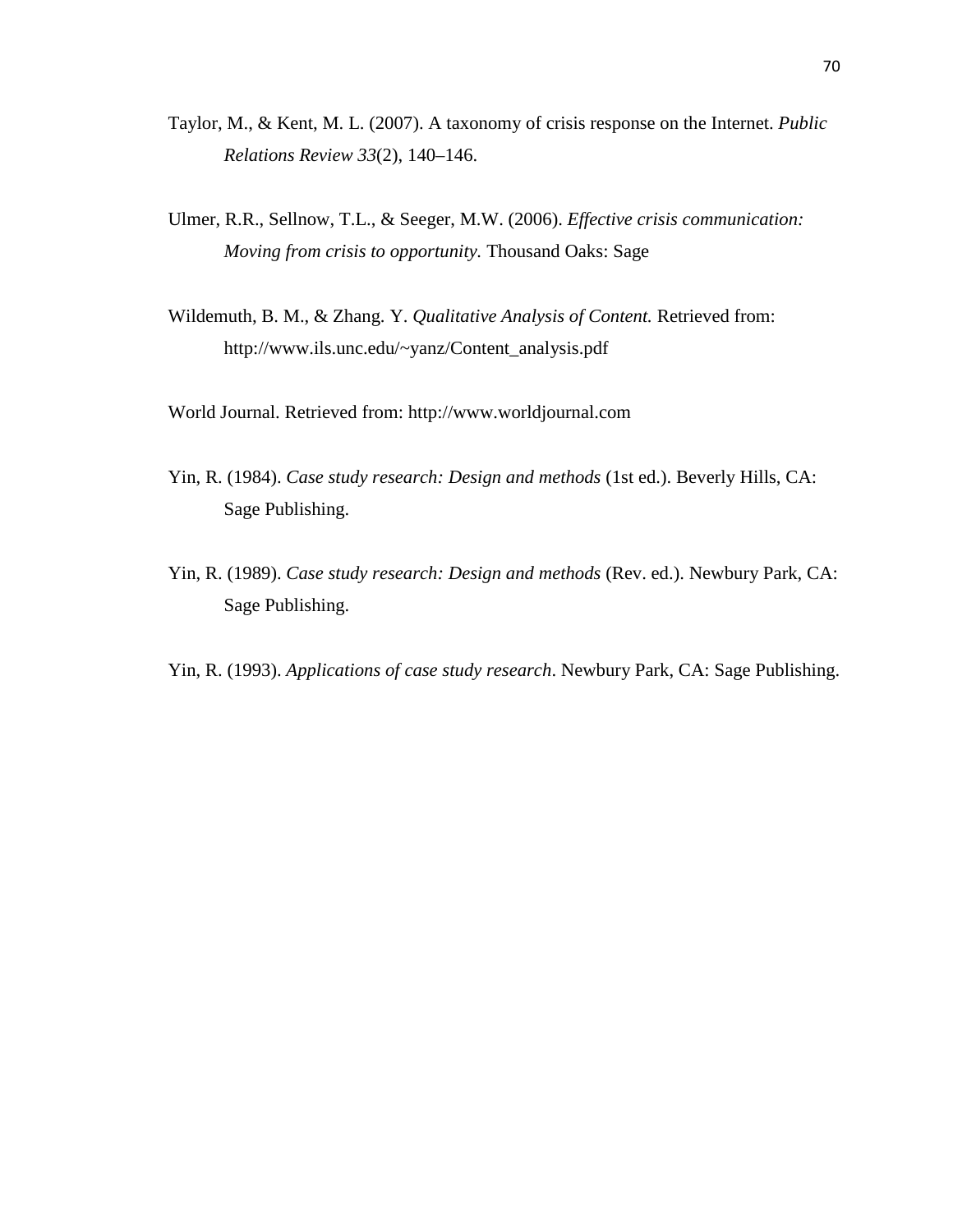Taylor, M., & Kent, M. L. (2007). A taxonomy of crisis response on the Internet. *Public Relations Review 33*(2), 140–146.

Ulmer, R.R., Sellnow, T.L., & Seeger, M.W. (2006). *Effective crisis communication: Moving from crisis to opportunity.* Thousand Oaks: Sage

Wildemuth, B. M., & Zhang. Y. *Qualitative Analysis of Content.* Retrieved from: http://www.ils.unc.edu/~yanz/Content_analysis.pdf

World Journal. Retrieved from: http://www.worldjournal.com

Yin, R. (1984). *Case study research: Design and methods* (1st ed.). Beverly Hills, CA: Sage Publishing.

Yin, R. (1989). *Case study research: Design and methods* (Rev. ed.). Newbury Park, CA: Sage Publishing.

Yin, R. (1993). *Applications of case study research*. Newbury Park, CA: Sage Publishing.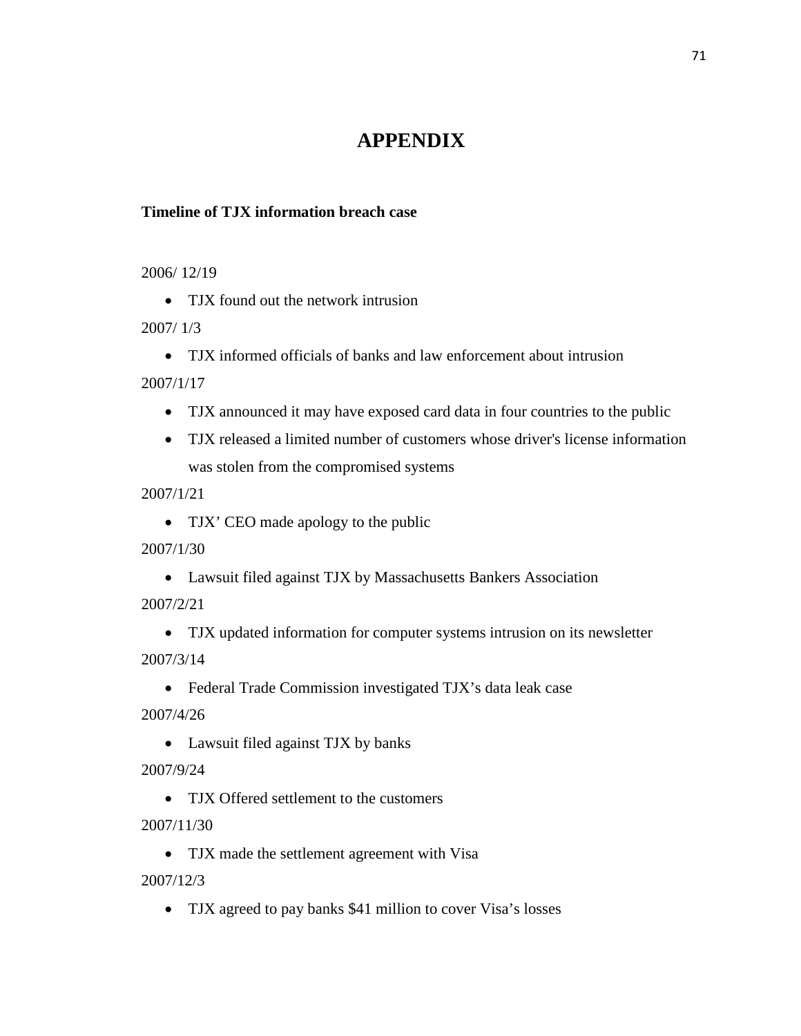# APPENDIX

**Timeline of TJX information breach case**

2006/ 12/19

- TJX found out the network intrusion

2007/ 1/3

- TJX informed officials of banks and law enforcement about intrusion

2007/1/17

- TJX announced it may have exposed card data in four countries to the public
- TJX released a limited number of customers whose driver's license information was stolen from the compromised systems

2007/1/21

- TJX' CEO made apology to the public

2007/1/30

- Lawsuit filed against TJX by Massachusetts Bankers Association

2007/2/21

- TJX updated information for computer systems intrusion on its newsletter

2007/3/14

- Federal Trade Commission investigated TJX's data leak case

2007/4/26

- Lawsuit filed against TJX by banks

2007/9/24

- TJX Offered settlement to the customers

2007/11/30

- TJX made the settlement agreement with Visa

2007/12/3

- TJX agreed to pay banks $41 million to cover Visa's losses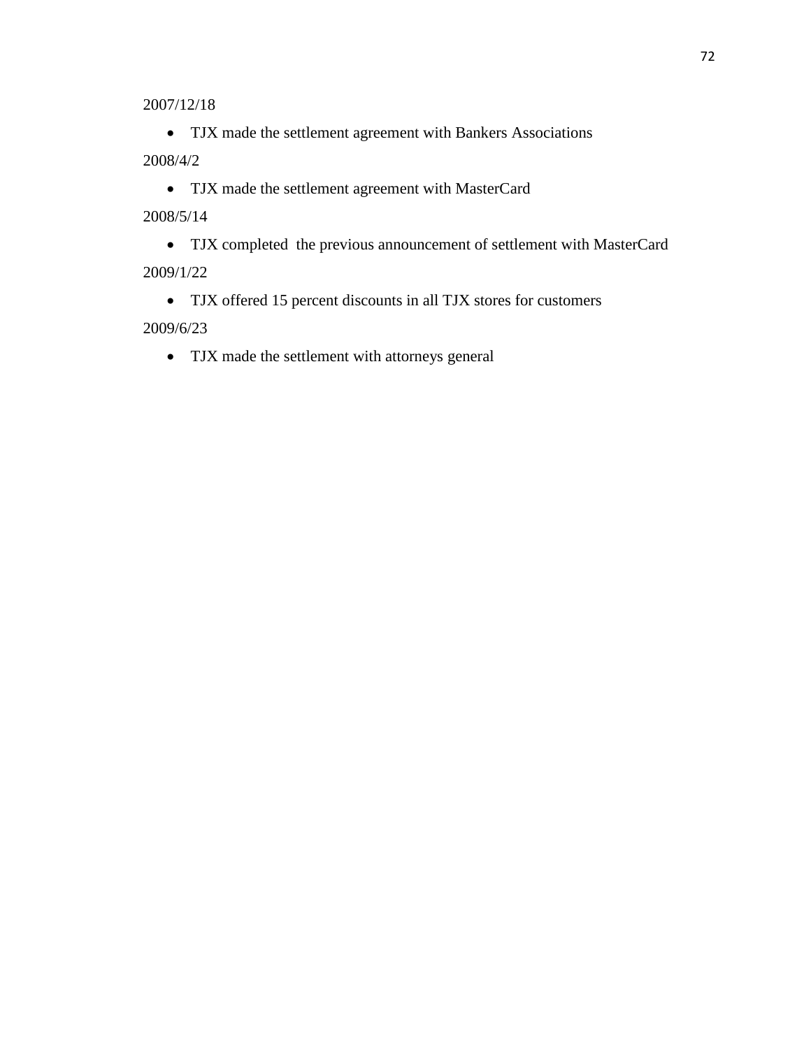2007/12/18

- TJX made the settlement agreement with Bankers Associations

2008/4/2

- TJX made the settlement agreement with MasterCard

2008/5/14

- TJX completed  the previous announcement of settlement with MasterCard

2009/1/22

- TJX offered 15 percent discounts in all TJX stores for customers

2009/6/23

- TJX made the settlement with attorneys general